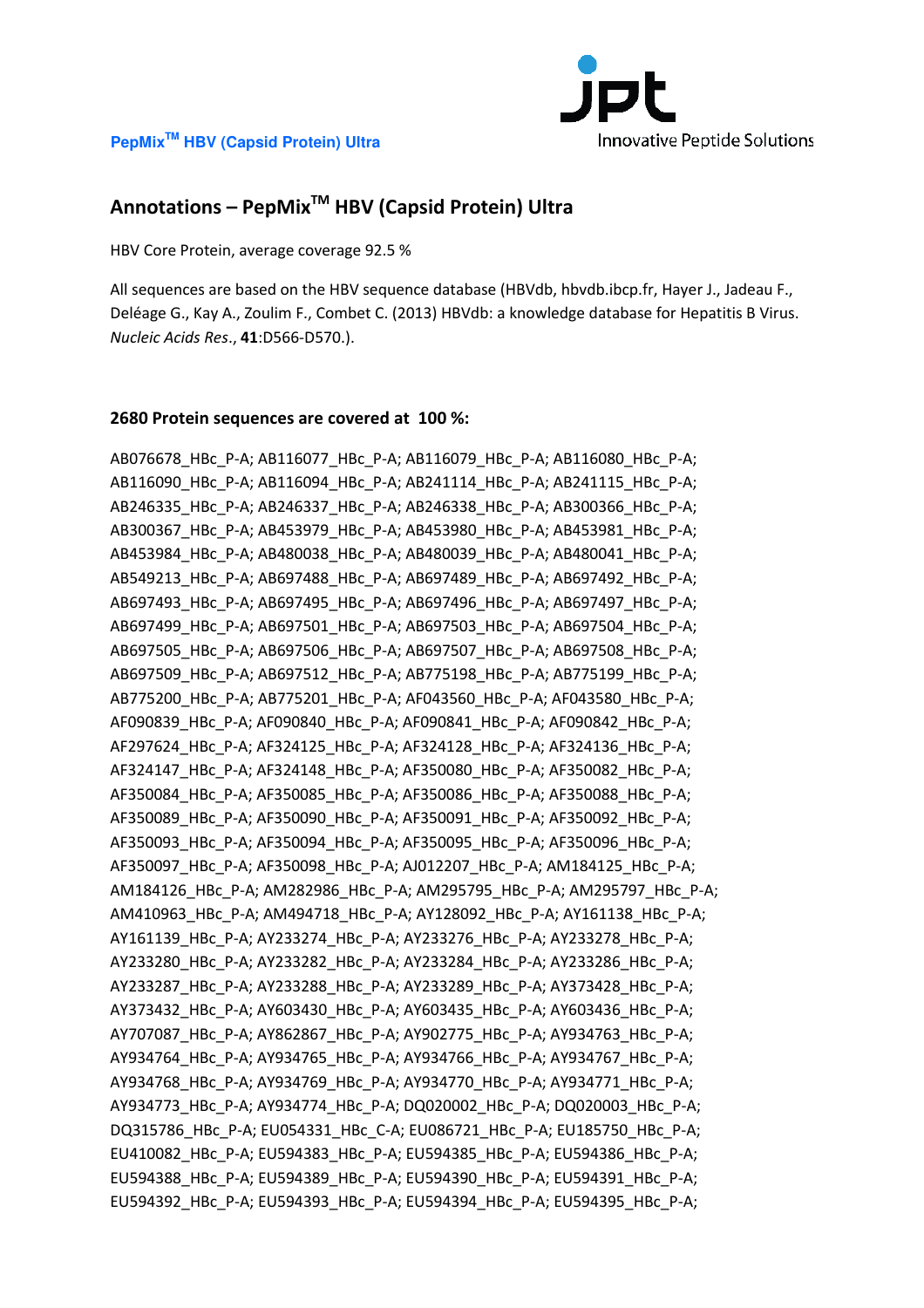PepMix™ HBV (Capsid Protein) Ultra

jpt Innovative Peptide Solutions

# Annotations – PepMix™ HBV (Capsid Protein) Ultra

HBV Core Protein, average coverage 92.5 %

All sequences are based on the HBV sequence database (HBVdb, hbvdb.ibcp.fr, Hayer J., Jadeau F., Deléage G., Kay A., Zoulim F., Combet C. (2013) HBVdb: a knowledge database for Hepatitis B Virus. *Nucleic Acids Res*., **41**:D566-D570.).

**2680 Protein sequences are covered at 100 %:**

AB076678_HBc_P-A; AB116077_HBc_P-A; AB116079_HBc_P-A; AB116080_HBc_P-A; AB116090_HBc_P-A; AB116094_HBc_P-A; AB241114_HBc_P-A; AB241115_HBc_P-A; AB246335_HBc_P-A; AB246337_HBc_P-A; AB246338_HBc_P-A; AB300366_HBc_P-A; AB300367_HBc_P-A; AB453979_HBc_P-A; AB453980_HBc_P-A; AB453981_HBc_P-A; AB453984_HBc_P-A; AB480038_HBc_P-A; AB480039_HBc_P-A; AB480041_HBc_P-A; AB549213_HBc_P-A; AB697488_HBc_P-A; AB697489_HBc_P-A; AB697492_HBc_P-A; AB697493_HBc_P-A; AB697495_HBc_P-A; AB697496_HBc_P-A; AB697497_HBc_P-A; AB697499_HBc_P-A; AB697501_HBc_P-A; AB697503_HBc_P-A; AB697504_HBc_P-A; AB697505_HBc_P-A; AB697506_HBc_P-A; AB697507_HBc_P-A; AB697508_HBc_P-A; AB697509_HBc_P-A; AB697512_HBc_P-A; AB775198_HBc_P-A; AB775199_HBc_P-A; AB775200_HBc_P-A; AB775201_HBc_P-A; AF043560_HBc_P-A; AF043580_HBc_P-A; AF090839_HBc_P-A; AF090840_HBc_P-A; AF090841_HBc_P-A; AF090842_HBc_P-A; AF297624_HBc_P-A; AF324125_HBc_P-A; AF324128_HBc_P-A; AF324136_HBc_P-A; AF324147_HBc_P-A; AF324148_HBc_P-A; AF350080_HBc_P-A; AF350082_HBc_P-A; AF350084_HBc_P-A; AF350085_HBc_P-A; AF350086_HBc_P-A; AF350088_HBc_P-A; AF350089_HBc_P-A; AF350090_HBc_P-A; AF350091_HBc_P-A; AF350092_HBc_P-A; AF350093_HBc_P-A; AF350094_HBc_P-A; AF350095_HBc_P-A; AF350096_HBc_P-A; AF350097_HBc_P-A; AF350098_HBc_P-A; AJ012207_HBc_P-A; AM184125_HBc_P-A; AM184126_HBc_P-A; AM282986_HBc_P-A; AM295795_HBc_P-A; AM295797_HBc_P-A; AM410963_HBc_P-A; AM494718_HBc_P-A; AY128092_HBc_P-A; AY161138_HBc_P-A; AY161139_HBc_P-A; AY233274_HBc_P-A; AY233276_HBc_P-A; AY233278_HBc_P-A; AY233280_HBc_P-A; AY233282_HBc_P-A; AY233284_HBc_P-A; AY233286_HBc_P-A; AY233287_HBc_P-A; AY233288_HBc_P-A; AY233289_HBc_P-A; AY373428_HBc_P-A; AY373432_HBc_P-A; AY603430_HBc_P-A; AY603435_HBc_P-A; AY603436_HBc_P-A; AY707087_HBc_P-A; AY862867_HBc_P-A; AY902775_HBc_P-A; AY934763_HBc_P-A; AY934764_HBc_P-A; AY934765_HBc_P-A; AY934766_HBc_P-A; AY934767_HBc_P-A; AY934768_HBc_P-A; AY934769_HBc_P-A; AY934770_HBc_P-A; AY934771_HBc_P-A; AY934773_HBc_P-A; AY934774_HBc_P-A; DQ020002_HBc_P-A; DQ020003_HBc_P-A; DQ315786_HBc_P-A; EU054331_HBc_C-A; EU086721_HBc_P-A; EU185750_HBc_P-A; EU410082_HBc_P-A; EU594383_HBc_P-A; EU594385_HBc_P-A; EU594386_HBc_P-A; EU594388_HBc_P-A; EU594389_HBc_P-A; EU594390_HBc_P-A; EU594391_HBc_P-A; EU594392_HBc_P-A; EU594393_HBc_P-A; EU594394_HBc_P-A; EU594395_HBc_P-A;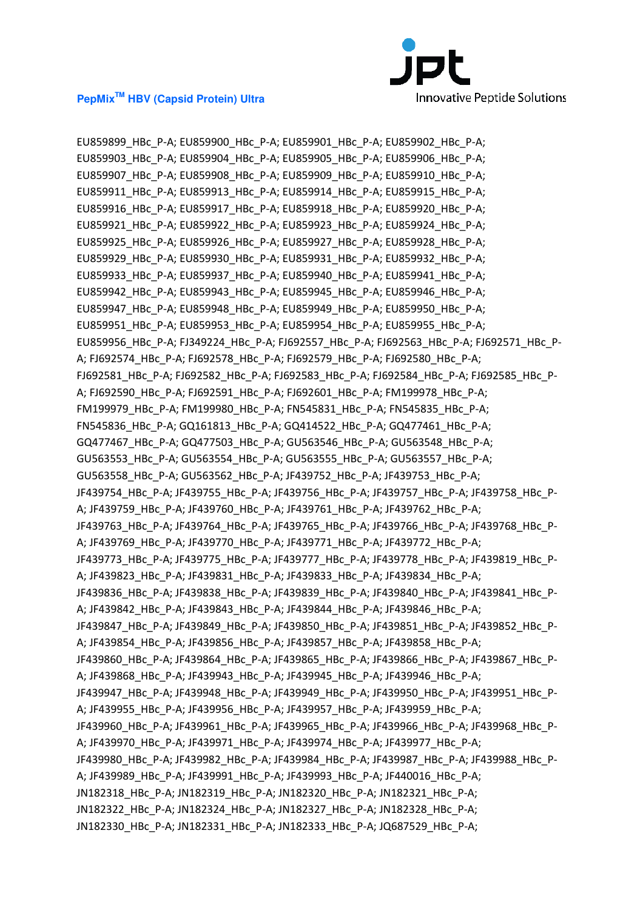EU859899_HBc_P-A; EU859900_HBc_P-A; EU859901_HBc_P-A; EU859902_HBc_P-A; EU859903_HBc_P-A; EU859904_HBc_P-A; EU859905_HBc_P-A; EU859906_HBc_P-A; EU859907_HBc_P-A; EU859908_HBc_P-A; EU859909_HBc_P-A; EU859910_HBc_P-A; EU859911_HBc_P-A; EU859913_HBc_P-A; EU859914_HBc_P-A; EU859915_HBc_P-A; EU859916_HBc_P-A; EU859917_HBc_P-A; EU859918_HBc_P-A; EU859920_HBc_P-A; EU859921_HBc_P-A; EU859922_HBc_P-A; EU859923_HBc_P-A; EU859924_HBc_P-A; EU859925_HBc_P-A; EU859926_HBc_P-A; EU859927_HBc_P-A; EU859928_HBc_P-A; EU859929_HBc_P-A; EU859930_HBc_P-A; EU859931_HBc_P-A; EU859932_HBc_P-A; EU859933_HBc_P-A; EU859937_HBc_P-A; EU859940_HBc_P-A; EU859941_HBc_P-A; EU859942_HBc_P-A; EU859943_HBc_P-A; EU859945_HBc_P-A; EU859946_HBc_P-A; EU859947_HBc_P-A; EU859948_HBc_P-A; EU859949_HBc_P-A; EU859950_HBc_P-A; EU859951_HBc_P-A; EU859953_HBc_P-A; EU859954_HBc_P-A; EU859955_HBc_P-A; EU859956_HBc_P-A; FJ349224_HBc_P-A; FJ692557_HBc_P-A; FJ692563_HBc_P-A; FJ692571_HBc_P-A; FJ692574_HBc_P-A; FJ692578_HBc_P-A; FJ692579_HBc_P-A; FJ692580_HBc_P-A; FJ692581_HBc_P-A; FJ692582_HBc_P-A; FJ692583_HBc_P-A; FJ692584_HBc_P-A; FJ692585_HBc_P-A; FJ692590_HBc_P-A; FJ692591_HBc_P-A; FJ692601_HBc_P-A; FM199978_HBc_P-A; FM199979_HBc_P-A; FM199980_HBc_P-A; FN545831_HBc_P-A; FN545835_HBc_P-A; FN545836_HBc_P-A; GQ161813_HBc_P-A; GQ414522_HBc_P-A; GQ477461_HBc_P-A; GQ477467_HBc_P-A; GQ477503_HBc_P-A; GU563546_HBc_P-A; GU563548_HBc_P-A; GU563553_HBc_P-A; GU563554_HBc_P-A; GU563555_HBc_P-A; GU563557_HBc_P-A; GU563558_HBc_P-A; GU563562_HBc_P-A; JF439752_HBc_P-A; JF439753_HBc_P-A; JF439754_HBc_P-A; JF439755_HBc_P-A; JF439756_HBc_P-A; JF439757_HBc_P-A; JF439758_HBc_P-A; JF439759_HBc_P-A; JF439760_HBc_P-A; JF439761_HBc_P-A; JF439762_HBc_P-A; JF439763_HBc_P-A; JF439764_HBc_P-A; JF439765_HBc_P-A; JF439766_HBc_P-A; JF439768_HBc_P-A; JF439769_HBc_P-A; JF439770_HBc_P-A; JF439771_HBc_P-A; JF439772_HBc_P-A; JF439773_HBc_P-A; JF439775_HBc_P-A; JF439777_HBc_P-A; JF439778_HBc_P-A; JF439819_HBc_P-A; JF439823_HBc_P-A; JF439831_HBc_P-A; JF439833_HBc_P-A; JF439834_HBc_P-A; JF439836_HBc_P-A; JF439838_HBc_P-A; JF439839_HBc_P-A; JF439840_HBc_P-A; JF439841_HBc_P-A; JF439842_HBc_P-A; JF439843_HBc_P-A; JF439844_HBc_P-A; JF439846_HBc_P-A; JF439847_HBc_P-A; JF439849_HBc_P-A; JF439850_HBc_P-A; JF439851_HBc_P-A; JF439852_HBc_P-A; JF439854_HBc_P-A; JF439856_HBc_P-A; JF439857_HBc_P-A; JF439858_HBc_P-A; JF439860_HBc_P-A; JF439864_HBc_P-A; JF439865_HBc_P-A; JF439866_HBc_P-A; JF439867_HBc_P-A; JF439868_HBc_P-A; JF439943_HBc_P-A; JF439945_HBc_P-A; JF439946_HBc_P-A; JF439947_HBc_P-A; JF439948_HBc_P-A; JF439949_HBc_P-A; JF439950_HBc_P-A; JF439951_HBc_P-A; JF439955_HBc_P-A; JF439956_HBc_P-A; JF439957_HBc_P-A; JF439959_HBc_P-A; JF439960_HBc_P-A; JF439961_HBc_P-A; JF439965_HBc_P-A; JF439966_HBc_P-A; JF439968_HBc_P-A; JF439970_HBc_P-A; JF439971_HBc_P-A; JF439974_HBc_P-A; JF439977_HBc_P-A; JF439980_HBc_P-A; JF439982_HBc_P-A; JF439984_HBc_P-A; JF439987_HBc_P-A; JF439988_HBc_P-A; JF439989_HBc_P-A; JF439991_HBc_P-A; JF439993_HBc_P-A; JF440016_HBc_P-A; JN182318_HBc_P-A; JN182319_HBc_P-A; JN182320_HBc_P-A; JN182321_HBc_P-A; JN182322_HBc_P-A; JN182324_HBc_P-A; JN182327_HBc_P-A; JN182328_HBc_P-A; JN182330_HBc_P-A; JN182331_HBc_P-A; JN182333_HBc_P-A; JQ687529_HBc_P-A;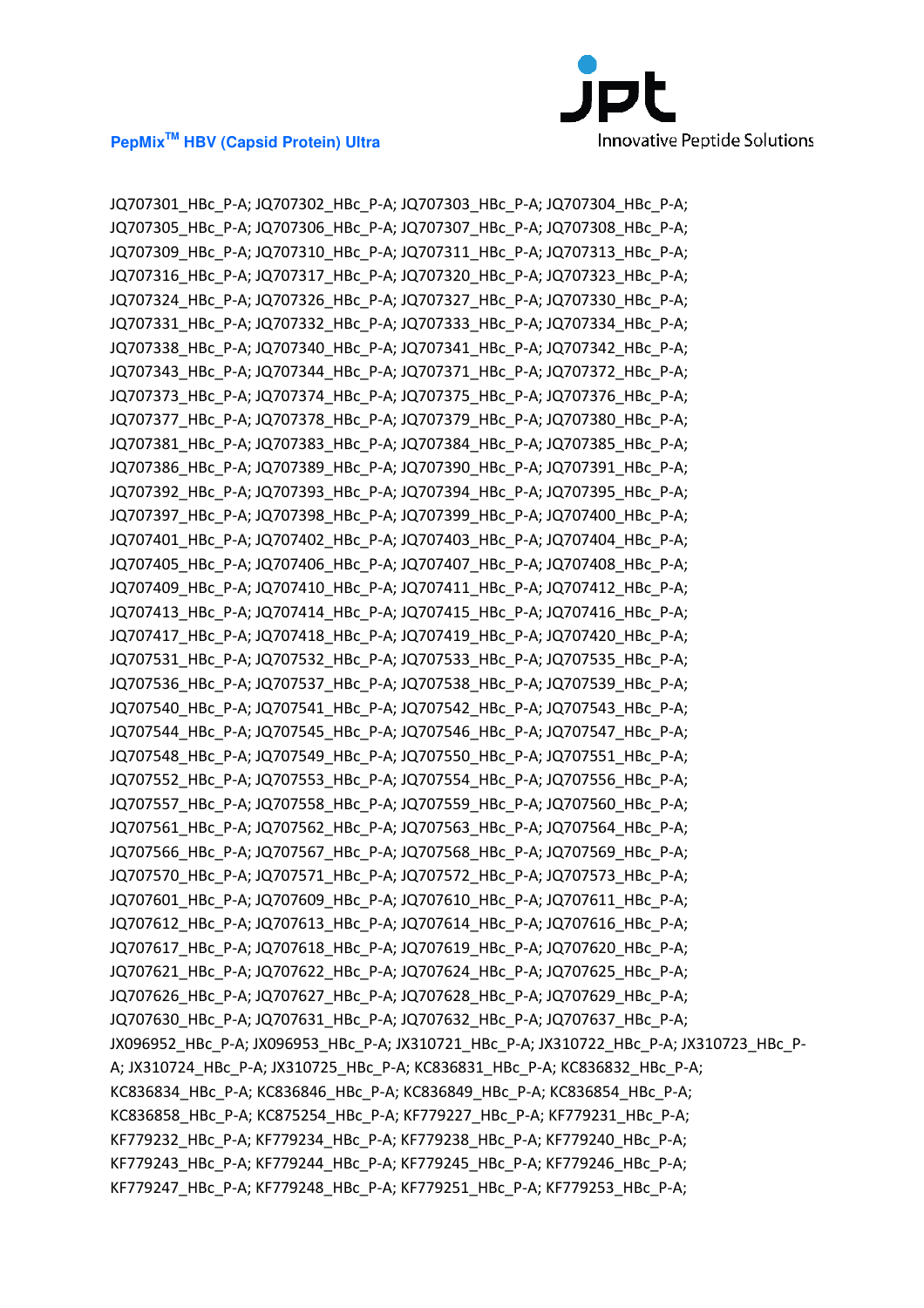JQ707301_HBc_P-A; JQ707302_HBc_P-A; JQ707303_HBc_P-A; JQ707304_HBc_P-A; JQ707305_HBc_P-A; JQ707306_HBc_P-A; JQ707307_HBc_P-A; JQ707308_HBc_P-A; JQ707309_HBc_P-A; JQ707310_HBc_P-A; JQ707311_HBc_P-A; JQ707313_HBc_P-A; JQ707316_HBc_P-A; JQ707317_HBc_P-A; JQ707320_HBc_P-A; JQ707323_HBc_P-A; JQ707324_HBc_P-A; JQ707326_HBc_P-A; JQ707327_HBc_P-A; JQ707330_HBc_P-A; JQ707331_HBc_P-A; JQ707332_HBc_P-A; JQ707333_HBc_P-A; JQ707334_HBc_P-A; JQ707338_HBc_P-A; JQ707340_HBc_P-A; JQ707341_HBc_P-A; JQ707342_HBc_P-A; JQ707343_HBc_P-A; JQ707344_HBc_P-A; JQ707371_HBc_P-A; JQ707372_HBc_P-A; JQ707373_HBc_P-A; JQ707374_HBc_P-A; JQ707375_HBc_P-A; JQ707376_HBc_P-A; JQ707377_HBc_P-A; JQ707378_HBc_P-A; JQ707379_HBc_P-A; JQ707380_HBc_P-A; JQ707381_HBc_P-A; JQ707383_HBc_P-A; JQ707384_HBc_P-A; JQ707385_HBc_P-A; JQ707386_HBc_P-A; JQ707389_HBc_P-A; JQ707390_HBc_P-A; JQ707391_HBc_P-A; JQ707392_HBc_P-A; JQ707393_HBc_P-A; JQ707394_HBc_P-A; JQ707395_HBc_P-A; JQ707397_HBc_P-A; JQ707398_HBc_P-A; JQ707399_HBc_P-A; JQ707400_HBc_P-A; JQ707401_HBc_P-A; JQ707402_HBc_P-A; JQ707403_HBc_P-A; JQ707404_HBc_P-A; JQ707405_HBc_P-A; JQ707406_HBc_P-A; JQ707407_HBc_P-A; JQ707408_HBc_P-A; JQ707409_HBc_P-A; JQ707410_HBc_P-A; JQ707411_HBc_P-A; JQ707412_HBc_P-A; JQ707413_HBc_P-A; JQ707414_HBc_P-A; JQ707415_HBc_P-A; JQ707416_HBc_P-A; JQ707417_HBc_P-A; JQ707418_HBc_P-A; JQ707419_HBc_P-A; JQ707420_HBc_P-A; JQ707531_HBc_P-A; JQ707532_HBc_P-A; JQ707533_HBc_P-A; JQ707535_HBc_P-A; JQ707536_HBc_P-A; JQ707537_HBc_P-A; JQ707538_HBc_P-A; JQ707539_HBc_P-A; JQ707540_HBc_P-A; JQ707541_HBc_P-A; JQ707542_HBc_P-A; JQ707543_HBc_P-A; JQ707544_HBc_P-A; JQ707545_HBc_P-A; JQ707546_HBc_P-A; JQ707547_HBc_P-A; JQ707548_HBc_P-A; JQ707549_HBc_P-A; JQ707550_HBc_P-A; JQ707551_HBc_P-A; JQ707552_HBc_P-A; JQ707553_HBc_P-A; JQ707554_HBc_P-A; JQ707556_HBc_P-A; JQ707557_HBc_P-A; JQ707558_HBc_P-A; JQ707559_HBc_P-A; JQ707560_HBc_P-A; JQ707561_HBc_P-A; JQ707562_HBc_P-A; JQ707563_HBc_P-A; JQ707564_HBc_P-A; JQ707566_HBc_P-A; JQ707567_HBc_P-A; JQ707568_HBc_P-A; JQ707569_HBc_P-A; JQ707570_HBc_P-A; JQ707571_HBc_P-A; JQ707572_HBc_P-A; JQ707573_HBc_P-A; JQ707601_HBc_P-A; JQ707609_HBc_P-A; JQ707610_HBc_P-A; JQ707611_HBc_P-A; JQ707612_HBc_P-A; JQ707613_HBc_P-A; JQ707614_HBc_P-A; JQ707616_HBc_P-A; JQ707617_HBc_P-A; JQ707618_HBc_P-A; JQ707619_HBc_P-A; JQ707620_HBc_P-A; JQ707621_HBc_P-A; JQ707622_HBc_P-A; JQ707624_HBc_P-A; JQ707625_HBc_P-A; JQ707626_HBc_P-A; JQ707627_HBc_P-A; JQ707628_HBc_P-A; JQ707629_HBc_P-A; JQ707630_HBc_P-A; JQ707631_HBc_P-A; JQ707632_HBc_P-A; JQ707637_HBc_P-A; JX096952_HBc_P-A; JX096953_HBc_P-A; JX310721_HBc_P-A; JX310722_HBc_P-A; JX310723_HBc_P-A; JX310724_HBc_P-A; JX310725_HBc_P-A; KC836831_HBc_P-A; KC836832_HBc_P-A; KC836834_HBc_P-A; KC836846_HBc_P-A; KC836849_HBc_P-A; KC836854_HBc_P-A; KC836858_HBc_P-A; KC875254_HBc_P-A; KF779227_HBc_P-A; KF779231_HBc_P-A; KF779232_HBc_P-A; KF779234_HBc_P-A; KF779238_HBc_P-A; KF779240_HBc_P-A; KF779243_HBc_P-A; KF779244_HBc_P-A; KF779245_HBc_P-A; KF779246_HBc_P-A; KF779247_HBc_P-A; KF779248_HBc_P-A; KF779251_HBc_P-A; KF779253_HBc_P-A;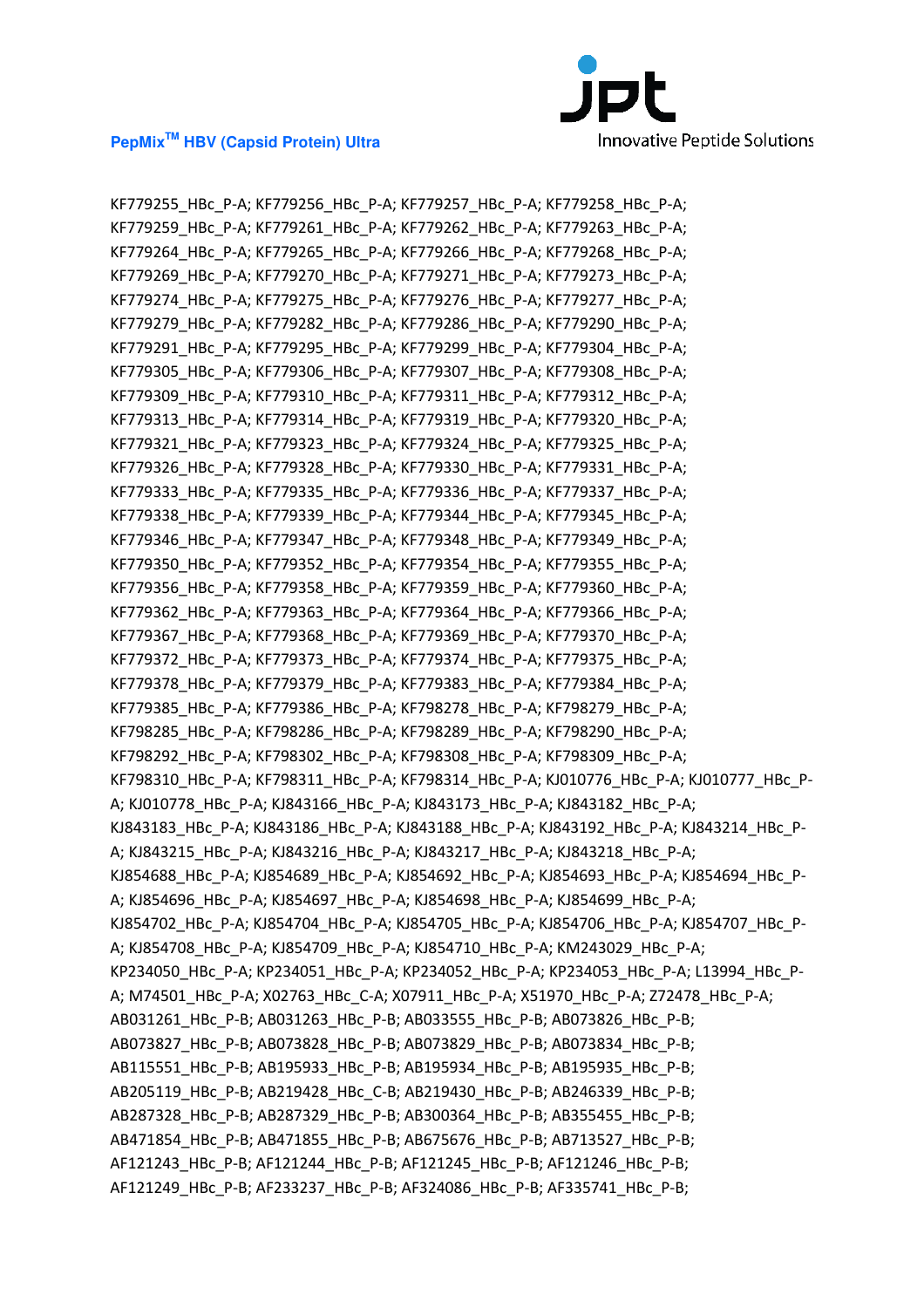KF779255_HBc_P-A; KF779256_HBc_P-A; KF779257_HBc_P-A; KF779258_HBc_P-A; KF779259_HBc_P-A; KF779261_HBc_P-A; KF779262_HBc_P-A; KF779263_HBc_P-A; KF779264_HBc_P-A; KF779265_HBc_P-A; KF779266_HBc_P-A; KF779268_HBc_P-A; KF779269_HBc_P-A; KF779270_HBc_P-A; KF779271_HBc_P-A; KF779273_HBc_P-A; KF779274_HBc_P-A; KF779275_HBc_P-A; KF779276_HBc_P-A; KF779277_HBc_P-A; KF779279_HBc_P-A; KF779282_HBc_P-A; KF779286_HBc_P-A; KF779290_HBc_P-A; KF779291_HBc_P-A; KF779295_HBc_P-A; KF779299_HBc_P-A; KF779304_HBc_P-A; KF779305_HBc_P-A; KF779306_HBc_P-A; KF779307_HBc_P-A; KF779308_HBc_P-A; KF779309_HBc_P-A; KF779310_HBc_P-A; KF779311_HBc_P-A; KF779312_HBc_P-A; KF779313_HBc_P-A; KF779314_HBc_P-A; KF779319_HBc_P-A; KF779320_HBc_P-A; KF779321_HBc_P-A; KF779323_HBc_P-A; KF779324_HBc_P-A; KF779325_HBc_P-A; KF779326_HBc_P-A; KF779328_HBc_P-A; KF779330_HBc_P-A; KF779331_HBc_P-A; KF779333_HBc_P-A; KF779335_HBc_P-A; KF779336_HBc_P-A; KF779337_HBc_P-A; KF779338_HBc_P-A; KF779339_HBc_P-A; KF779344_HBc_P-A; KF779345_HBc_P-A; KF779346_HBc_P-A; KF779347_HBc_P-A; KF779348_HBc_P-A; KF779349_HBc_P-A; KF779350_HBc_P-A; KF779352_HBc_P-A; KF779354_HBc_P-A; KF779355_HBc_P-A; KF779356_HBc_P-A; KF779358_HBc_P-A; KF779359_HBc_P-A; KF779360_HBc_P-A; KF779362_HBc_P-A; KF779363_HBc_P-A; KF779364_HBc_P-A; KF779366_HBc_P-A; KF779367_HBc_P-A; KF779368_HBc_P-A; KF779369_HBc_P-A; KF779370_HBc_P-A; KF779372_HBc_P-A; KF779373_HBc_P-A; KF779374_HBc_P-A; KF779375_HBc_P-A; KF779378_HBc_P-A; KF779379_HBc_P-A; KF779383_HBc_P-A; KF779384_HBc_P-A; KF779385_HBc_P-A; KF779386_HBc_P-A; KF798278_HBc_P-A; KF798279_HBc_P-A; KF798285_HBc_P-A; KF798286_HBc_P-A; KF798289_HBc_P-A; KF798290_HBc_P-A; KF798292_HBc_P-A; KF798302_HBc_P-A; KF798308_HBc_P-A; KF798309_HBc_P-A; KF798310_HBc_P-A; KF798311_HBc_P-A; KF798314_HBc_P-A; KJ010776_HBc_P-A; KJ010777_HBc_P-A; KJ010778_HBc_P-A; KJ843166_HBc_P-A; KJ843173_HBc_P-A; KJ843182_HBc_P-A; KJ843183_HBc_P-A; KJ843186_HBc_P-A; KJ843188_HBc_P-A; KJ843192_HBc_P-A; KJ843214_HBc_P-A; KJ843215_HBc_P-A; KJ843216_HBc_P-A; KJ843217_HBc_P-A; KJ843218_HBc_P-A; KJ854688_HBc_P-A; KJ854689_HBc_P-A; KJ854692_HBc_P-A; KJ854693_HBc_P-A; KJ854694_HBc_P-A; KJ854696_HBc_P-A; KJ854697_HBc_P-A; KJ854698_HBc_P-A; KJ854699_HBc_P-A; KJ854702_HBc_P-A; KJ854704_HBc_P-A; KJ854705_HBc_P-A; KJ854706_HBc_P-A; KJ854707_HBc_P-A; KJ854708_HBc_P-A; KJ854709_HBc_P-A; KJ854710_HBc_P-A; KM243029_HBc_P-A; KP234050_HBc_P-A; KP234051_HBc_P-A; KP234052_HBc_P-A; KP234053_HBc_P-A; L13994_HBc_P-A; M74501_HBc_P-A; X02763_HBc_C-A; X07911_HBc_P-A; X51970_HBc_P-A; Z72478_HBc_P-A; AB031261_HBc_P-B; AB031263_HBc_P-B; AB033555_HBc_P-B; AB073826_HBc_P-B; AB073827_HBc_P-B; AB073828_HBc_P-B; AB073829_HBc_P-B; AB073834_HBc_P-B; AB115551_HBc_P-B; AB195933_HBc_P-B; AB195934_HBc_P-B; AB195935_HBc_P-B; AB205119_HBc_P-B; AB219428_HBc_C-B; AB219430_HBc_P-B; AB246339_HBc_P-B; AB287328_HBc_P-B; AB287329_HBc_P-B; AB300364_HBc_P-B; AB355455_HBc_P-B; AB471854_HBc_P-B; AB471855_HBc_P-B; AB675676_HBc_P-B; AB713527_HBc_P-B; AF121243_HBc_P-B; AF121244_HBc_P-B; AF121245_HBc_P-B; AF121246_HBc_P-B; AF121249_HBc_P-B; AF233237_HBc_P-B; AF324086_HBc_P-B; AF335741_HBc_P-B;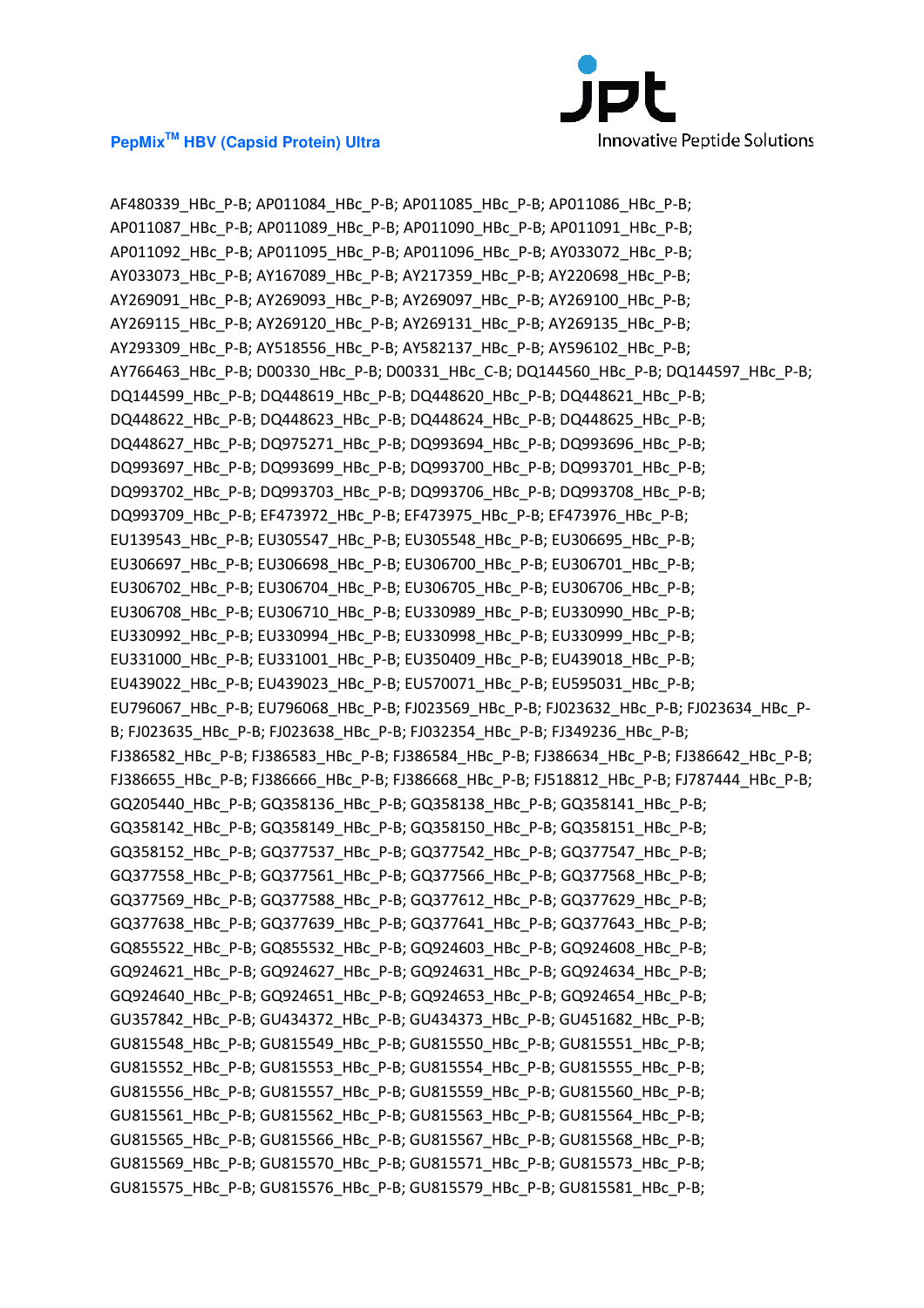AF480339_HBc_P-B; AP011084_HBc_P-B; AP011085_HBc_P-B; AP011086_HBc_P-B;
AP011087_HBc_P-B; AP011089_HBc_P-B; AP011090_HBc_P-B; AP011091_HBc_P-B;
AP011092_HBc_P-B; AP011095_HBc_P-B; AP011096_HBc_P-B; AY033072_HBc_P-B;
AY033073_HBc_P-B; AY167089_HBc_P-B; AY217359_HBc_P-B; AY220698_HBc_P-B;
AY269091_HBc_P-B; AY269093_HBc_P-B; AY269097_HBc_P-B; AY269100_HBc_P-B;
AY269115_HBc_P-B; AY269120_HBc_P-B; AY269131_HBc_P-B; AY269135_HBc_P-B;
AY293309_HBc_P-B; AY518556_HBc_P-B; AY582137_HBc_P-B; AY596102_HBc_P-B;
AY766463_HBc_P-B; D00330_HBc_P-B; D00331_HBc_C-B; DQ144560_HBc_P-B; DQ144597_HBc_P-B;
DQ144599_HBc_P-B; DQ448619_HBc_P-B; DQ448620_HBc_P-B; DQ448621_HBc_P-B;
DQ448622_HBc_P-B; DQ448623_HBc_P-B; DQ448624_HBc_P-B; DQ448625_HBc_P-B;
DQ448627_HBc_P-B; DQ975271_HBc_P-B; DQ993694_HBc_P-B; DQ993696_HBc_P-B;
DQ993697_HBc_P-B; DQ993699_HBc_P-B; DQ993700_HBc_P-B; DQ993701_HBc_P-B;
DQ993702_HBc_P-B; DQ993703_HBc_P-B; DQ993706_HBc_P-B; DQ993708_HBc_P-B;
DQ993709_HBc_P-B; EF473972_HBc_P-B; EF473975_HBc_P-B; EF473976_HBc_P-B;
EU139543_HBc_P-B; EU305547_HBc_P-B; EU305548_HBc_P-B; EU306695_HBc_P-B;
EU306697_HBc_P-B; EU306698_HBc_P-B; EU306700_HBc_P-B; EU306701_HBc_P-B;
EU306702_HBc_P-B; EU306704_HBc_P-B; EU306705_HBc_P-B; EU306706_HBc_P-B;
EU306708_HBc_P-B; EU306710_HBc_P-B; EU330989_HBc_P-B; EU330990_HBc_P-B;
EU330992_HBc_P-B; EU330994_HBc_P-B; EU330998_HBc_P-B; EU330999_HBc_P-B;
EU331000_HBc_P-B; EU331001_HBc_P-B; EU350409_HBc_P-B; EU439018_HBc_P-B;
EU439022_HBc_P-B; EU439023_HBc_P-B; EU570071_HBc_P-B; EU595031_HBc_P-B;
EU796067_HBc_P-B; EU796068_HBc_P-B; FJ023569_HBc_P-B; FJ023632_HBc_P-B; FJ023634_HBc_P-B; FJ023635_HBc_P-B; FJ023638_HBc_P-B; FJ032354_HBc_P-B; FJ349236_HBc_P-B;
FJ386582_HBc_P-B; FJ386583_HBc_P-B; FJ386584_HBc_P-B; FJ386634_HBc_P-B; FJ386642_HBc_P-B;
FJ386655_HBc_P-B; FJ386666_HBc_P-B; FJ386668_HBc_P-B; FJ518812_HBc_P-B; FJ787444_HBc_P-B;
GQ205440_HBc_P-B; GQ358136_HBc_P-B; GQ358138_HBc_P-B; GQ358141_HBc_P-B;
GQ358142_HBc_P-B; GQ358149_HBc_P-B; GQ358150_HBc_P-B; GQ358151_HBc_P-B;
GQ358152_HBc_P-B; GQ377537_HBc_P-B; GQ377542_HBc_P-B; GQ377547_HBc_P-B;
GQ377558_HBc_P-B; GQ377561_HBc_P-B; GQ377566_HBc_P-B; GQ377568_HBc_P-B;
GQ377569_HBc_P-B; GQ377588_HBc_P-B; GQ377612_HBc_P-B; GQ377629_HBc_P-B;
GQ377638_HBc_P-B; GQ377639_HBc_P-B; GQ377641_HBc_P-B; GQ377643_HBc_P-B;
GQ855522_HBc_P-B; GQ855532_HBc_P-B; GQ924603_HBc_P-B; GQ924608_HBc_P-B;
GQ924621_HBc_P-B; GQ924627_HBc_P-B; GQ924631_HBc_P-B; GQ924634_HBc_P-B;
GQ924640_HBc_P-B; GQ924651_HBc_P-B; GQ924653_HBc_P-B; GQ924654_HBc_P-B;
GU357842_HBc_P-B; GU434372_HBc_P-B; GU434373_HBc_P-B; GU451682_HBc_P-B;
GU815548_HBc_P-B; GU815549_HBc_P-B; GU815550_HBc_P-B; GU815551_HBc_P-B;
GU815552_HBc_P-B; GU815553_HBc_P-B; GU815554_HBc_P-B; GU815555_HBc_P-B;
GU815556_HBc_P-B; GU815557_HBc_P-B; GU815559_HBc_P-B; GU815560_HBc_P-B;
GU815561_HBc_P-B; GU815562_HBc_P-B; GU815563_HBc_P-B; GU815564_HBc_P-B;
GU815565_HBc_P-B; GU815566_HBc_P-B; GU815567_HBc_P-B; GU815568_HBc_P-B;
GU815569_HBc_P-B; GU815570_HBc_P-B; GU815571_HBc_P-B; GU815573_HBc_P-B;
GU815575_HBc_P-B; GU815576_HBc_P-B; GU815579_HBc_P-B; GU815581_HBc_P-B;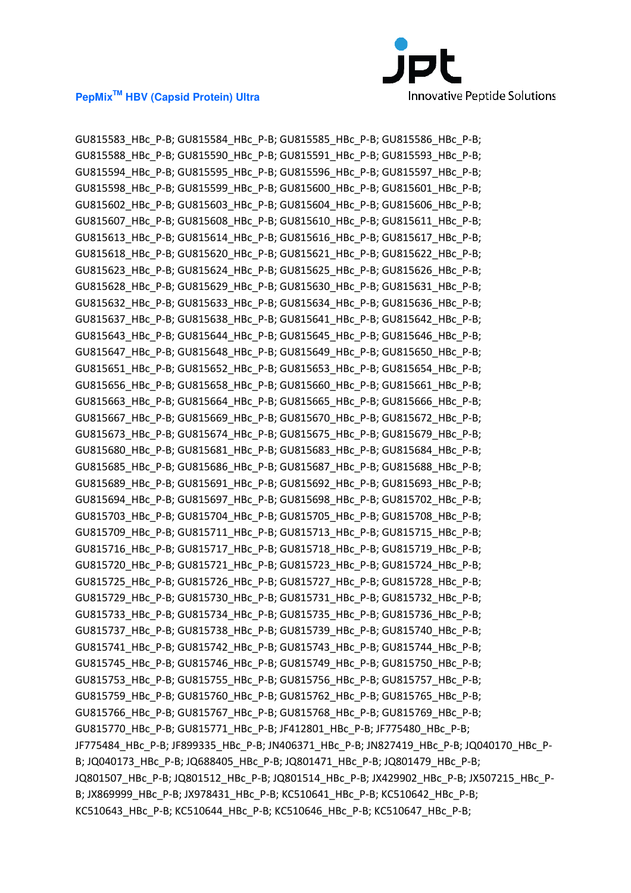GU815583_HBc_P-B; GU815584_HBc_P-B; GU815585_HBc_P-B; GU815586_HBc_P-B; GU815588_HBc_P-B; GU815590_HBc_P-B; GU815591_HBc_P-B; GU815593_HBc_P-B; GU815594_HBc_P-B; GU815595_HBc_P-B; GU815596_HBc_P-B; GU815597_HBc_P-B; GU815598_HBc_P-B; GU815599_HBc_P-B; GU815600_HBc_P-B; GU815601_HBc_P-B; GU815602_HBc_P-B; GU815603_HBc_P-B; GU815604_HBc_P-B; GU815606_HBc_P-B; GU815607_HBc_P-B; GU815608_HBc_P-B; GU815610_HBc_P-B; GU815611_HBc_P-B; GU815613_HBc_P-B; GU815614_HBc_P-B; GU815616_HBc_P-B; GU815617_HBc_P-B; GU815618_HBc_P-B; GU815620_HBc_P-B; GU815621_HBc_P-B; GU815622_HBc_P-B; GU815623_HBc_P-B; GU815624_HBc_P-B; GU815625_HBc_P-B; GU815626_HBc_P-B; GU815628_HBc_P-B; GU815629_HBc_P-B; GU815630_HBc_P-B; GU815631_HBc_P-B; GU815632_HBc_P-B; GU815633_HBc_P-B; GU815634_HBc_P-B; GU815636_HBc_P-B; GU815637_HBc_P-B; GU815638_HBc_P-B; GU815641_HBc_P-B; GU815642_HBc_P-B; GU815643_HBc_P-B; GU815644_HBc_P-B; GU815645_HBc_P-B; GU815646_HBc_P-B; GU815647_HBc_P-B; GU815648_HBc_P-B; GU815649_HBc_P-B; GU815650_HBc_P-B; GU815651_HBc_P-B; GU815652_HBc_P-B; GU815653_HBc_P-B; GU815654_HBc_P-B; GU815656_HBc_P-B; GU815658_HBc_P-B; GU815660_HBc_P-B; GU815661_HBc_P-B; GU815663_HBc_P-B; GU815664_HBc_P-B; GU815665_HBc_P-B; GU815666_HBc_P-B; GU815667_HBc_P-B; GU815669_HBc_P-B; GU815670_HBc_P-B; GU815672_HBc_P-B; GU815673_HBc_P-B; GU815674_HBc_P-B; GU815675_HBc_P-B; GU815679_HBc_P-B; GU815680_HBc_P-B; GU815681_HBc_P-B; GU815683_HBc_P-B; GU815684_HBc_P-B; GU815685_HBc_P-B; GU815686_HBc_P-B; GU815687_HBc_P-B; GU815688_HBc_P-B; GU815689_HBc_P-B; GU815691_HBc_P-B; GU815692_HBc_P-B; GU815693_HBc_P-B; GU815694_HBc_P-B; GU815697_HBc_P-B; GU815698_HBc_P-B; GU815702_HBc_P-B; GU815703_HBc_P-B; GU815704_HBc_P-B; GU815705_HBc_P-B; GU815708_HBc_P-B; GU815709_HBc_P-B; GU815711_HBc_P-B; GU815713_HBc_P-B; GU815715_HBc_P-B; GU815716_HBc_P-B; GU815717_HBc_P-B; GU815718_HBc_P-B; GU815719_HBc_P-B; GU815720_HBc_P-B; GU815721_HBc_P-B; GU815723_HBc_P-B; GU815724_HBc_P-B; GU815725_HBc_P-B; GU815726_HBc_P-B; GU815727_HBc_P-B; GU815728_HBc_P-B; GU815729_HBc_P-B; GU815730_HBc_P-B; GU815731_HBc_P-B; GU815732_HBc_P-B; GU815733_HBc_P-B; GU815734_HBc_P-B; GU815735_HBc_P-B; GU815736_HBc_P-B; GU815737_HBc_P-B; GU815738_HBc_P-B; GU815739_HBc_P-B; GU815740_HBc_P-B; GU815741_HBc_P-B; GU815742_HBc_P-B; GU815743_HBc_P-B; GU815744_HBc_P-B; GU815745_HBc_P-B; GU815746_HBc_P-B; GU815749_HBc_P-B; GU815750_HBc_P-B; GU815753_HBc_P-B; GU815755_HBc_P-B; GU815756_HBc_P-B; GU815757_HBc_P-B; GU815759_HBc_P-B; GU815760_HBc_P-B; GU815762_HBc_P-B; GU815765_HBc_P-B; GU815766_HBc_P-B; GU815767_HBc_P-B; GU815768_HBc_P-B; GU815769_HBc_P-B; GU815770_HBc_P-B; GU815771_HBc_P-B; JF412801_HBc_P-B; JF775480_HBc_P-B; JF775484_HBc_P-B; JF899335_HBc_P-B; JN406371_HBc_P-B; JN827419_HBc_P-B; JQ040170_HBc_P-B; JQ040173_HBc_P-B; JQ688405_HBc_P-B; JQ801471_HBc_P-B; JQ801479_HBc_P-B; JQ801507_HBc_P-B; JQ801512_HBc_P-B; JQ801514_HBc_P-B; JX429902_HBc_P-B; JX507215_HBc_P-B; JX869999_HBc_P-B; JX978431_HBc_P-B; KC510641_HBc_P-B; KC510642_HBc_P-B; KC510643_HBc_P-B; KC510644_HBc_P-B; KC510646_HBc_P-B; KC510647_HBc_P-B;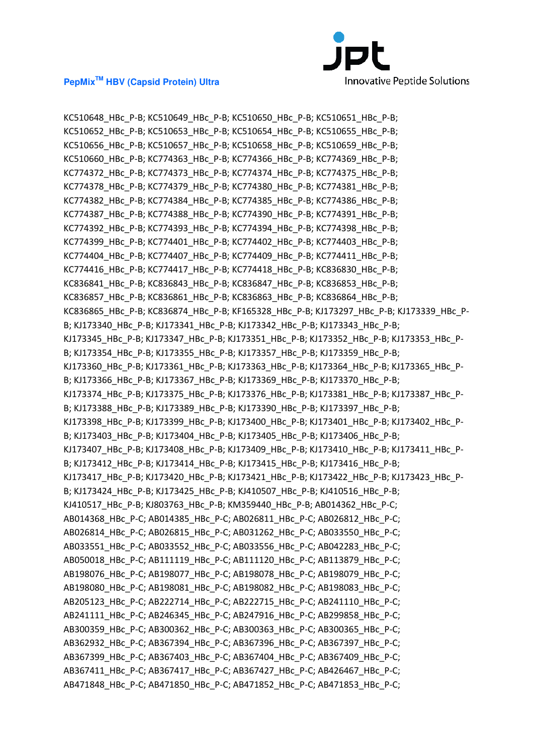KC510648_HBc_P-B; KC510649_HBc_P-B; KC510650_HBc_P-B; KC510651_HBc_P-B; KC510652_HBc_P-B; KC510653_HBc_P-B; KC510654_HBc_P-B; KC510655_HBc_P-B; KC510656_HBc_P-B; KC510657_HBc_P-B; KC510658_HBc_P-B; KC510659_HBc_P-B; KC510660_HBc_P-B; KC774363_HBc_P-B; KC774366_HBc_P-B; KC774369_HBc_P-B; KC774372_HBc_P-B; KC774373_HBc_P-B; KC774374_HBc_P-B; KC774375_HBc_P-B; KC774378_HBc_P-B; KC774379_HBc_P-B; KC774380_HBc_P-B; KC774381_HBc_P-B; KC774382_HBc_P-B; KC774384_HBc_P-B; KC774385_HBc_P-B; KC774386_HBc_P-B; KC774387_HBc_P-B; KC774388_HBc_P-B; KC774390_HBc_P-B; KC774391_HBc_P-B; KC774392_HBc_P-B; KC774393_HBc_P-B; KC774394_HBc_P-B; KC774398_HBc_P-B; KC774399_HBc_P-B; KC774401_HBc_P-B; KC774402_HBc_P-B; KC774403_HBc_P-B; KC774404_HBc_P-B; KC774407_HBc_P-B; KC774409_HBc_P-B; KC774411_HBc_P-B; KC774416_HBc_P-B; KC774417_HBc_P-B; KC774418_HBc_P-B; KC836830_HBc_P-B; KC836841_HBc_P-B; KC836843_HBc_P-B; KC836847_HBc_P-B; KC836853_HBc_P-B; KC836857_HBc_P-B; KC836861_HBc_P-B; KC836863_HBc_P-B; KC836864_HBc_P-B; KC836865_HBc_P-B; KC836874_HBc_P-B; KF165328_HBc_P-B; KJ173297_HBc_P-B; KJ173339_HBc_P-B; KJ173340_HBc_P-B; KJ173341_HBc_P-B; KJ173342_HBc_P-B; KJ173343_HBc_P-B; KJ173345_HBc_P-B; KJ173347_HBc_P-B; KJ173351_HBc_P-B; KJ173352_HBc_P-B; KJ173353_HBc_P-B; KJ173354_HBc_P-B; KJ173355_HBc_P-B; KJ173357_HBc_P-B; KJ173359_HBc_P-B; KJ173360_HBc_P-B; KJ173361_HBc_P-B; KJ173363_HBc_P-B; KJ173364_HBc_P-B; KJ173365_HBc_P-B; KJ173366_HBc_P-B; KJ173367_HBc_P-B; KJ173369_HBc_P-B; KJ173370_HBc_P-B; KJ173374_HBc_P-B; KJ173375_HBc_P-B; KJ173376_HBc_P-B; KJ173381_HBc_P-B; KJ173387_HBc_P-B; KJ173388_HBc_P-B; KJ173389_HBc_P-B; KJ173390_HBc_P-B; KJ173397_HBc_P-B; KJ173398_HBc_P-B; KJ173399_HBc_P-B; KJ173400_HBc_P-B; KJ173401_HBc_P-B; KJ173402_HBc_P-B; KJ173403_HBc_P-B; KJ173404_HBc_P-B; KJ173405_HBc_P-B; KJ173406_HBc_P-B; KJ173407_HBc_P-B; KJ173408_HBc_P-B; KJ173409_HBc_P-B; KJ173410_HBc_P-B; KJ173411_HBc_P-B; KJ173412_HBc_P-B; KJ173414_HBc_P-B; KJ173415_HBc_P-B; KJ173416_HBc_P-B; KJ173417_HBc_P-B; KJ173420_HBc_P-B; KJ173421_HBc_P-B; KJ173422_HBc_P-B; KJ173423_HBc_P-B; KJ173424_HBc_P-B; KJ173425_HBc_P-B; KJ410507_HBc_P-B; KJ410516_HBc_P-B; KJ410517_HBc_P-B; KJ803763_HBc_P-B; KM359440_HBc_P-B; AB014362_HBc_P-C; AB014368_HBc_P-C; AB014385_HBc_P-C; AB026811_HBc_P-C; AB026812_HBc_P-C; AB026814_HBc_P-C; AB026815_HBc_P-C; AB031262_HBc_P-C; AB033550_HBc_P-C; AB033551_HBc_P-C; AB033552_HBc_P-C; AB033556_HBc_P-C; AB042283_HBc_P-C; AB050018_HBc_P-C; AB111119_HBc_P-C; AB111120_HBc_P-C; AB113879_HBc_P-C; AB198076_HBc_P-C; AB198077_HBc_P-C; AB198078_HBc_P-C; AB198079_HBc_P-C; AB198080_HBc_P-C; AB198081_HBc_P-C; AB198082_HBc_P-C; AB198083_HBc_P-C; AB205123_HBc_P-C; AB222714_HBc_P-C; AB222715_HBc_P-C; AB241110_HBc_P-C; AB241111_HBc_P-C; AB246345_HBc_P-C; AB247916_HBc_P-C; AB299858_HBc_P-C; AB300359_HBc_P-C; AB300362_HBc_P-C; AB300363_HBc_P-C; AB300365_HBc_P-C; AB362932_HBc_P-C; AB367394_HBc_P-C; AB367396_HBc_P-C; AB367397_HBc_P-C; AB367399_HBc_P-C; AB367403_HBc_P-C; AB367404_HBc_P-C; AB367409_HBc_P-C; AB367411_HBc_P-C; AB367417_HBc_P-C; AB367427_HBc_P-C; AB426467_HBc_P-C; AB471848_HBc_P-C; AB471850_HBc_P-C; AB471852_HBc_P-C; AB471853_HBc_P-C;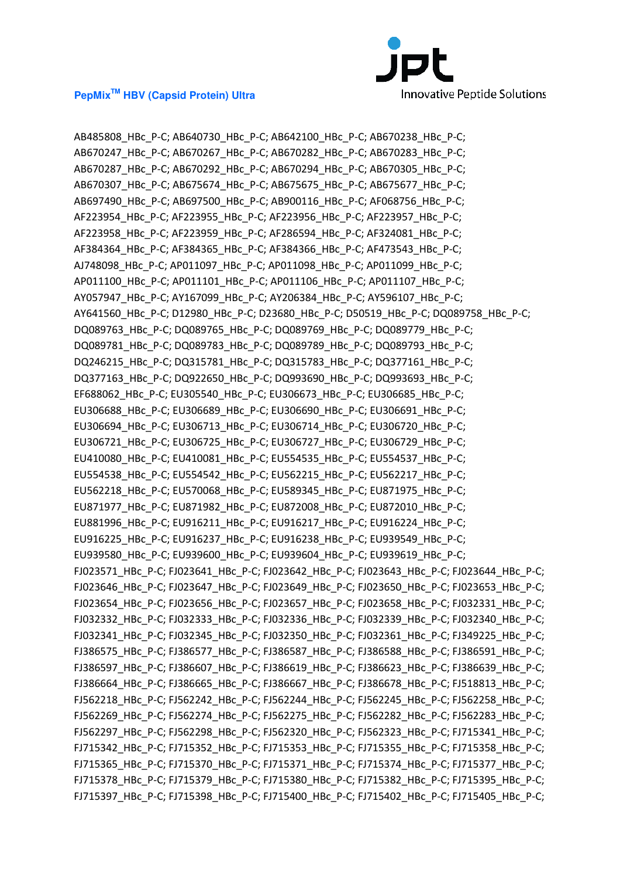AB485808_HBc_P-C; AB640730_HBc_P-C; AB642100_HBc_P-C; AB670238_HBc_P-C;
AB670247_HBc_P-C; AB670267_HBc_P-C; AB670282_HBc_P-C; AB670283_HBc_P-C;
AB670287_HBc_P-C; AB670292_HBc_P-C; AB670294_HBc_P-C; AB670305_HBc_P-C;
AB670307_HBc_P-C; AB675674_HBc_P-C; AB675675_HBc_P-C; AB675677_HBc_P-C;
AB697490_HBc_P-C; AB697500_HBc_P-C; AB900116_HBc_P-C; AF068756_HBc_P-C;
AF223954_HBc_P-C; AF223955_HBc_P-C; AF223956_HBc_P-C; AF223957_HBc_P-C;
AF223958_HBc_P-C; AF223959_HBc_P-C; AF286594_HBc_P-C; AF324081_HBc_P-C;
AF384364_HBc_P-C; AF384365_HBc_P-C; AF384366_HBc_P-C; AF473543_HBc_P-C;
AJ748098_HBc_P-C; AP011097_HBc_P-C; AP011098_HBc_P-C; AP011099_HBc_P-C;
AP011100_HBc_P-C; AP011101_HBc_P-C; AP011106_HBc_P-C; AP011107_HBc_P-C;
AY057947_HBc_P-C; AY167099_HBc_P-C; AY206384_HBc_P-C; AY596107_HBc_P-C;
AY641560_HBc_P-C; D12980_HBc_P-C; D23680_HBc_P-C; D50519_HBc_P-C; DQ089758_HBc_P-C;
DQ089763_HBc_P-C; DQ089765_HBc_P-C; DQ089769_HBc_P-C; DQ089779_HBc_P-C;
DQ089781_HBc_P-C; DQ089783_HBc_P-C; DQ089789_HBc_P-C; DQ089793_HBc_P-C;
DQ246215_HBc_P-C; DQ315781_HBc_P-C; DQ315783_HBc_P-C; DQ377161_HBc_P-C;
DQ377163_HBc_P-C; DQ922650_HBc_P-C; DQ993690_HBc_P-C; DQ993693_HBc_P-C;
EF688062_HBc_P-C; EU305540_HBc_P-C; EU306673_HBc_P-C; EU306685_HBc_P-C;
EU306688_HBc_P-C; EU306689_HBc_P-C; EU306690_HBc_P-C; EU306691_HBc_P-C;
EU306694_HBc_P-C; EU306713_HBc_P-C; EU306714_HBc_P-C; EU306720_HBc_P-C;
EU306721_HBc_P-C; EU306725_HBc_P-C; EU306727_HBc_P-C; EU306729_HBc_P-C;
EU410080_HBc_P-C; EU410081_HBc_P-C; EU554535_HBc_P-C; EU554537_HBc_P-C;
EU554538_HBc_P-C; EU554542_HBc_P-C; EU562215_HBc_P-C; EU562217_HBc_P-C;
EU562218_HBc_P-C; EU570068_HBc_P-C; EU589345_HBc_P-C; EU871975_HBc_P-C;
EU871977_HBc_P-C; EU871982_HBc_P-C; EU872008_HBc_P-C; EU872010_HBc_P-C;
EU881996_HBc_P-C; EU916211_HBc_P-C; EU916217_HBc_P-C; EU916224_HBc_P-C;
EU916225_HBc_P-C; EU916237_HBc_P-C; EU916238_HBc_P-C; EU939549_HBc_P-C;
EU939580_HBc_P-C; EU939600_HBc_P-C; EU939604_HBc_P-C; EU939619_HBc_P-C;
FJ023571_HBc_P-C; FJ023641_HBc_P-C; FJ023642_HBc_P-C; FJ023643_HBc_P-C; FJ023644_HBc_P-C;
FJ023646_HBc_P-C; FJ023647_HBc_P-C; FJ023649_HBc_P-C; FJ023650_HBc_P-C; FJ023653_HBc_P-C;
FJ023654_HBc_P-C; FJ023656_HBc_P-C; FJ023657_HBc_P-C; FJ023658_HBc_P-C; FJ032331_HBc_P-C;
FJ032332_HBc_P-C; FJ032333_HBc_P-C; FJ032336_HBc_P-C; FJ032339_HBc_P-C; FJ032340_HBc_P-C;
FJ032341_HBc_P-C; FJ032345_HBc_P-C; FJ032350_HBc_P-C; FJ032361_HBc_P-C; FJ349225_HBc_P-C;
FJ386575_HBc_P-C; FJ386577_HBc_P-C; FJ386587_HBc_P-C; FJ386588_HBc_P-C; FJ386591_HBc_P-C;
FJ386597_HBc_P-C; FJ386607_HBc_P-C; FJ386619_HBc_P-C; FJ386623_HBc_P-C; FJ386639_HBc_P-C;
FJ386664_HBc_P-C; FJ386665_HBc_P-C; FJ386667_HBc_P-C; FJ386678_HBc_P-C; FJ518813_HBc_P-C;
FJ562218_HBc_P-C; FJ562242_HBc_P-C; FJ562244_HBc_P-C; FJ562245_HBc_P-C; FJ562258_HBc_P-C;
FJ562269_HBc_P-C; FJ562274_HBc_P-C; FJ562275_HBc_P-C; FJ562282_HBc_P-C; FJ562283_HBc_P-C;
FJ562297_HBc_P-C; FJ562298_HBc_P-C; FJ562320_HBc_P-C; FJ562323_HBc_P-C; FJ715341_HBc_P-C;
FJ715342_HBc_P-C; FJ715352_HBc_P-C; FJ715353_HBc_P-C; FJ715355_HBc_P-C; FJ715358_HBc_P-C;
FJ715365_HBc_P-C; FJ715370_HBc_P-C; FJ715371_HBc_P-C; FJ715374_HBc_P-C; FJ715377_HBc_P-C;
FJ715378_HBc_P-C; FJ715379_HBc_P-C; FJ715380_HBc_P-C; FJ715382_HBc_P-C; FJ715395_HBc_P-C;
FJ715397_HBc_P-C; FJ715398_HBc_P-C; FJ715400_HBc_P-C; FJ715402_HBc_P-C; FJ715405_HBc_P-C;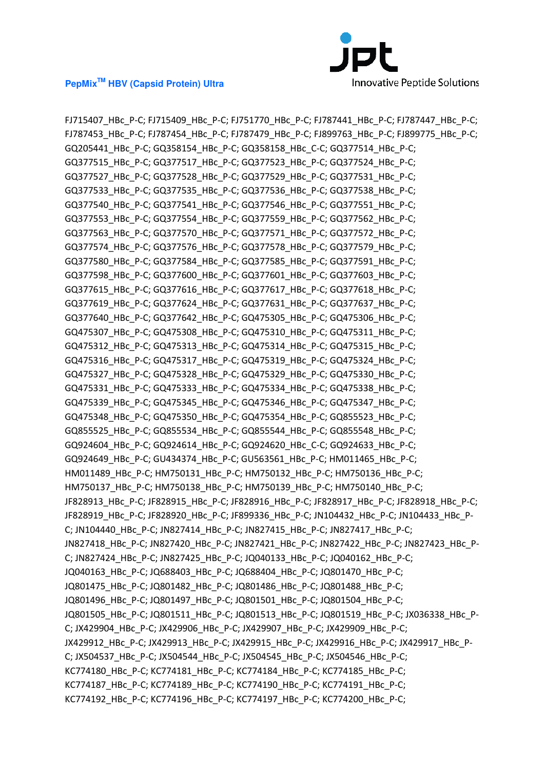FJ715407_HBc_P-C; FJ715409_HBc_P-C; FJ751770_HBc_P-C; FJ787441_HBc_P-C; FJ787447_HBc_P-C; FJ787453_HBc_P-C; FJ787454_HBc_P-C; FJ787479_HBc_P-C; FJ899763_HBc_P-C; FJ899775_HBc_P-C; GQ205441_HBc_P-C; GQ358154_HBc_P-C; GQ358158_HBc_C-C; GQ377514_HBc_P-C; GQ377515_HBc_P-C; GQ377517_HBc_P-C; GQ377523_HBc_P-C; GQ377524_HBc_P-C; GQ377527_HBc_P-C; GQ377528_HBc_P-C; GQ377529_HBc_P-C; GQ377531_HBc_P-C; GQ377533_HBc_P-C; GQ377535_HBc_P-C; GQ377536_HBc_P-C; GQ377538_HBc_P-C; GQ377540_HBc_P-C; GQ377541_HBc_P-C; GQ377546_HBc_P-C; GQ377551_HBc_P-C; GQ377553_HBc_P-C; GQ377554_HBc_P-C; GQ377559_HBc_P-C; GQ377562_HBc_P-C; GQ377563_HBc_P-C; GQ377570_HBc_P-C; GQ377571_HBc_P-C; GQ377572_HBc_P-C; GQ377574_HBc_P-C; GQ377576_HBc_P-C; GQ377578_HBc_P-C; GQ377579_HBc_P-C; GQ377580_HBc_P-C; GQ377584_HBc_P-C; GQ377585_HBc_P-C; GQ377591_HBc_P-C; GQ377598_HBc_P-C; GQ377600_HBc_P-C; GQ377601_HBc_P-C; GQ377603_HBc_P-C; GQ377615_HBc_P-C; GQ377616_HBc_P-C; GQ377617_HBc_P-C; GQ377618_HBc_P-C; GQ377619_HBc_P-C; GQ377624_HBc_P-C; GQ377631_HBc_P-C; GQ377637_HBc_P-C; GQ377640_HBc_P-C; GQ377642_HBc_P-C; GQ475305_HBc_P-C; GQ475306_HBc_P-C; GQ475307_HBc_P-C; GQ475308_HBc_P-C; GQ475310_HBc_P-C; GQ475311_HBc_P-C; GQ475312_HBc_P-C; GQ475313_HBc_P-C; GQ475314_HBc_P-C; GQ475315_HBc_P-C; GQ475316_HBc_P-C; GQ475317_HBc_P-C; GQ475319_HBc_P-C; GQ475324_HBc_P-C; GQ475327_HBc_P-C; GQ475328_HBc_P-C; GQ475329_HBc_P-C; GQ475330_HBc_P-C; GQ475331_HBc_P-C; GQ475333_HBc_P-C; GQ475334_HBc_P-C; GQ475338_HBc_P-C; GQ475339_HBc_P-C; GQ475345_HBc_P-C; GQ475346_HBc_P-C; GQ475347_HBc_P-C; GQ475348_HBc_P-C; GQ475350_HBc_P-C; GQ475354_HBc_P-C; GQ855523_HBc_P-C; GQ855525_HBc_P-C; GQ855534_HBc_P-C; GQ855544_HBc_P-C; GQ855548_HBc_P-C; GQ924604_HBc_P-C; GQ924614_HBc_P-C; GQ924620_HBc_C-C; GQ924633_HBc_P-C; GQ924649_HBc_P-C; GU434374_HBc_P-C; GU563561_HBc_P-C; HM011465_HBc_P-C; HM011489_HBc_P-C; HM750131_HBc_P-C; HM750132_HBc_P-C; HM750136_HBc_P-C; HM750137_HBc_P-C; HM750138_HBc_P-C; HM750139_HBc_P-C; HM750140_HBc_P-C; JF828913_HBc_P-C; JF828915_HBc_P-C; JF828916_HBc_P-C; JF828917_HBc_P-C; JF828918_HBc_P-C; JF828919_HBc_P-C; JF828920_HBc_P-C; JF899336_HBc_P-C; JN104432_HBc_P-C; JN104433_HBc_P-C; JN104440_HBc_P-C; JN827414_HBc_P-C; JN827415_HBc_P-C; JN827417_HBc_P-C; JN827418_HBc_P-C; JN827420_HBc_P-C; JN827421_HBc_P-C; JN827422_HBc_P-C; JN827423_HBc_P-C; JN827424_HBc_P-C; JN827425_HBc_P-C; JQ040133_HBc_P-C; JQ040162_HBc_P-C; JQ040163_HBc_P-C; JQ688403_HBc_P-C; JQ688404_HBc_P-C; JQ801470_HBc_P-C; JQ801475_HBc_P-C; JQ801482_HBc_P-C; JQ801486_HBc_P-C; JQ801488_HBc_P-C; JQ801496_HBc_P-C; JQ801497_HBc_P-C; JQ801501_HBc_P-C; JQ801504_HBc_P-C; JQ801505_HBc_P-C; JQ801511_HBc_P-C; JQ801513_HBc_P-C; JQ801519_HBc_P-C; JX036338_HBc_P-C; JX429904_HBc_P-C; JX429906_HBc_P-C; JX429907_HBc_P-C; JX429909_HBc_P-C; JX429912_HBc_P-C; JX429913_HBc_P-C; JX429915_HBc_P-C; JX429916_HBc_P-C; JX429917_HBc_P-C; JX504537_HBc_P-C; JX504544_HBc_P-C; JX504545_HBc_P-C; JX504546_HBc_P-C; KC774180_HBc_P-C; KC774181_HBc_P-C; KC774184_HBc_P-C; KC774185_HBc_P-C; KC774187_HBc_P-C; KC774189_HBc_P-C; KC774190_HBc_P-C; KC774191_HBc_P-C; KC774192_HBc_P-C; KC774196_HBc_P-C; KC774197_HBc_P-C; KC774200_HBc_P-C;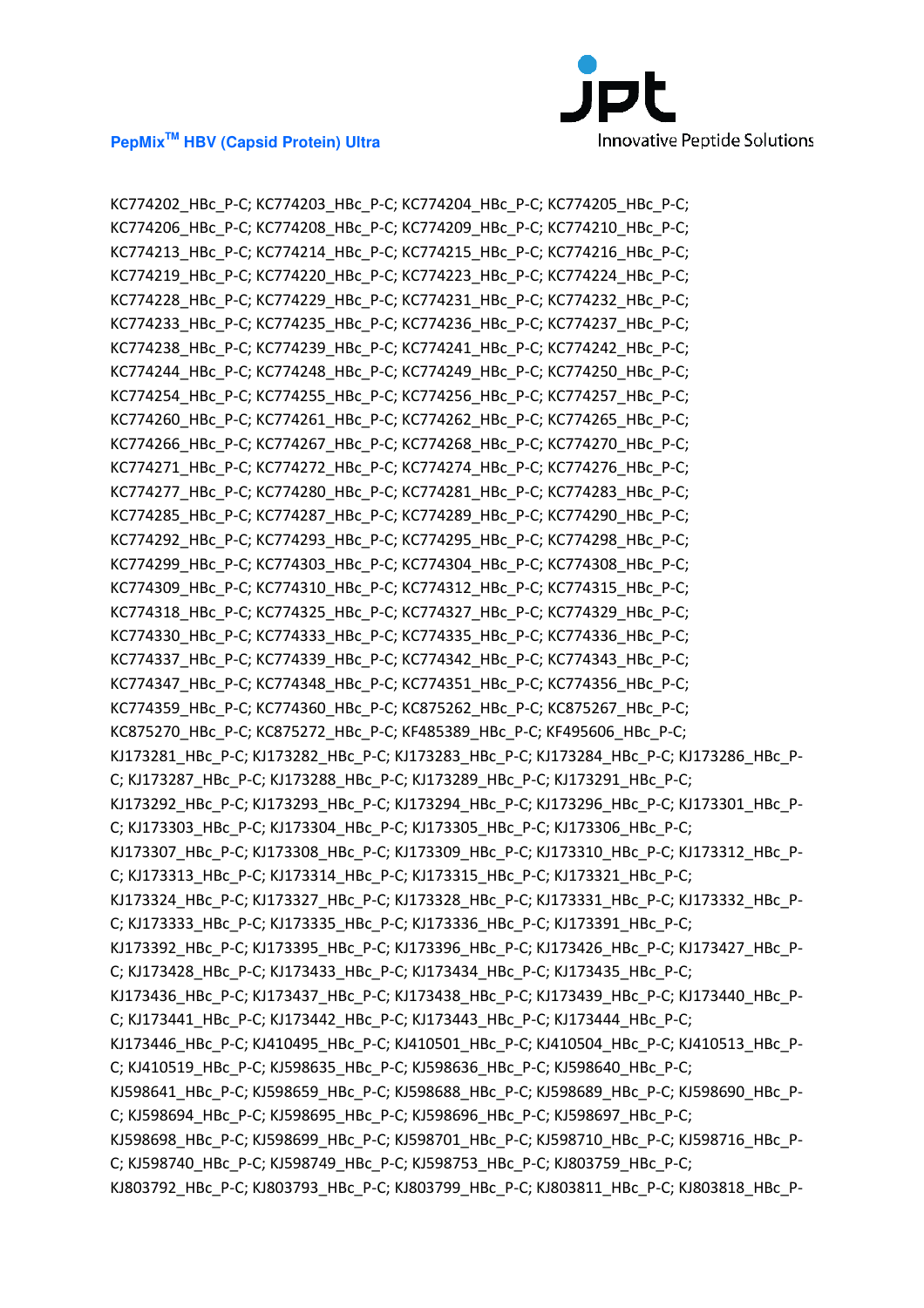KC774202_HBc_P-C; KC774203_HBc_P-C; KC774204_HBc_P-C; KC774205_HBc_P-C; KC774206_HBc_P-C; KC774208_HBc_P-C; KC774209_HBc_P-C; KC774210_HBc_P-C; KC774213_HBc_P-C; KC774214_HBc_P-C; KC774215_HBc_P-C; KC774216_HBc_P-C; KC774219_HBc_P-C; KC774220_HBc_P-C; KC774223_HBc_P-C; KC774224_HBc_P-C; KC774228_HBc_P-C; KC774229_HBc_P-C; KC774231_HBc_P-C; KC774232_HBc_P-C; KC774233_HBc_P-C; KC774235_HBc_P-C; KC774236_HBc_P-C; KC774237_HBc_P-C; KC774238_HBc_P-C; KC774239_HBc_P-C; KC774241_HBc_P-C; KC774242_HBc_P-C; KC774244_HBc_P-C; KC774248_HBc_P-C; KC774249_HBc_P-C; KC774250_HBc_P-C; KC774254_HBc_P-C; KC774255_HBc_P-C; KC774256_HBc_P-C; KC774257_HBc_P-C; KC774260_HBc_P-C; KC774261_HBc_P-C; KC774262_HBc_P-C; KC774265_HBc_P-C; KC774266_HBc_P-C; KC774267_HBc_P-C; KC774268_HBc_P-C; KC774270_HBc_P-C; KC774271_HBc_P-C; KC774272_HBc_P-C; KC774274_HBc_P-C; KC774276_HBc_P-C; KC774277_HBc_P-C; KC774280_HBc_P-C; KC774281_HBc_P-C; KC774283_HBc_P-C; KC774285_HBc_P-C; KC774287_HBc_P-C; KC774289_HBc_P-C; KC774290_HBc_P-C; KC774292_HBc_P-C; KC774293_HBc_P-C; KC774295_HBc_P-C; KC774298_HBc_P-C; KC774299_HBc_P-C; KC774303_HBc_P-C; KC774304_HBc_P-C; KC774308_HBc_P-C; KC774309_HBc_P-C; KC774310_HBc_P-C; KC774312_HBc_P-C; KC774315_HBc_P-C; KC774318_HBc_P-C; KC774325_HBc_P-C; KC774327_HBc_P-C; KC774329_HBc_P-C; KC774330_HBc_P-C; KC774333_HBc_P-C; KC774335_HBc_P-C; KC774336_HBc_P-C; KC774337_HBc_P-C; KC774339_HBc_P-C; KC774342_HBc_P-C; KC774343_HBc_P-C; KC774347_HBc_P-C; KC774348_HBc_P-C; KC774351_HBc_P-C; KC774356_HBc_P-C; KC774359_HBc_P-C; KC774360_HBc_P-C; KC875262_HBc_P-C; KC875267_HBc_P-C; KC875270_HBc_P-C; KC875272_HBc_P-C; KF485389_HBc_P-C; KF495606_HBc_P-C; KJ173281_HBc_P-C; KJ173282_HBc_P-C; KJ173283_HBc_P-C; KJ173284_HBc_P-C; KJ173286_HBc_P-C; KJ173287_HBc_P-C; KJ173288_HBc_P-C; KJ173289_HBc_P-C; KJ173291_HBc_P-C; KJ173292_HBc_P-C; KJ173293_HBc_P-C; KJ173294_HBc_P-C; KJ173296_HBc_P-C; KJ173301_HBc_P-C; KJ173303_HBc_P-C; KJ173304_HBc_P-C; KJ173305_HBc_P-C; KJ173306_HBc_P-C; KJ173307_HBc_P-C; KJ173308_HBc_P-C; KJ173309_HBc_P-C; KJ173310_HBc_P-C; KJ173312_HBc_P-C; KJ173313_HBc_P-C; KJ173314_HBc_P-C; KJ173315_HBc_P-C; KJ173321_HBc_P-C; KJ173324_HBc_P-C; KJ173327_HBc_P-C; KJ173328_HBc_P-C; KJ173331_HBc_P-C; KJ173332_HBc_P-C; KJ173333_HBc_P-C; KJ173335_HBc_P-C; KJ173336_HBc_P-C; KJ173391_HBc_P-C; KJ173392_HBc_P-C; KJ173395_HBc_P-C; KJ173396_HBc_P-C; KJ173426_HBc_P-C; KJ173427_HBc_P-C; KJ173428_HBc_P-C; KJ173433_HBc_P-C; KJ173434_HBc_P-C; KJ173435_HBc_P-C; KJ173436_HBc_P-C; KJ173437_HBc_P-C; KJ173438_HBc_P-C; KJ173439_HBc_P-C; KJ173440_HBc_P-C; KJ173441_HBc_P-C; KJ173442_HBc_P-C; KJ173443_HBc_P-C; KJ173444_HBc_P-C; KJ173446_HBc_P-C; KJ410495_HBc_P-C; KJ410501_HBc_P-C; KJ410504_HBc_P-C; KJ410513_HBc_P-C; KJ410519_HBc_P-C; KJ598635_HBc_P-C; KJ598636_HBc_P-C; KJ598640_HBc_P-C; KJ598641_HBc_P-C; KJ598659_HBc_P-C; KJ598688_HBc_P-C; KJ598689_HBc_P-C; KJ598690_HBc_P-C; KJ598694_HBc_P-C; KJ598695_HBc_P-C; KJ598696_HBc_P-C; KJ598697_HBc_P-C; KJ598698_HBc_P-C; KJ598699_HBc_P-C; KJ598701_HBc_P-C; KJ598710_HBc_P-C; KJ598716_HBc_P-C; KJ598740_HBc_P-C; KJ598749_HBc_P-C; KJ598753_HBc_P-C; KJ803759_HBc_P-C; KJ803792_HBc_P-C; KJ803793_HBc_P-C; KJ803799_HBc_P-C; KJ803811_HBc_P-C; KJ803818_HBc_P-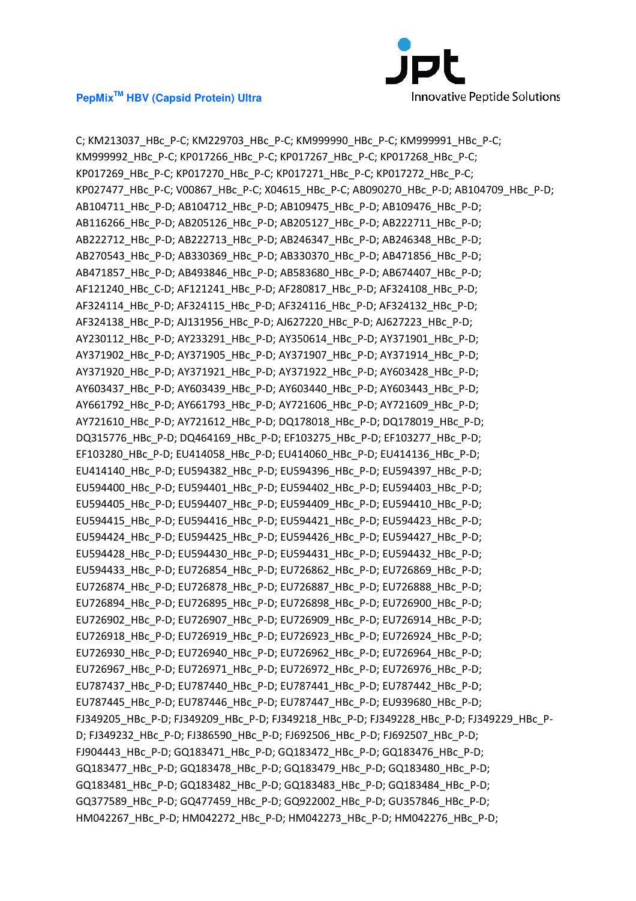C; KM213037_HBc_P-C; KM229703_HBc_P-C; KM999990_HBc_P-C; KM999991_HBc_P-C; KM999992_HBc_P-C; KP017266_HBc_P-C; KP017267_HBc_P-C; KP017268_HBc_P-C; KP017269_HBc_P-C; KP017270_HBc_P-C; KP017271_HBc_P-C; KP017272_HBc_P-C; KP027477_HBc_P-C; V00867_HBc_P-C; X04615_HBc_P-C; AB090270_HBc_P-D; AB104709_HBc_P-D; AB104711_HBc_P-D; AB104712_HBc_P-D; AB109475_HBc_P-D; AB109476_HBc_P-D; AB116266_HBc_P-D; AB205126_HBc_P-D; AB205127_HBc_P-D; AB222711_HBc_P-D; AB222712_HBc_P-D; AB222713_HBc_P-D; AB246347_HBc_P-D; AB246348_HBc_P-D; AB270543_HBc_P-D; AB330369_HBc_P-D; AB330370_HBc_P-D; AB471856_HBc_P-D; AB471857_HBc_P-D; AB493846_HBc_P-D; AB583680_HBc_P-D; AB674407_HBc_P-D; AF121240_HBc_C-D; AF121241_HBc_P-D; AF280817_HBc_P-D; AF324108_HBc_P-D; AF324114_HBc_P-D; AF324115_HBc_P-D; AF324116_HBc_P-D; AF324132_HBc_P-D; AF324138_HBc_P-D; AJ131956_HBc_P-D; AJ627220_HBc_P-D; AJ627223_HBc_P-D; AY230112_HBc_P-D; AY233291_HBc_P-D; AY350614_HBc_P-D; AY371901_HBc_P-D; AY371902_HBc_P-D; AY371905_HBc_P-D; AY371907_HBc_P-D; AY371914_HBc_P-D; AY371920_HBc_P-D; AY371921_HBc_P-D; AY371922_HBc_P-D; AY603428_HBc_P-D; AY603437_HBc_P-D; AY603439_HBc_P-D; AY603440_HBc_P-D; AY603443_HBc_P-D; AY661792_HBc_P-D; AY661793_HBc_P-D; AY721606_HBc_P-D; AY721609_HBc_P-D; AY721610_HBc_P-D; AY721612_HBc_P-D; DQ178018_HBc_P-D; DQ178019_HBc_P-D; DQ315776_HBc_P-D; DQ464169_HBc_P-D; EF103275_HBc_P-D; EF103277_HBc_P-D; EF103280_HBc_P-D; EU414058_HBc_P-D; EU414060_HBc_P-D; EU414136_HBc_P-D; EU414140_HBc_P-D; EU594382_HBc_P-D; EU594396_HBc_P-D; EU594397_HBc_P-D; EU594400_HBc_P-D; EU594401_HBc_P-D; EU594402_HBc_P-D; EU594403_HBc_P-D; EU594405_HBc_P-D; EU594407_HBc_P-D; EU594409_HBc_P-D; EU594410_HBc_P-D; EU594415_HBc_P-D; EU594416_HBc_P-D; EU594421_HBc_P-D; EU594423_HBc_P-D; EU594424_HBc_P-D; EU594425_HBc_P-D; EU594426_HBc_P-D; EU594427_HBc_P-D; EU594428_HBc_P-D; EU594430_HBc_P-D; EU594431_HBc_P-D; EU594432_HBc_P-D; EU594433_HBc_P-D; EU726854_HBc_P-D; EU726862_HBc_P-D; EU726869_HBc_P-D; EU726874_HBc_P-D; EU726878_HBc_P-D; EU726887_HBc_P-D; EU726888_HBc_P-D; EU726894_HBc_P-D; EU726895_HBc_P-D; EU726898_HBc_P-D; EU726900_HBc_P-D; EU726902_HBc_P-D; EU726907_HBc_P-D; EU726909_HBc_P-D; EU726914_HBc_P-D; EU726918_HBc_P-D; EU726919_HBc_P-D; EU726923_HBc_P-D; EU726924_HBc_P-D; EU726930_HBc_P-D; EU726940_HBc_P-D; EU726962_HBc_P-D; EU726964_HBc_P-D; EU726967_HBc_P-D; EU726971_HBc_P-D; EU726972_HBc_P-D; EU726976_HBc_P-D; EU787437_HBc_P-D; EU787440_HBc_P-D; EU787441_HBc_P-D; EU787442_HBc_P-D; EU787445_HBc_P-D; EU787446_HBc_P-D; EU787447_HBc_P-D; EU939680_HBc_P-D; FJ349205_HBc_P-D; FJ349209_HBc_P-D; FJ349218_HBc_P-D; FJ349228_HBc_P-D; FJ349229_HBc_P-D; FJ349232_HBc_P-D; FJ386590_HBc_P-D; FJ692506_HBc_P-D; FJ692507_HBc_P-D; FJ904443_HBc_P-D; GQ183471_HBc_P-D; GQ183472_HBc_P-D; GQ183476_HBc_P-D; GQ183477_HBc_P-D; GQ183478_HBc_P-D; GQ183479_HBc_P-D; GQ183480_HBc_P-D; GQ183481_HBc_P-D; GQ183482_HBc_P-D; GQ183483_HBc_P-D; GQ183484_HBc_P-D; GQ377589_HBc_P-D; GQ477459_HBc_P-D; GQ922002_HBc_P-D; GU357846_HBc_P-D; HM042267_HBc_P-D; HM042272_HBc_P-D; HM042273_HBc_P-D; HM042276_HBc_P-D;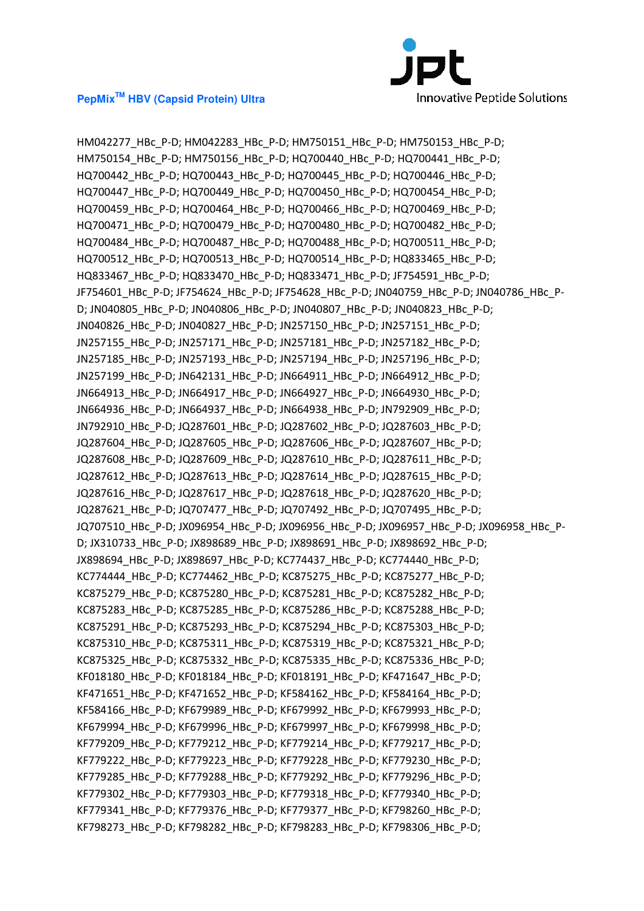HM042277_HBc_P-D; HM042283_HBc_P-D; HM750151_HBc_P-D; HM750153_HBc_P-D; HM750154_HBc_P-D; HM750156_HBc_P-D; HQ700440_HBc_P-D; HQ700441_HBc_P-D; HQ700442_HBc_P-D; HQ700443_HBc_P-D; HQ700445_HBc_P-D; HQ700446_HBc_P-D; HQ700447_HBc_P-D; HQ700449_HBc_P-D; HQ700450_HBc_P-D; HQ700454_HBc_P-D; HQ700459_HBc_P-D; HQ700464_HBc_P-D; HQ700466_HBc_P-D; HQ700469_HBc_P-D; HQ700471_HBc_P-D; HQ700479_HBc_P-D; HQ700480_HBc_P-D; HQ700482_HBc_P-D; HQ700484_HBc_P-D; HQ700487_HBc_P-D; HQ700488_HBc_P-D; HQ700511_HBc_P-D; HQ700512_HBc_P-D; HQ700513_HBc_P-D; HQ700514_HBc_P-D; HQ833465_HBc_P-D; HQ833467_HBc_P-D; HQ833470_HBc_P-D; HQ833471_HBc_P-D; JF754591_HBc_P-D; JF754601_HBc_P-D; JF754624_HBc_P-D; JF754628_HBc_P-D; JN040759_HBc_P-D; JN040786_HBc_P-D; JN040805_HBc_P-D; JN040806_HBc_P-D; JN040807_HBc_P-D; JN040823_HBc_P-D; JN040826_HBc_P-D; JN040827_HBc_P-D; JN257150_HBc_P-D; JN257151_HBc_P-D; JN257155_HBc_P-D; JN257171_HBc_P-D; JN257181_HBc_P-D; JN257182_HBc_P-D; JN257185_HBc_P-D; JN257193_HBc_P-D; JN257194_HBc_P-D; JN257196_HBc_P-D; JN257199_HBc_P-D; JN642131_HBc_P-D; JN664911_HBc_P-D; JN664912_HBc_P-D; JN664913_HBc_P-D; JN664917_HBc_P-D; JN664927_HBc_P-D; JN664930_HBc_P-D; JN664936_HBc_P-D; JN664937_HBc_P-D; JN664938_HBc_P-D; JN792909_HBc_P-D; JN792910_HBc_P-D; JQ287601_HBc_P-D; JQ287602_HBc_P-D; JQ287603_HBc_P-D; JQ287604_HBc_P-D; JQ287605_HBc_P-D; JQ287606_HBc_P-D; JQ287607_HBc_P-D; JQ287608_HBc_P-D; JQ287609_HBc_P-D; JQ287610_HBc_P-D; JQ287611_HBc_P-D; JQ287612_HBc_P-D; JQ287613_HBc_P-D; JQ287614_HBc_P-D; JQ287615_HBc_P-D; JQ287616_HBc_P-D; JQ287617_HBc_P-D; JQ287618_HBc_P-D; JQ287620_HBc_P-D; JQ287621_HBc_P-D; JQ707477_HBc_P-D; JQ707492_HBc_P-D; JQ707495_HBc_P-D; JQ707510_HBc_P-D; JX096954_HBc_P-D; JX096956_HBc_P-D; JX096957_HBc_P-D; JX096958_HBc_P-D; JX310733_HBc_P-D; JX898689_HBc_P-D; JX898691_HBc_P-D; JX898692_HBc_P-D; JX898694_HBc_P-D; JX898697_HBc_P-D; KC774437_HBc_P-D; KC774440_HBc_P-D; KC774444_HBc_P-D; KC774462_HBc_P-D; KC875275_HBc_P-D; KC875277_HBc_P-D; KC875279_HBc_P-D; KC875280_HBc_P-D; KC875281_HBc_P-D; KC875282_HBc_P-D; KC875283_HBc_P-D; KC875285_HBc_P-D; KC875286_HBc_P-D; KC875288_HBc_P-D; KC875291_HBc_P-D; KC875293_HBc_P-D; KC875294_HBc_P-D; KC875303_HBc_P-D; KC875310_HBc_P-D; KC875311_HBc_P-D; KC875319_HBc_P-D; KC875321_HBc_P-D; KC875325_HBc_P-D; KC875332_HBc_P-D; KC875335_HBc_P-D; KC875336_HBc_P-D; KF018180_HBc_P-D; KF018184_HBc_P-D; KF018191_HBc_P-D; KF471647_HBc_P-D; KF471651_HBc_P-D; KF471652_HBc_P-D; KF584162_HBc_P-D; KF584164_HBc_P-D; KF584166_HBc_P-D; KF679989_HBc_P-D; KF679992_HBc_P-D; KF679993_HBc_P-D; KF679994_HBc_P-D; KF679996_HBc_P-D; KF679997_HBc_P-D; KF679998_HBc_P-D; KF779209_HBc_P-D; KF779212_HBc_P-D; KF779214_HBc_P-D; KF779217_HBc_P-D; KF779222_HBc_P-D; KF779223_HBc_P-D; KF779228_HBc_P-D; KF779230_HBc_P-D; KF779285_HBc_P-D; KF779288_HBc_P-D; KF779292_HBc_P-D; KF779296_HBc_P-D; KF779302_HBc_P-D; KF779303_HBc_P-D; KF779318_HBc_P-D; KF779340_HBc_P-D; KF779341_HBc_P-D; KF779376_HBc_P-D; KF779377_HBc_P-D; KF798260_HBc_P-D; KF798273_HBc_P-D; KF798282_HBc_P-D; KF798283_HBc_P-D; KF798306_HBc_P-D;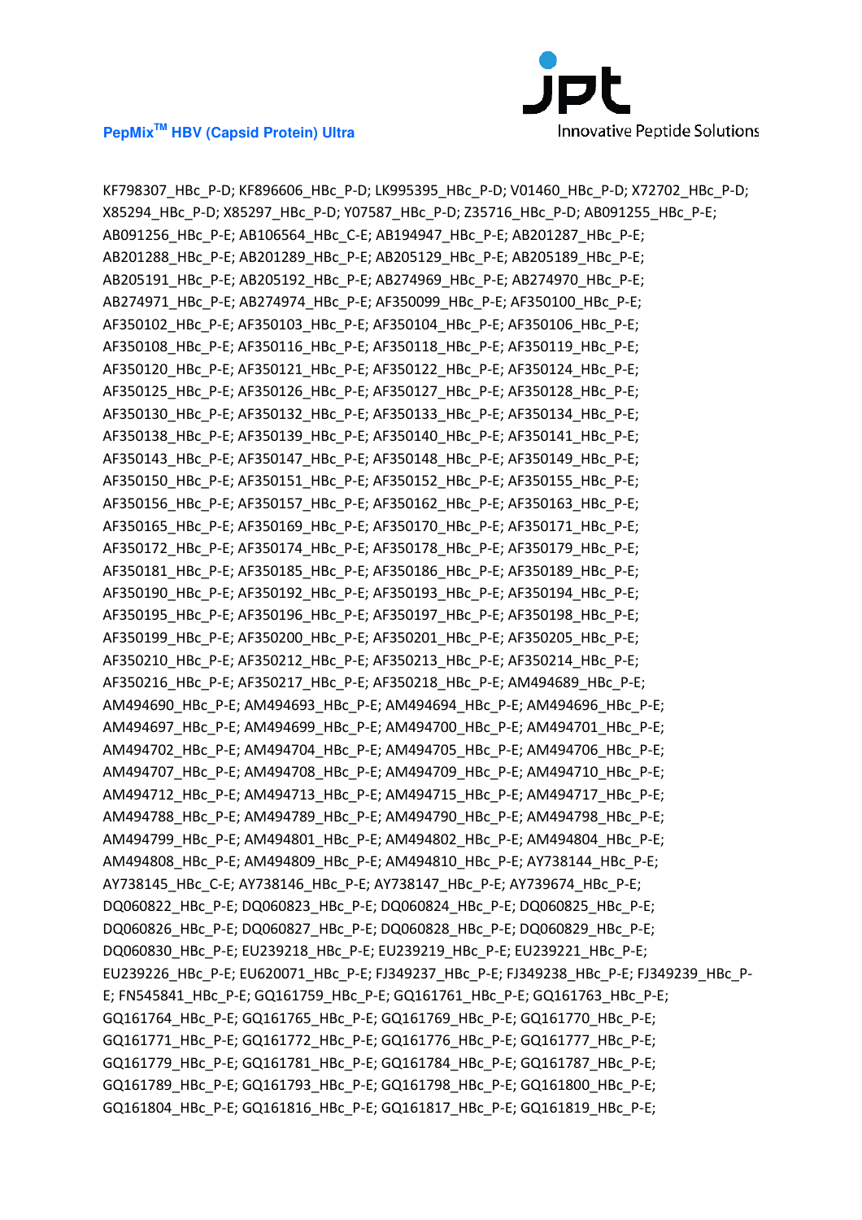KF798307_HBc_P-D; KF896606_HBc_P-D; LK995395_HBc_P-D; V01460_HBc_P-D; X72702_HBc_P-D; X85294_HBc_P-D; X85297_HBc_P-D; Y07587_HBc_P-D; Z35716_HBc_P-D; AB091255_HBc_P-E; AB091256_HBc_P-E; AB106564_HBc_C-E; AB194947_HBc_P-E; AB201287_HBc_P-E; AB201288_HBc_P-E; AB201289_HBc_P-E; AB205129_HBc_P-E; AB205189_HBc_P-E; AB205191_HBc_P-E; AB205192_HBc_P-E; AB274969_HBc_P-E; AB274970_HBc_P-E; AB274971_HBc_P-E; AB274974_HBc_P-E; AF350099_HBc_P-E; AF350100_HBc_P-E; AF350102_HBc_P-E; AF350103_HBc_P-E; AF350104_HBc_P-E; AF350106_HBc_P-E; AF350108_HBc_P-E; AF350116_HBc_P-E; AF350118_HBc_P-E; AF350119_HBc_P-E; AF350120_HBc_P-E; AF350121_HBc_P-E; AF350122_HBc_P-E; AF350124_HBc_P-E; AF350125_HBc_P-E; AF350126_HBc_P-E; AF350127_HBc_P-E; AF350128_HBc_P-E; AF350130_HBc_P-E; AF350132_HBc_P-E; AF350133_HBc_P-E; AF350134_HBc_P-E; AF350138_HBc_P-E; AF350139_HBc_P-E; AF350140_HBc_P-E; AF350141_HBc_P-E; AF350143_HBc_P-E; AF350147_HBc_P-E; AF350148_HBc_P-E; AF350149_HBc_P-E; AF350150_HBc_P-E; AF350151_HBc_P-E; AF350152_HBc_P-E; AF350155_HBc_P-E; AF350156_HBc_P-E; AF350157_HBc_P-E; AF350162_HBc_P-E; AF350163_HBc_P-E; AF350165_HBc_P-E; AF350169_HBc_P-E; AF350170_HBc_P-E; AF350171_HBc_P-E; AF350172_HBc_P-E; AF350174_HBc_P-E; AF350178_HBc_P-E; AF350179_HBc_P-E; AF350181_HBc_P-E; AF350185_HBc_P-E; AF350186_HBc_P-E; AF350189_HBc_P-E; AF350190_HBc_P-E; AF350192_HBc_P-E; AF350193_HBc_P-E; AF350194_HBc_P-E; AF350195_HBc_P-E; AF350196_HBc_P-E; AF350197_HBc_P-E; AF350198_HBc_P-E; AF350199_HBc_P-E; AF350200_HBc_P-E; AF350201_HBc_P-E; AF350205_HBc_P-E; AF350210_HBc_P-E; AF350212_HBc_P-E; AF350213_HBc_P-E; AF350214_HBc_P-E; AF350216_HBc_P-E; AF350217_HBc_P-E; AF350218_HBc_P-E; AM494689_HBc_P-E; AM494690_HBc_P-E; AM494693_HBc_P-E; AM494694_HBc_P-E; AM494696_HBc_P-E; AM494697_HBc_P-E; AM494699_HBc_P-E; AM494700_HBc_P-E; AM494701_HBc_P-E; AM494702_HBc_P-E; AM494704_HBc_P-E; AM494705_HBc_P-E; AM494706_HBc_P-E; AM494707_HBc_P-E; AM494708_HBc_P-E; AM494709_HBc_P-E; AM494710_HBc_P-E; AM494712_HBc_P-E; AM494713_HBc_P-E; AM494715_HBc_P-E; AM494717_HBc_P-E; AM494788_HBc_P-E; AM494789_HBc_P-E; AM494790_HBc_P-E; AM494798_HBc_P-E; AM494799_HBc_P-E; AM494801_HBc_P-E; AM494802_HBc_P-E; AM494804_HBc_P-E; AM494808_HBc_P-E; AM494809_HBc_P-E; AM494810_HBc_P-E; AY738144_HBc_P-E; AY738145_HBc_C-E; AY738146_HBc_P-E; AY738147_HBc_P-E; AY739674_HBc_P-E; DQ060822_HBc_P-E; DQ060823_HBc_P-E; DQ060824_HBc_P-E; DQ060825_HBc_P-E; DQ060826_HBc_P-E; DQ060827_HBc_P-E; DQ060828_HBc_P-E; DQ060829_HBc_P-E; DQ060830_HBc_P-E; EU239218_HBc_P-E; EU239219_HBc_P-E; EU239221_HBc_P-E; EU239226_HBc_P-E; EU620071_HBc_P-E; FJ349237_HBc_P-E; FJ349238_HBc_P-E; FJ349239_HBc_P-E; FN545841_HBc_P-E; GQ161759_HBc_P-E; GQ161761_HBc_P-E; GQ161763_HBc_P-E; GQ161764_HBc_P-E; GQ161765_HBc_P-E; GQ161769_HBc_P-E; GQ161770_HBc_P-E; GQ161771_HBc_P-E; GQ161772_HBc_P-E; GQ161776_HBc_P-E; GQ161777_HBc_P-E; GQ161779_HBc_P-E; GQ161781_HBc_P-E; GQ161784_HBc_P-E; GQ161787_HBc_P-E; GQ161789_HBc_P-E; GQ161793_HBc_P-E; GQ161798_HBc_P-E; GQ161800_HBc_P-E; GQ161804_HBc_P-E; GQ161816_HBc_P-E; GQ161817_HBc_P-E; GQ161819_HBc_P-E;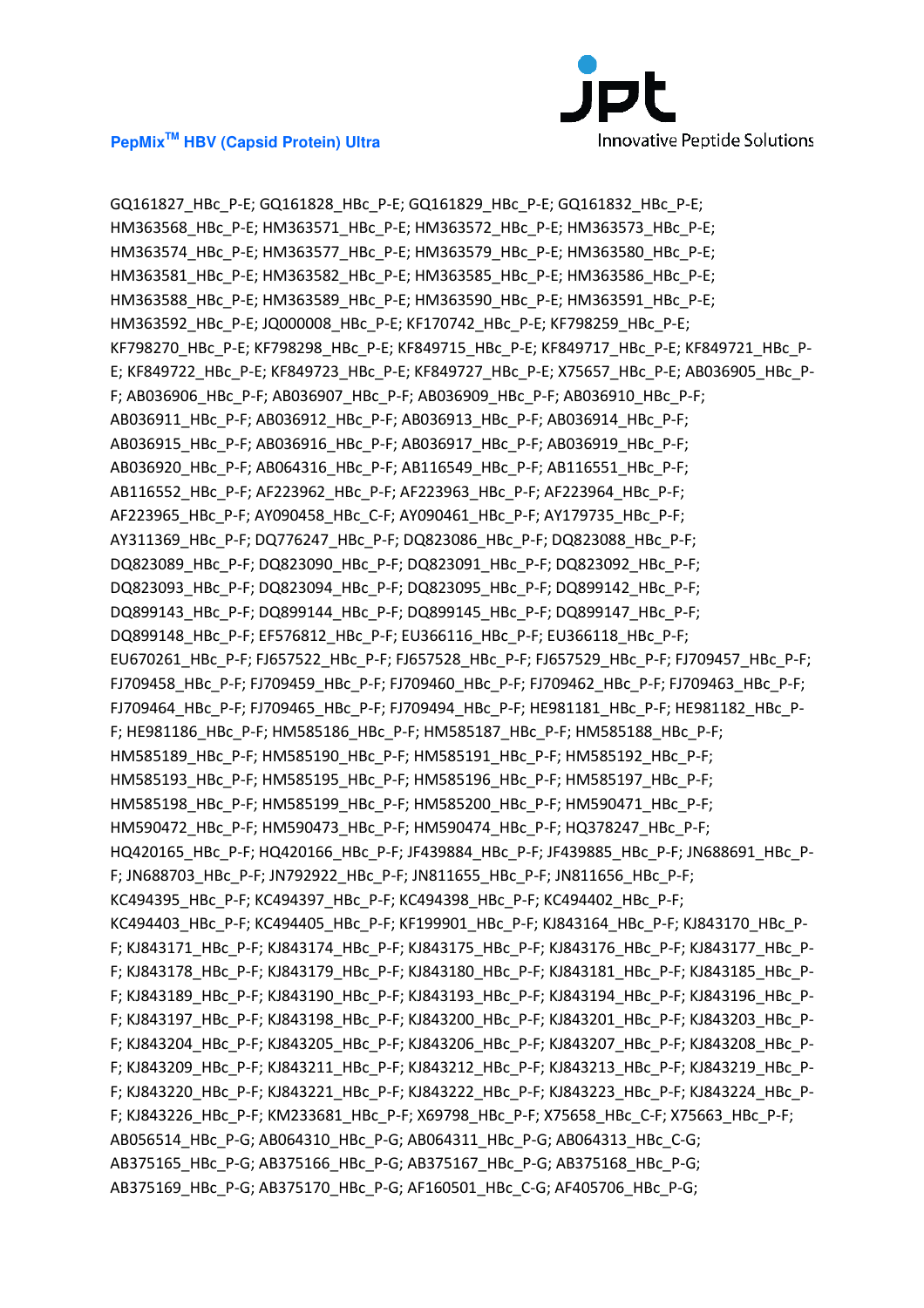GQ161827_HBc_P-E; GQ161828_HBc_P-E; GQ161829_HBc_P-E; GQ161832_HBc_P-E; HM363568_HBc_P-E; HM363571_HBc_P-E; HM363572_HBc_P-E; HM363573_HBc_P-E; HM363574_HBc_P-E; HM363577_HBc_P-E; HM363579_HBc_P-E; HM363580_HBc_P-E; HM363581_HBc_P-E; HM363582_HBc_P-E; HM363585_HBc_P-E; HM363586_HBc_P-E; HM363588_HBc_P-E; HM363589_HBc_P-E; HM363590_HBc_P-E; HM363591_HBc_P-E; HM363592_HBc_P-E; JQ000008_HBc_P-E; KF170742_HBc_P-E; KF798259_HBc_P-E; KF798270_HBc_P-E; KF798298_HBc_P-E; KF849715_HBc_P-E; KF849717_HBc_P-E; KF849721_HBc_P-E; KF849722_HBc_P-E; KF849723_HBc_P-E; KF849727_HBc_P-E; X75657_HBc_P-E; AB036905_HBc_P-F; AB036906_HBc_P-F; AB036907_HBc_P-F; AB036909_HBc_P-F; AB036910_HBc_P-F; AB036911_HBc_P-F; AB036912_HBc_P-F; AB036913_HBc_P-F; AB036914_HBc_P-F; AB036915_HBc_P-F; AB036916_HBc_P-F; AB036917_HBc_P-F; AB036919_HBc_P-F; AB036920_HBc_P-F; AB064316_HBc_P-F; AB116549_HBc_P-F; AB116551_HBc_P-F; AB116552_HBc_P-F; AF223962_HBc_P-F; AF223963_HBc_P-F; AF223964_HBc_P-F; AF223965_HBc_P-F; AY090458_HBc_C-F; AY090461_HBc_P-F; AY179735_HBc_P-F; AY311369_HBc_P-F; DQ776247_HBc_P-F; DQ823086_HBc_P-F; DQ823088_HBc_P-F; DQ823089_HBc_P-F; DQ823090_HBc_P-F; DQ823091_HBc_P-F; DQ823092_HBc_P-F; DQ823093_HBc_P-F; DQ823094_HBc_P-F; DQ823095_HBc_P-F; DQ899142_HBc_P-F; DQ899143_HBc_P-F; DQ899144_HBc_P-F; DQ899145_HBc_P-F; DQ899147_HBc_P-F; DQ899148_HBc_P-F; EF576812_HBc_P-F; EU366116_HBc_P-F; EU366118_HBc_P-F; EU670261_HBc_P-F; FJ657522_HBc_P-F; FJ657528_HBc_P-F; FJ657529_HBc_P-F; FJ709457_HBc_P-F; FJ709458_HBc_P-F; FJ709459_HBc_P-F; FJ709460_HBc_P-F; FJ709462_HBc_P-F; FJ709463_HBc_P-F; FJ709464_HBc_P-F; FJ709465_HBc_P-F; FJ709494_HBc_P-F; HE981181_HBc_P-F; HE981182_HBc_P-F; HE981186_HBc_P-F; HM585186_HBc_P-F; HM585187_HBc_P-F; HM585188_HBc_P-F; HM585189_HBc_P-F; HM585190_HBc_P-F; HM585191_HBc_P-F; HM585192_HBc_P-F; HM585193_HBc_P-F; HM585195_HBc_P-F; HM585196_HBc_P-F; HM585197_HBc_P-F; HM585198_HBc_P-F; HM585199_HBc_P-F; HM585200_HBc_P-F; HM590471_HBc_P-F; HM590472_HBc_P-F; HM590473_HBc_P-F; HM590474_HBc_P-F; HQ378247_HBc_P-F; HQ420165_HBc_P-F; HQ420166_HBc_P-F; JF439884_HBc_P-F; JF439885_HBc_P-F; JN688691_HBc_P-F; JN688703_HBc_P-F; JN792922_HBc_P-F; JN811655_HBc_P-F; JN811656_HBc_P-F; KC494395_HBc_P-F; KC494397_HBc_P-F; KC494398_HBc_P-F; KC494402_HBc_P-F; KC494403_HBc_P-F; KC494405_HBc_P-F; KF199901_HBc_P-F; KJ843164_HBc_P-F; KJ843170_HBc_P-F; KJ843171_HBc_P-F; KJ843174_HBc_P-F; KJ843175_HBc_P-F; KJ843176_HBc_P-F; KJ843177_HBc_P-F; KJ843178_HBc_P-F; KJ843179_HBc_P-F; KJ843180_HBc_P-F; KJ843181_HBc_P-F; KJ843185_HBc_P-F; KJ843189_HBc_P-F; KJ843190_HBc_P-F; KJ843193_HBc_P-F; KJ843194_HBc_P-F; KJ843196_HBc_P-F; KJ843197_HBc_P-F; KJ843198_HBc_P-F; KJ843200_HBc_P-F; KJ843201_HBc_P-F; KJ843203_HBc_P-F; KJ843204_HBc_P-F; KJ843205_HBc_P-F; KJ843206_HBc_P-F; KJ843207_HBc_P-F; KJ843208_HBc_P-F; KJ843209_HBc_P-F; KJ843211_HBc_P-F; KJ843212_HBc_P-F; KJ843213_HBc_P-F; KJ843219_HBc_P-F; KJ843220_HBc_P-F; KJ843221_HBc_P-F; KJ843222_HBc_P-F; KJ843223_HBc_P-F; KJ843224_HBc_P-F; KJ843226_HBc_P-F; KM233681_HBc_P-F; X69798_HBc_P-F; X75658_HBc_C-F; X75663_HBc_P-F; AB056514_HBc_P-G; AB064310_HBc_P-G; AB064311_HBc_P-G; AB064313_HBc_C-G; AB375165_HBc_P-G; AB375166_HBc_P-G; AB375167_HBc_P-G; AB375168_HBc_P-G; AB375169_HBc_P-G; AB375170_HBc_P-G; AF160501_HBc_C-G; AF405706_HBc_P-G;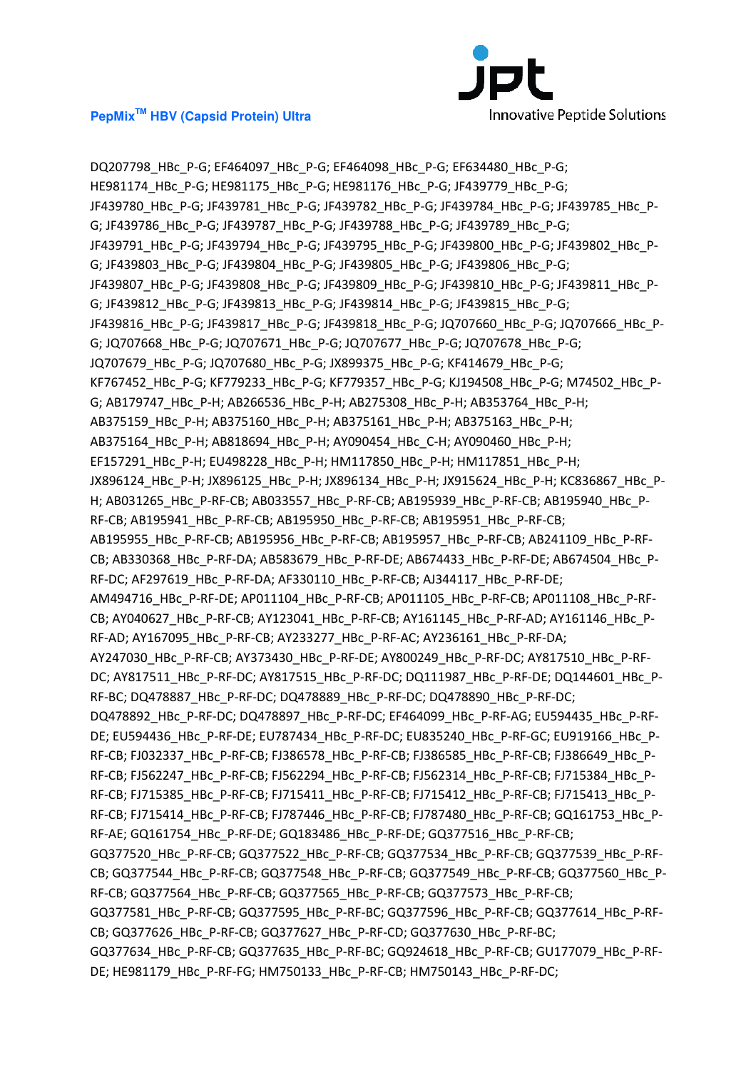DQ207798_HBc_P-G; EF464097_HBc_P-G; EF464098_HBc_P-G; EF634480_HBc_P-G; HE981174_HBc_P-G; HE981175_HBc_P-G; HE981176_HBc_P-G; JF439779_HBc_P-G; JF439780_HBc_P-G; JF439781_HBc_P-G; JF439782_HBc_P-G; JF439784_HBc_P-G; JF439785_HBc_P-G; JF439786_HBc_P-G; JF439787_HBc_P-G; JF439788_HBc_P-G; JF439789_HBc_P-G; JF439791_HBc_P-G; JF439794_HBc_P-G; JF439795_HBc_P-G; JF439800_HBc_P-G; JF439802_HBc_P-G; JF439803_HBc_P-G; JF439804_HBc_P-G; JF439805_HBc_P-G; JF439806_HBc_P-G; JF439807_HBc_P-G; JF439808_HBc_P-G; JF439809_HBc_P-G; JF439810_HBc_P-G; JF439811_HBc_P-G; JF439812_HBc_P-G; JF439813_HBc_P-G; JF439814_HBc_P-G; JF439815_HBc_P-G; JF439816_HBc_P-G; JF439817_HBc_P-G; JF439818_HBc_P-G; JQ707660_HBc_P-G; JQ707666_HBc_P-G; JQ707668_HBc_P-G; JQ707671_HBc_P-G; JQ707677_HBc_P-G; JQ707678_HBc_P-G; JQ707679_HBc_P-G; JQ707680_HBc_P-G; JX899375_HBc_P-G; KF414679_HBc_P-G; KF767452_HBc_P-G; KF779233_HBc_P-G; KF779357_HBc_P-G; KJ194508_HBc_P-G; M74502_HBc_P-G; AB179747_HBc_P-H; AB266536_HBc_P-H; AB275308_HBc_P-H; AB353764_HBc_P-H; AB375159_HBc_P-H; AB375160_HBc_P-H; AB375161_HBc_P-H; AB375163_HBc_P-H; AB375164_HBc_P-H; AB818694_HBc_P-H; AY090454_HBc_C-H; AY090460_HBc_P-H; EF157291_HBc_P-H; EU498228_HBc_P-H; HM117850_HBc_P-H; HM117851_HBc_P-H; JX896124_HBc_P-H; JX896125_HBc_P-H; JX896134_HBc_P-H; JX915624_HBc_P-H; KC836867_HBc_P-H; AB031265_HBc_P-RF-CB; AB033557_HBc_P-RF-CB; AB195939_HBc_P-RF-CB; AB195940_HBc_P-RF-CB; AB195941_HBc_P-RF-CB; AB195950_HBc_P-RF-CB; AB195951_HBc_P-RF-CB; AB195955_HBc_P-RF-CB; AB195956_HBc_P-RF-CB; AB195957_HBc_P-RF-CB; AB241109_HBc_P-RF-CB; AB330368_HBc_P-RF-DA; AB583679_HBc_P-RF-DE; AB674433_HBc_P-RF-DE; AB674504_HBc_P-RF-DC; AF297619_HBc_P-RF-DA; AF330110_HBc_P-RF-CB; AJ344117_HBc_P-RF-DE; AM494716_HBc_P-RF-DE; AP011104_HBc_P-RF-CB; AP011105_HBc_P-RF-CB; AP011108_HBc_P-RF-CB; AY040627_HBc_P-RF-CB; AY123041_HBc_P-RF-CB; AY161145_HBc_P-RF-AD; AY161146_HBc_P-RF-AD; AY167095_HBc_P-RF-CB; AY233277_HBc_P-RF-AC; AY236161_HBc_P-RF-DA; AY247030_HBc_P-RF-CB; AY373430_HBc_P-RF-DE; AY800249_HBc_P-RF-DC; AY817510_HBc_P-RF-DC; AY817511_HBc_P-RF-DC; AY817515_HBc_P-RF-DC; DQ111987_HBc_P-RF-DE; DQ144601_HBc_P-RF-BC; DQ478887_HBc_P-RF-DC; DQ478889_HBc_P-RF-DC; DQ478890_HBc_P-RF-DC; DQ478892_HBc_P-RF-DC; DQ478897_HBc_P-RF-DC; EF464099_HBc_P-RF-AG; EU594435_HBc_P-RF-DE; EU594436_HBc_P-RF-DE; EU787434_HBc_P-RF-DC; EU835240_HBc_P-RF-GC; EU919166_HBc_P-RF-CB; FJ032337_HBc_P-RF-CB; FJ386578_HBc_P-RF-CB; FJ386585_HBc_P-RF-CB; FJ386649_HBc_P-RF-CB; FJ562247_HBc_P-RF-CB; FJ562294_HBc_P-RF-CB; FJ562314_HBc_P-RF-CB; FJ715384_HBc_P-RF-CB; FJ715385_HBc_P-RF-CB; FJ715411_HBc_P-RF-CB; FJ715412_HBc_P-RF-CB; FJ715413_HBc_P-RF-CB; FJ715414_HBc_P-RF-CB; FJ787446_HBc_P-RF-CB; FJ787480_HBc_P-RF-CB; GQ161753_HBc_P-RF-AE; GQ161754_HBc_P-RF-DE; GQ183486_HBc_P-RF-DE; GQ377516_HBc_P-RF-CB; GQ377520_HBc_P-RF-CB; GQ377522_HBc_P-RF-CB; GQ377534_HBc_P-RF-CB; GQ377539_HBc_P-RF-CB; GQ377544_HBc_P-RF-CB; GQ377548_HBc_P-RF-CB; GQ377549_HBc_P-RF-CB; GQ377560_HBc_P-RF-CB; GQ377564_HBc_P-RF-CB; GQ377565_HBc_P-RF-CB; GQ377573_HBc_P-RF-CB; GQ377581_HBc_P-RF-CB; GQ377595_HBc_P-RF-BC; GQ377596_HBc_P-RF-CB; GQ377614_HBc_P-RF-CB; GQ377626_HBc_P-RF-CB; GQ377627_HBc_P-RF-CD; GQ377630_HBc_P-RF-BC; GQ377634_HBc_P-RF-CB; GQ377635_HBc_P-RF-BC; GQ924618_HBc_P-RF-CB; GU177079_HBc_P-RF-DE; HE981179_HBc_P-RF-FG; HM750133_HBc_P-RF-CB; HM750143_HBc_P-RF-DC;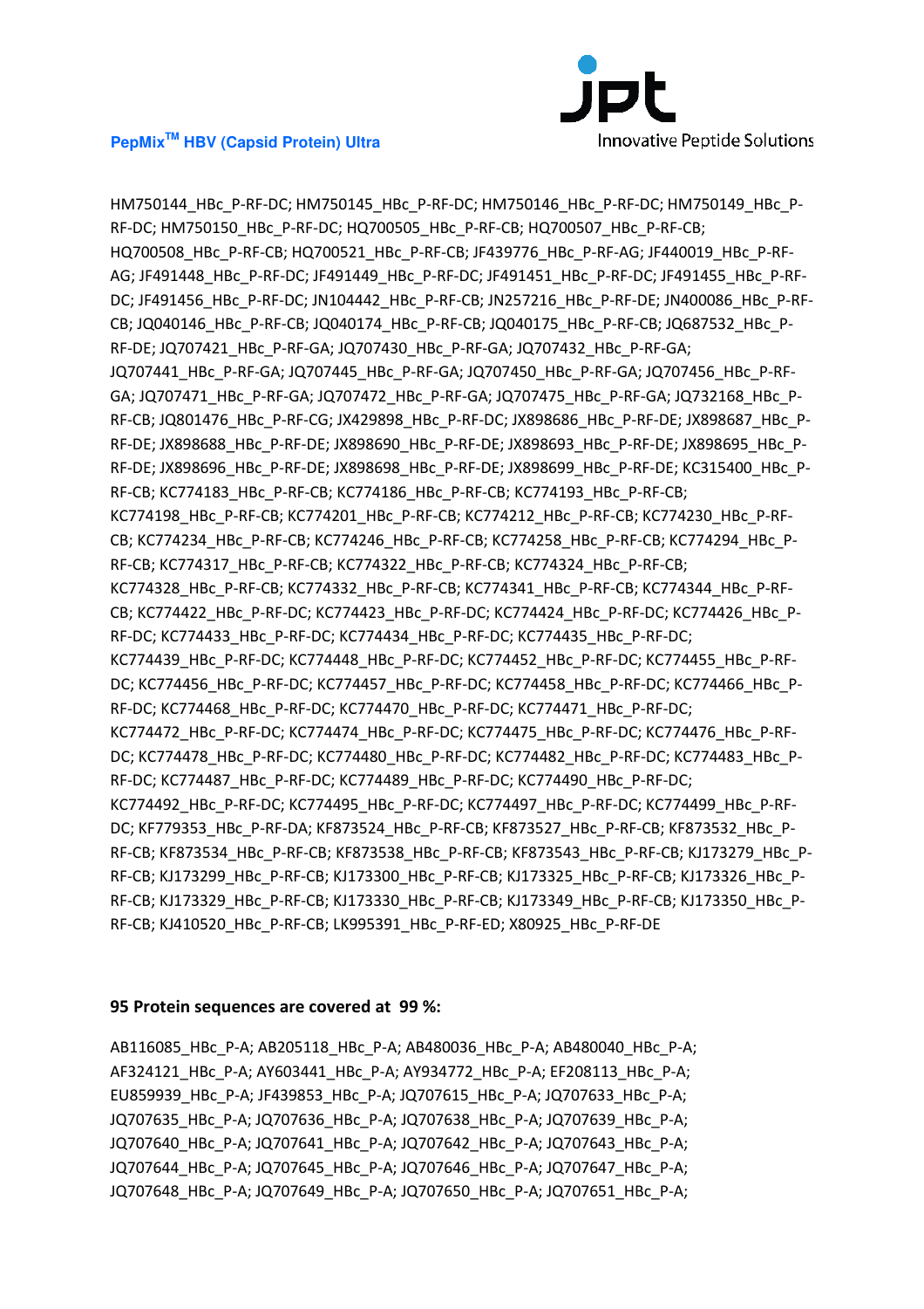HM750144_HBc_P-RF-DC; HM750145_HBc_P-RF-DC; HM750146_HBc_P-RF-DC; HM750149_HBc_P-RF-DC; HM750150_HBc_P-RF-DC; HQ700505_HBc_P-RF-CB; HQ700507_HBc_P-RF-CB; HQ700508_HBc_P-RF-CB; HQ700521_HBc_P-RF-CB; JF439776_HBc_P-RF-AG; JF440019_HBc_P-RF-AG; JF491448_HBc_P-RF-DC; JF491449_HBc_P-RF-DC; JF491451_HBc_P-RF-DC; JF491455_HBc_P-RF-DC; JF491456_HBc_P-RF-DC; JN104442_HBc_P-RF-CB; JN257216_HBc_P-RF-DE; JN400086_HBc_P-RF-CB; JQ040146_HBc_P-RF-CB; JQ040174_HBc_P-RF-CB; JQ040175_HBc_P-RF-CB; JQ687532_HBc_P-RF-DE; JQ707421_HBc_P-RF-GA; JQ707430_HBc_P-RF-GA; JQ707432_HBc_P-RF-GA; JQ707441_HBc_P-RF-GA; JQ707445_HBc_P-RF-GA; JQ707450_HBc_P-RF-GA; JQ707456_HBc_P-RF-GA; JQ707471_HBc_P-RF-GA; JQ707472_HBc_P-RF-GA; JQ707475_HBc_P-RF-GA; JQ732168_HBc_P-RF-CB; JQ801476_HBc_P-RF-CG; JX429898_HBc_P-RF-DC; JX898686_HBc_P-RF-DE; JX898687_HBc_P-RF-DE; JX898688_HBc_P-RF-DE; JX898690_HBc_P-RF-DE; JX898693_HBc_P-RF-DE; JX898695_HBc_P-RF-DE; JX898696_HBc_P-RF-DE; JX898698_HBc_P-RF-DE; JX898699_HBc_P-RF-DE; KC315400_HBc_P-RF-CB; KC774183_HBc_P-RF-CB; KC774186_HBc_P-RF-CB; KC774193_HBc_P-RF-CB; KC774198_HBc_P-RF-CB; KC774201_HBc_P-RF-CB; KC774212_HBc_P-RF-CB; KC774230_HBc_P-RF-CB; KC774234_HBc_P-RF-CB; KC774246_HBc_P-RF-CB; KC774258_HBc_P-RF-CB; KC774294_HBc_P-RF-CB; KC774317_HBc_P-RF-CB; KC774322_HBc_P-RF-CB; KC774324_HBc_P-RF-CB; KC774328_HBc_P-RF-CB; KC774332_HBc_P-RF-CB; KC774341_HBc_P-RF-CB; KC774344_HBc_P-RF-CB; KC774422_HBc_P-RF-DC; KC774423_HBc_P-RF-DC; KC774424_HBc_P-RF-DC; KC774426_HBc_P-RF-DC; KC774433_HBc_P-RF-DC; KC774434_HBc_P-RF-DC; KC774435_HBc_P-RF-DC; KC774439_HBc_P-RF-DC; KC774448_HBc_P-RF-DC; KC774452_HBc_P-RF-DC; KC774455_HBc_P-RF-DC; KC774456_HBc_P-RF-DC; KC774457_HBc_P-RF-DC; KC774458_HBc_P-RF-DC; KC774466_HBc_P-RF-DC; KC774468_HBc_P-RF-DC; KC774470_HBc_P-RF-DC; KC774471_HBc_P-RF-DC; KC774472_HBc_P-RF-DC; KC774474_HBc_P-RF-DC; KC774475_HBc_P-RF-DC; KC774476_HBc_P-RF-DC; KC774478_HBc_P-RF-DC; KC774480_HBc_P-RF-DC; KC774482_HBc_P-RF-DC; KC774483_HBc_P-RF-DC; KC774487_HBc_P-RF-DC; KC774489_HBc_P-RF-DC; KC774490_HBc_P-RF-DC; KC774492_HBc_P-RF-DC; KC774495_HBc_P-RF-DC; KC774497_HBc_P-RF-DC; KC774499_HBc_P-RF-DC; KF779353_HBc_P-RF-DA; KF873524_HBc_P-RF-CB; KF873527_HBc_P-RF-CB; KF873532_HBc_P-RF-CB; KF873534_HBc_P-RF-CB; KF873538_HBc_P-RF-CB; KF873543_HBc_P-RF-CB; KJ173279_HBc_P-RF-CB; KJ173299_HBc_P-RF-CB; KJ173300_HBc_P-RF-CB; KJ173325_HBc_P-RF-CB; KJ173326_HBc_P-RF-CB; KJ173329_HBc_P-RF-CB; KJ173330_HBc_P-RF-CB; KJ173349_HBc_P-RF-CB; KJ173350_HBc_P-RF-CB; KJ410520_HBc_P-RF-CB; LK995391_HBc_P-RF-ED; X80925_HBc_P-RF-DE

**95 Protein sequences are covered at 99 %:**

AB116085_HBc_P-A; AB205118_HBc_P-A; AB480036_HBc_P-A; AB480040_HBc_P-A; AF324121_HBc_P-A; AY603441_HBc_P-A; AY934772_HBc_P-A; EF208113_HBc_P-A; EU859939_HBc_P-A; JF439853_HBc_P-A; JQ707615_HBc_P-A; JQ707633_HBc_P-A; JQ707635_HBc_P-A; JQ707636_HBc_P-A; JQ707638_HBc_P-A; JQ707639_HBc_P-A; JQ707640_HBc_P-A; JQ707641_HBc_P-A; JQ707642_HBc_P-A; JQ707643_HBc_P-A; JQ707644_HBc_P-A; JQ707645_HBc_P-A; JQ707646_HBc_P-A; JQ707647_HBc_P-A; JQ707648_HBc_P-A; JQ707649_HBc_P-A; JQ707650_HBc_P-A; JQ707651_HBc_P-A;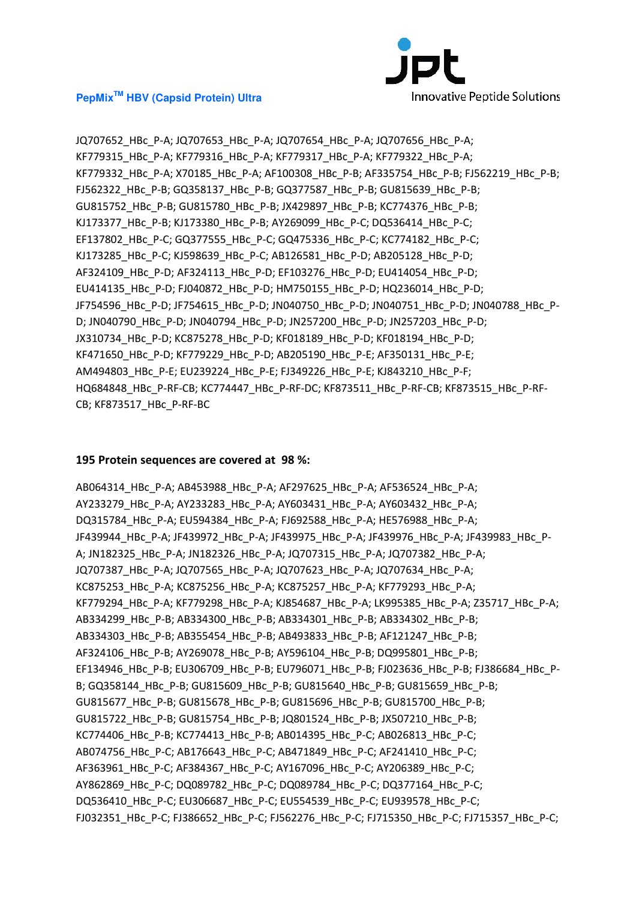JQ707652_HBc_P-A; JQ707653_HBc_P-A; JQ707654_HBc_P-A; JQ707656_HBc_P-A; KF779315_HBc_P-A; KF779316_HBc_P-A; KF779317_HBc_P-A; KF779322_HBc_P-A; KF779332_HBc_P-A; X70185_HBc_P-A; AF100308_HBc_P-B; AF335754_HBc_P-B; FJ562219_HBc_P-B; FJ562322_HBc_P-B; GQ358137_HBc_P-B; GQ377587_HBc_P-B; GU815639_HBc_P-B; GU815752_HBc_P-B; GU815780_HBc_P-B; JX429897_HBc_P-B; KC774376_HBc_P-B; KJ173377_HBc_P-B; KJ173380_HBc_P-B; AY269099_HBc_P-C; DQ536414_HBc_P-C; EF137802_HBc_P-C; GQ377555_HBc_P-C; GQ475336_HBc_P-C; KC774182_HBc_P-C; KJ173285_HBc_P-C; KJ598639_HBc_P-C; AB126581_HBc_P-D; AB205128_HBc_P-D; AF324109_HBc_P-D; AF324113_HBc_P-D; EF103276_HBc_P-D; EU414054_HBc_P-D; EU414135_HBc_P-D; FJ040872_HBc_P-D; HM750155_HBc_P-D; HQ236014_HBc_P-D; JF754596_HBc_P-D; JF754615_HBc_P-D; JN040750_HBc_P-D; JN040751_HBc_P-D; JN040788_HBc_P-D; JN040790_HBc_P-D; JN040794_HBc_P-D; JN257200_HBc_P-D; JN257203_HBc_P-D; JX310734_HBc_P-D; KC875278_HBc_P-D; KF018189_HBc_P-D; KF018194_HBc_P-D; KF471650_HBc_P-D; KF779229_HBc_P-D; AB205190_HBc_P-E; AF350131_HBc_P-E; AM494803_HBc_P-E; EU239224_HBc_P-E; FJ349226_HBc_P-E; KJ843210_HBc_P-F; HQ684848_HBc_P-RF-CB; KC774447_HBc_P-RF-DC; KF873511_HBc_P-RF-CB; KF873515_HBc_P-RF-CB; KF873517_HBc_P-RF-BC

**195 Protein sequences are covered at 98 %:**

AB064314_HBc_P-A; AB453988_HBc_P-A; AF297625_HBc_P-A; AF536524_HBc_P-A; AY233279_HBc_P-A; AY233283_HBc_P-A; AY603431_HBc_P-A; AY603432_HBc_P-A; DQ315784_HBc_P-A; EU594384_HBc_P-A; FJ692588_HBc_P-A; HE576988_HBc_P-A; JF439944_HBc_P-A; JF439972_HBc_P-A; JF439975_HBc_P-A; JF439976_HBc_P-A; JF439983_HBc_P-A; JN182325_HBc_P-A; JN182326_HBc_P-A; JQ707315_HBc_P-A; JQ707382_HBc_P-A; JQ707387_HBc_P-A; JQ707565_HBc_P-A; JQ707623_HBc_P-A; JQ707634_HBc_P-A; KC875253_HBc_P-A; KC875256_HBc_P-A; KC875257_HBc_P-A; KF779293_HBc_P-A; KF779294_HBc_P-A; KF779298_HBc_P-A; KJ854687_HBc_P-A; LK995385_HBc_P-A; Z35717_HBc_P-A; AB334299_HBc_P-B; AB334300_HBc_P-B; AB334301_HBc_P-B; AB334302_HBc_P-B; AB334303_HBc_P-B; AB355454_HBc_P-B; AB493833_HBc_P-B; AF121247_HBc_P-B; AF324106_HBc_P-B; AY269078_HBc_P-B; AY596104_HBc_P-B; DQ995801_HBc_P-B; EF134946_HBc_P-B; EU306709_HBc_P-B; EU796071_HBc_P-B; FJ023636_HBc_P-B; FJ386684_HBc_P-B; GQ358144_HBc_P-B; GU815609_HBc_P-B; GU815640_HBc_P-B; GU815659_HBc_P-B; GU815677_HBc_P-B; GU815678_HBc_P-B; GU815696_HBc_P-B; GU815700_HBc_P-B; GU815722_HBc_P-B; GU815754_HBc_P-B; JQ801524_HBc_P-B; JX507210_HBc_P-B; KC774406_HBc_P-B; KC774413_HBc_P-B; AB014395_HBc_P-C; AB026813_HBc_P-C; AB074756_HBc_P-C; AB176643_HBc_P-C; AB471849_HBc_P-C; AF241410_HBc_P-C; AF363961_HBc_P-C; AF384367_HBc_P-C; AY167096_HBc_P-C; AY206389_HBc_P-C; AY862869_HBc_P-C; DQ089782_HBc_P-C; DQ089784_HBc_P-C; DQ377164_HBc_P-C; DQ536410_HBc_P-C; EU306687_HBc_P-C; EU554539_HBc_P-C; EU939578_HBc_P-C; FJ032351_HBc_P-C; FJ386652_HBc_P-C; FJ562276_HBc_P-C; FJ715350_HBc_P-C; FJ715357_HBc_P-C;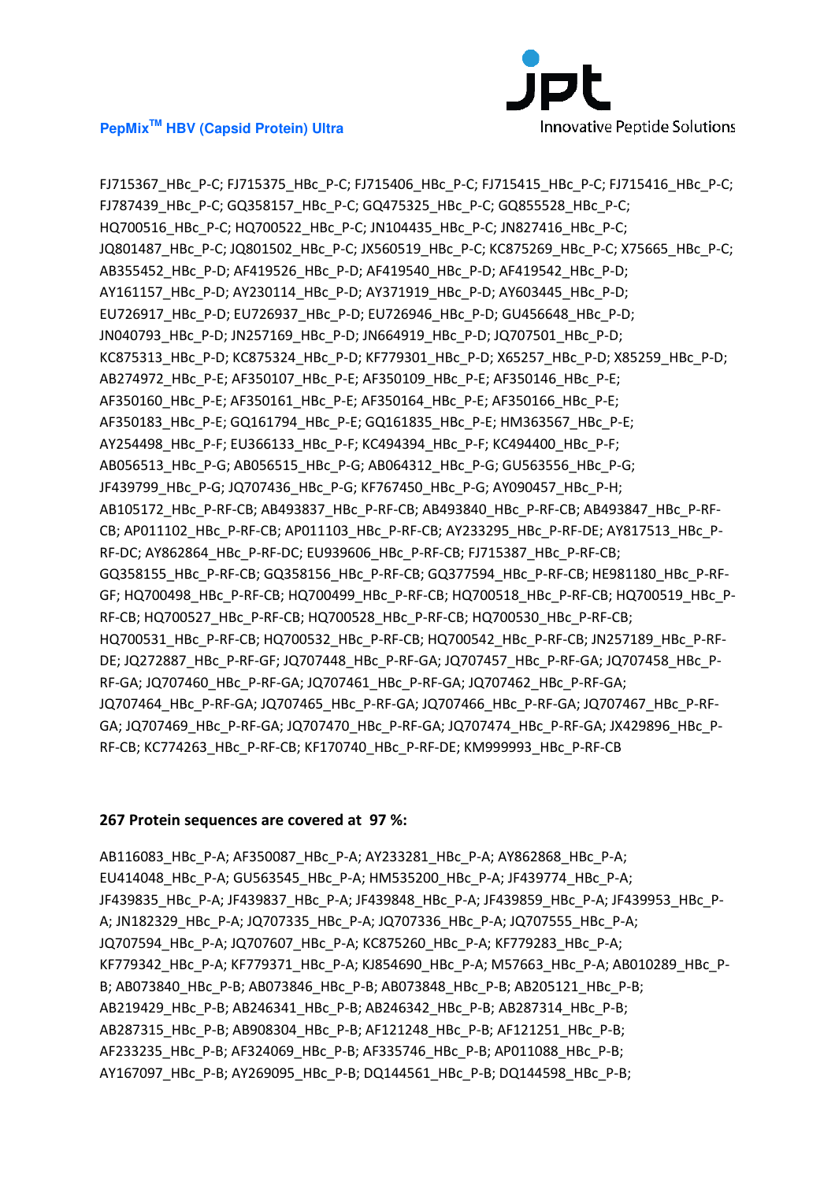FJ715367_HBc_P-C; FJ715375_HBc_P-C; FJ715406_HBc_P-C; FJ715415_HBc_P-C; FJ715416_HBc_P-C; FJ787439_HBc_P-C; GQ358157_HBc_P-C; GQ475325_HBc_P-C; GQ855528_HBc_P-C; HQ700516_HBc_P-C; HQ700522_HBc_P-C; JN104435_HBc_P-C; JN827416_HBc_P-C; JQ801487_HBc_P-C; JQ801502_HBc_P-C; JX560519_HBc_P-C; KC875269_HBc_P-C; X75665_HBc_P-C; AB355452_HBc_P-D; AF419526_HBc_P-D; AF419540_HBc_P-D; AF419542_HBc_P-D; AY161157_HBc_P-D; AY230114_HBc_P-D; AY371919_HBc_P-D; AY603445_HBc_P-D; EU726917_HBc_P-D; EU726937_HBc_P-D; EU726946_HBc_P-D; GU456648_HBc_P-D; JN040793_HBc_P-D; JN257169_HBc_P-D; JN664919_HBc_P-D; JQ707501_HBc_P-D; KC875313_HBc_P-D; KC875324_HBc_P-D; KF779301_HBc_P-D; X65257_HBc_P-D; X85259_HBc_P-D; AB274972_HBc_P-E; AF350107_HBc_P-E; AF350109_HBc_P-E; AF350146_HBc_P-E; AF350160_HBc_P-E; AF350161_HBc_P-E; AF350164_HBc_P-E; AF350166_HBc_P-E; AF350183_HBc_P-E; GQ161794_HBc_P-E; GQ161835_HBc_P-E; HM363567_HBc_P-E; AY254498_HBc_P-F; EU366133_HBc_P-F; KC494394_HBc_P-F; KC494400_HBc_P-F; AB056513_HBc_P-G; AB056515_HBc_P-G; AB064312_HBc_P-G; GU563556_HBc_P-G; JF439799_HBc_P-G; JQ707436_HBc_P-G; KF767450_HBc_P-G; AY090457_HBc_P-H; AB105172_HBc_P-RF-CB; AB493837_HBc_P-RF-CB; AB493840_HBc_P-RF-CB; AB493847_HBc_P-RF-CB; AP011102_HBc_P-RF-CB; AP011103_HBc_P-RF-CB; AY233295_HBc_P-RF-DE; AY817513_HBc_P-RF-DC; AY862864_HBc_P-RF-DC; EU939606_HBc_P-RF-CB; FJ715387_HBc_P-RF-CB; GQ358155_HBc_P-RF-CB; GQ358156_HBc_P-RF-CB; GQ377594_HBc_P-RF-CB; HE981180_HBc_P-RF-GF; HQ700498_HBc_P-RF-CB; HQ700499_HBc_P-RF-CB; HQ700518_HBc_P-RF-CB; HQ700519_HBc_P-RF-CB; HQ700527_HBc_P-RF-CB; HQ700528_HBc_P-RF-CB; HQ700530_HBc_P-RF-CB; HQ700531_HBc_P-RF-CB; HQ700532_HBc_P-RF-CB; HQ700542_HBc_P-RF-CB; JN257189_HBc_P-RF-DE; JQ272887_HBc_P-RF-GF; JQ707448_HBc_P-RF-GA; JQ707457_HBc_P-RF-GA; JQ707458_HBc_P-RF-GA; JQ707460_HBc_P-RF-GA; JQ707461_HBc_P-RF-GA; JQ707462_HBc_P-RF-GA; JQ707464_HBc_P-RF-GA; JQ707465_HBc_P-RF-GA; JQ707466_HBc_P-RF-GA; JQ707467_HBc_P-RF-GA; JQ707469_HBc_P-RF-GA; JQ707470_HBc_P-RF-GA; JQ707474_HBc_P-RF-GA; JX429896_HBc_P-RF-CB; KC774263_HBc_P-RF-CB; KF170740_HBc_P-RF-DE; KM999993_HBc_P-RF-CB

**267 Protein sequences are covered at 97 %:**

AB116083_HBc_P-A; AF350087_HBc_P-A; AY233281_HBc_P-A; AY862868_HBc_P-A; EU414048_HBc_P-A; GU563545_HBc_P-A; HM535200_HBc_P-A; JF439774_HBc_P-A; JF439835_HBc_P-A; JF439837_HBc_P-A; JF439848_HBc_P-A; JF439859_HBc_P-A; JF439953_HBc_P-A; JN182329_HBc_P-A; JQ707335_HBc_P-A; JQ707336_HBc_P-A; JQ707555_HBc_P-A; JQ707594_HBc_P-A; JQ707607_HBc_P-A; KC875260_HBc_P-A; KF779283_HBc_P-A; KF779342_HBc_P-A; KF779371_HBc_P-A; KJ854690_HBc_P-A; M57663_HBc_P-A; AB010289_HBc_P-B; AB073840_HBc_P-B; AB073846_HBc_P-B; AB073848_HBc_P-B; AB205121_HBc_P-B; AB219429_HBc_P-B; AB246341_HBc_P-B; AB246342_HBc_P-B; AB287314_HBc_P-B; AB287315_HBc_P-B; AB908304_HBc_P-B; AF121248_HBc_P-B; AF121251_HBc_P-B; AF233235_HBc_P-B; AF324069_HBc_P-B; AF335746_HBc_P-B; AP011088_HBc_P-B; AY167097_HBc_P-B; AY269095_HBc_P-B; DQ144561_HBc_P-B; DQ144598_HBc_P-B;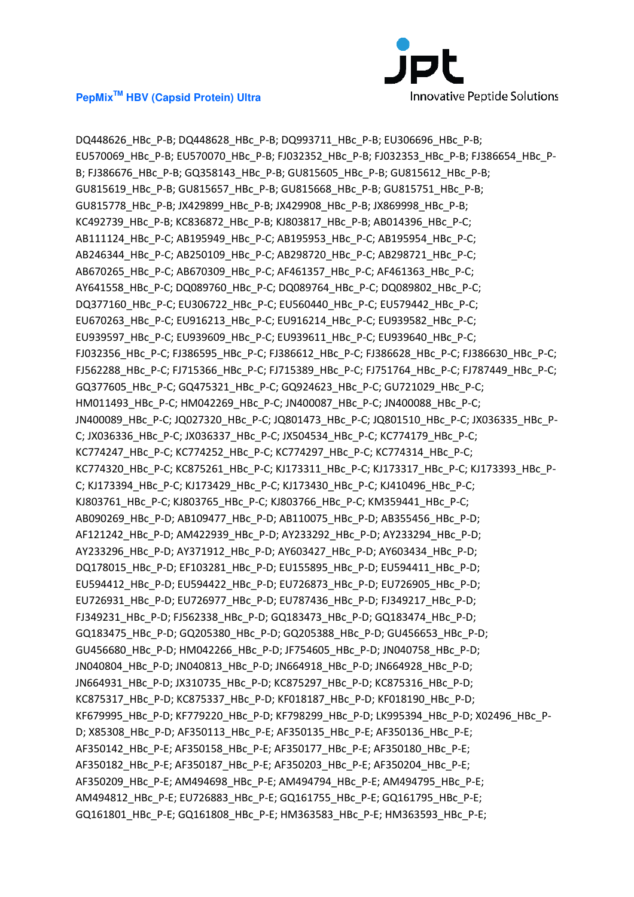DQ448626_HBc_P-B; DQ448628_HBc_P-B; DQ993711_HBc_P-B; EU306696_HBc_P-B; EU570069_HBc_P-B; EU570070_HBc_P-B; FJ032352_HBc_P-B; FJ032353_HBc_P-B; FJ386654_HBc_P-B; FJ386676_HBc_P-B; GQ358143_HBc_P-B; GU815605_HBc_P-B; GU815612_HBc_P-B; GU815619_HBc_P-B; GU815657_HBc_P-B; GU815668_HBc_P-B; GU815751_HBc_P-B; GU815778_HBc_P-B; JX429899_HBc_P-B; JX429908_HBc_P-B; JX869998_HBc_P-B; KC492739_HBc_P-B; KC836872_HBc_P-B; KJ803817_HBc_P-B; AB014396_HBc_P-C; AB111124_HBc_P-C; AB195949_HBc_P-C; AB195953_HBc_P-C; AB195954_HBc_P-C; AB246344_HBc_P-C; AB250109_HBc_P-C; AB298720_HBc_P-C; AB298721_HBc_P-C; AB670265_HBc_P-C; AB670309_HBc_P-C; AF461357_HBc_P-C; AF461363_HBc_P-C; AY641558_HBc_P-C; DQ089760_HBc_P-C; DQ089764_HBc_P-C; DQ089802_HBc_P-C; DQ377160_HBc_P-C; EU306722_HBc_P-C; EU560440_HBc_P-C; EU579442_HBc_P-C; EU670263_HBc_P-C; EU916213_HBc_P-C; EU916214_HBc_P-C; EU939582_HBc_P-C; EU939597_HBc_P-C; EU939609_HBc_P-C; EU939611_HBc_P-C; EU939640_HBc_P-C; FJ032356_HBc_P-C; FJ386595_HBc_P-C; FJ386612_HBc_P-C; FJ386628_HBc_P-C; FJ386630_HBc_P-C; FJ562288_HBc_P-C; FJ715366_HBc_P-C; FJ715389_HBc_P-C; FJ751764_HBc_P-C; FJ787449_HBc_P-C; GQ377605_HBc_P-C; GQ475321_HBc_P-C; GQ924623_HBc_P-C; GU721029_HBc_P-C; HM011493_HBc_P-C; HM042269_HBc_P-C; JN400087_HBc_P-C; JN400088_HBc_P-C; JN400089_HBc_P-C; JQ027320_HBc_P-C; JQ801473_HBc_P-C; JQ801510_HBc_P-C; JX036335_HBc_P-C; JX036336_HBc_P-C; JX036337_HBc_P-C; JX504534_HBc_P-C; KC774179_HBc_P-C; KC774247_HBc_P-C; KC774252_HBc_P-C; KC774297_HBc_P-C; KC774314_HBc_P-C; KC774320_HBc_P-C; KC875261_HBc_P-C; KJ173311_HBc_P-C; KJ173317_HBc_P-C; KJ173393_HBc_P-C; KJ173394_HBc_P-C; KJ173429_HBc_P-C; KJ173430_HBc_P-C; KJ410496_HBc_P-C; KJ803761_HBc_P-C; KJ803765_HBc_P-C; KJ803766_HBc_P-C; KM359441_HBc_P-C; AB090269_HBc_P-D; AB109477_HBc_P-D; AB110075_HBc_P-D; AB355456_HBc_P-D; AF121242_HBc_P-D; AM422939_HBc_P-D; AY233292_HBc_P-D; AY233294_HBc_P-D; AY233296_HBc_P-D; AY371912_HBc_P-D; AY603427_HBc_P-D; AY603434_HBc_P-D; DQ178015_HBc_P-D; EF103281_HBc_P-D; EU155895_HBc_P-D; EU594411_HBc_P-D; EU594412_HBc_P-D; EU594422_HBc_P-D; EU726873_HBc_P-D; EU726905_HBc_P-D; EU726931_HBc_P-D; EU726977_HBc_P-D; EU787436_HBc_P-D; FJ349217_HBc_P-D; FJ349231_HBc_P-D; FJ562338_HBc_P-D; GQ183473_HBc_P-D; GQ183474_HBc_P-D; GQ183475_HBc_P-D; GQ205380_HBc_P-D; GQ205388_HBc_P-D; GU456653_HBc_P-D; GU456680_HBc_P-D; HM042266_HBc_P-D; JF754605_HBc_P-D; JN040758_HBc_P-D; JN040804_HBc_P-D; JN040813_HBc_P-D; JN664918_HBc_P-D; JN664928_HBc_P-D; JN664931_HBc_P-D; JX310735_HBc_P-D; KC875297_HBc_P-D; KC875316_HBc_P-D; KC875317_HBc_P-D; KC875337_HBc_P-D; KF018187_HBc_P-D; KF018190_HBc_P-D; KF679995_HBc_P-D; KF779220_HBc_P-D; KF798299_HBc_P-D; LK995394_HBc_P-D; X02496_HBc_P-D; X85308_HBc_P-D; AF350113_HBc_P-E; AF350135_HBc_P-E; AF350136_HBc_P-E; AF350142_HBc_P-E; AF350158_HBc_P-E; AF350177_HBc_P-E; AF350180_HBc_P-E; AF350182_HBc_P-E; AF350187_HBc_P-E; AF350203_HBc_P-E; AF350204_HBc_P-E; AF350209_HBc_P-E; AM494698_HBc_P-E; AM494794_HBc_P-E; AM494795_HBc_P-E; AM494812_HBc_P-E; EU726883_HBc_P-E; GQ161755_HBc_P-E; GQ161795_HBc_P-E; GQ161801_HBc_P-E; GQ161808_HBc_P-E; HM363583_HBc_P-E; HM363593_HBc_P-E;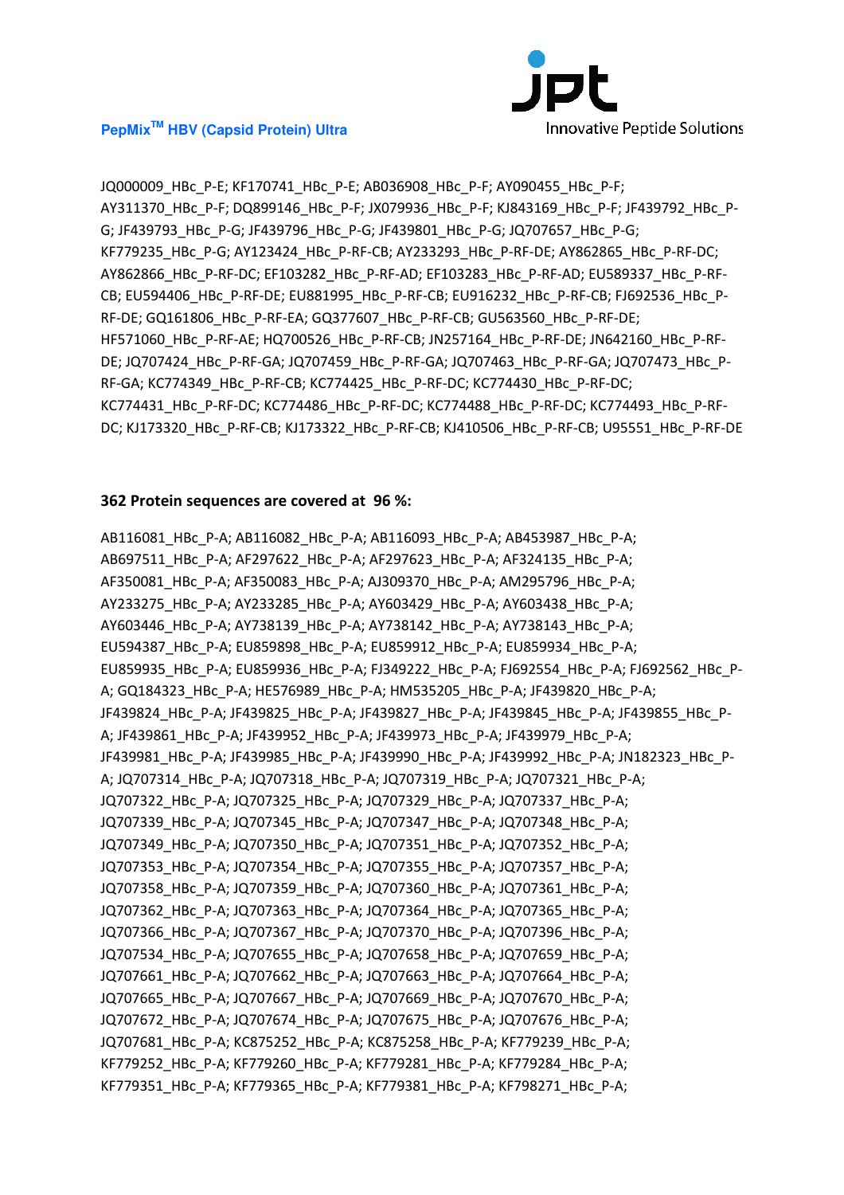JQ000009_HBc_P-E; KF170741_HBc_P-E; AB036908_HBc_P-F; AY090455_HBc_P-F; AY311370_HBc_P-F; DQ899146_HBc_P-F; JX079936_HBc_P-F; KJ843169_HBc_P-F; JF439792_HBc_P-G; JF439793_HBc_P-G; JF439796_HBc_P-G; JF439801_HBc_P-G; JQ707657_HBc_P-G; KF779235_HBc_P-G; AY123424_HBc_P-RF-CB; AY233293_HBc_P-RF-DE; AY862865_HBc_P-RF-DC; AY862866_HBc_P-RF-DC; EF103282_HBc_P-RF-AD; EF103283_HBc_P-RF-AD; EU589337_HBc_P-RF-CB; EU594406_HBc_P-RF-DE; EU881995_HBc_P-RF-CB; EU916232_HBc_P-RF-CB; FJ692536_HBc_P-RF-DE; GQ161806_HBc_P-RF-EA; GQ377607_HBc_P-RF-CB; GU563560_HBc_P-RF-DE; HF571060_HBc_P-RF-AE; HQ700526_HBc_P-RF-CB; JN257164_HBc_P-RF-DE; JN642160_HBc_P-RF-DE; JQ707424_HBc_P-RF-GA; JQ707459_HBc_P-RF-GA; JQ707463_HBc_P-RF-GA; JQ707473_HBc_P-RF-GA; KC774349_HBc_P-RF-CB; KC774425_HBc_P-RF-DC; KC774430_HBc_P-RF-DC; KC774431_HBc_P-RF-DC; KC774486_HBc_P-RF-DC; KC774488_HBc_P-RF-DC; KC774493_HBc_P-RF-DC; KJ173320_HBc_P-RF-CB; KJ173322_HBc_P-RF-CB; KJ410506_HBc_P-RF-CB; U95551_HBc_P-RF-DE

**362 Protein sequences are covered at 96 %:**

AB116081_HBc_P-A; AB116082_HBc_P-A; AB116093_HBc_P-A; AB453987_HBc_P-A; AB697511_HBc_P-A; AF297622_HBc_P-A; AF297623_HBc_P-A; AF324135_HBc_P-A; AF350081_HBc_P-A; AF350083_HBc_P-A; AJ309370_HBc_P-A; AM295796_HBc_P-A; AY233275_HBc_P-A; AY233285_HBc_P-A; AY603429_HBc_P-A; AY603438_HBc_P-A; AY603446_HBc_P-A; AY738139_HBc_P-A; AY738142_HBc_P-A; AY738143_HBc_P-A; EU594387_HBc_P-A; EU859898_HBc_P-A; EU859912_HBc_P-A; EU859934_HBc_P-A; EU859935_HBc_P-A; EU859936_HBc_P-A; FJ349222_HBc_P-A; FJ692554_HBc_P-A; FJ692562_HBc_P-A; GQ184323_HBc_P-A; HE576989_HBc_P-A; HM535205_HBc_P-A; JF439820_HBc_P-A; JF439824_HBc_P-A; JF439825_HBc_P-A; JF439827_HBc_P-A; JF439845_HBc_P-A; JF439855_HBc_P-A; JF439861_HBc_P-A; JF439952_HBc_P-A; JF439973_HBc_P-A; JF439979_HBc_P-A; JF439981_HBc_P-A; JF439985_HBc_P-A; JF439990_HBc_P-A; JF439992_HBc_P-A; JN182323_HBc_P-A; JQ707314_HBc_P-A; JQ707318_HBc_P-A; JQ707319_HBc_P-A; JQ707321_HBc_P-A; JQ707322_HBc_P-A; JQ707325_HBc_P-A; JQ707329_HBc_P-A; JQ707337_HBc_P-A; JQ707339_HBc_P-A; JQ707345_HBc_P-A; JQ707347_HBc_P-A; JQ707348_HBc_P-A; JQ707349_HBc_P-A; JQ707350_HBc_P-A; JQ707351_HBc_P-A; JQ707352_HBc_P-A; JQ707353_HBc_P-A; JQ707354_HBc_P-A; JQ707355_HBc_P-A; JQ707357_HBc_P-A; JQ707358_HBc_P-A; JQ707359_HBc_P-A; JQ707360_HBc_P-A; JQ707361_HBc_P-A; JQ707362_HBc_P-A; JQ707363_HBc_P-A; JQ707364_HBc_P-A; JQ707365_HBc_P-A; JQ707366_HBc_P-A; JQ707367_HBc_P-A; JQ707370_HBc_P-A; JQ707396_HBc_P-A; JQ707534_HBc_P-A; JQ707655_HBc_P-A; JQ707658_HBc_P-A; JQ707659_HBc_P-A; JQ707661_HBc_P-A; JQ707662_HBc_P-A; JQ707663_HBc_P-A; JQ707664_HBc_P-A; JQ707665_HBc_P-A; JQ707667_HBc_P-A; JQ707669_HBc_P-A; JQ707670_HBc_P-A; JQ707672_HBc_P-A; JQ707674_HBc_P-A; JQ707675_HBc_P-A; JQ707676_HBc_P-A; JQ707681_HBc_P-A; KC875252_HBc_P-A; KC875258_HBc_P-A; KF779239_HBc_P-A; KF779252_HBc_P-A; KF779260_HBc_P-A; KF779281_HBc_P-A; KF779284_HBc_P-A; KF779351_HBc_P-A; KF779365_HBc_P-A; KF779381_HBc_P-A; KF798271_HBc_P-A;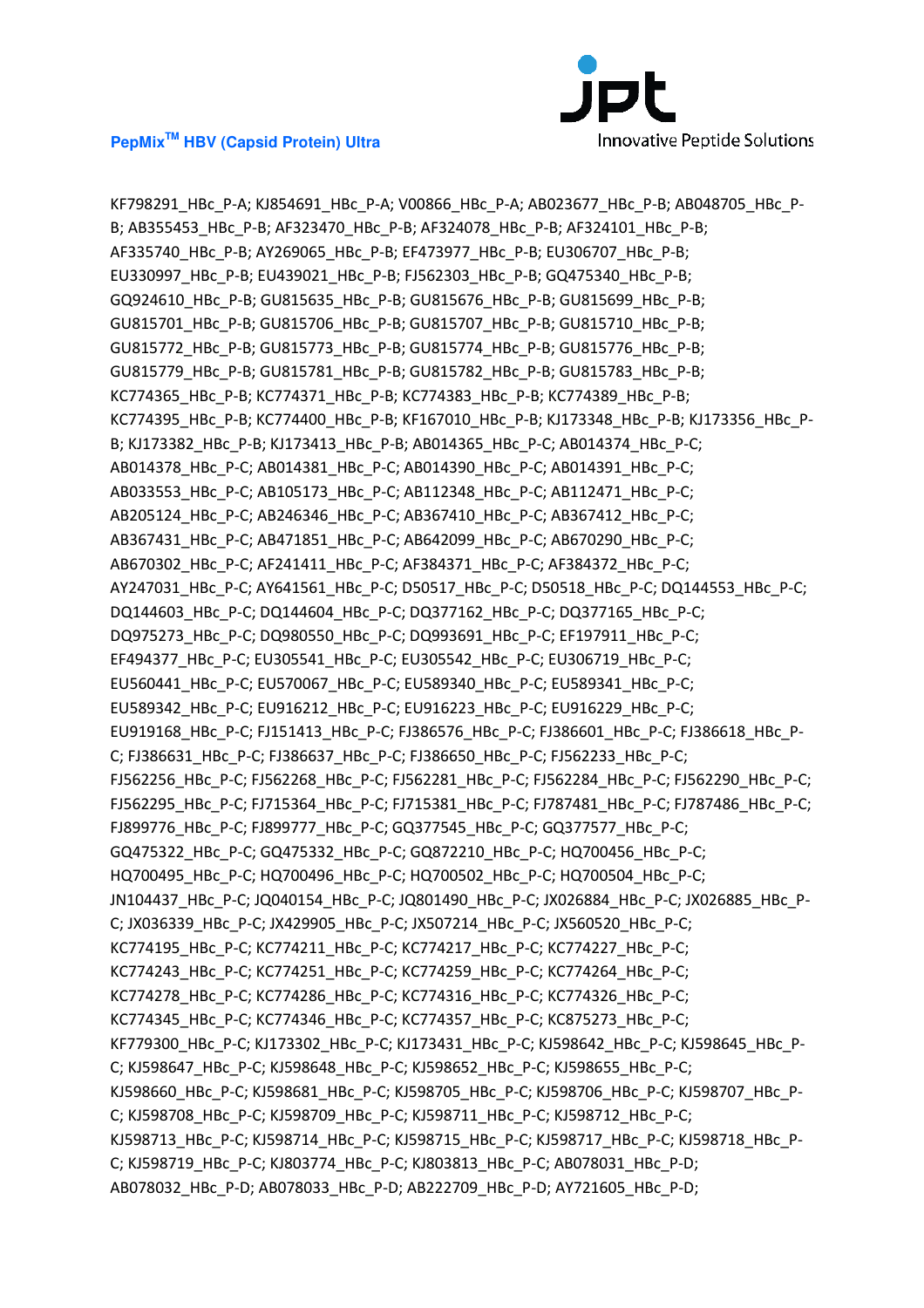KF798291_HBc_P-A; KJ854691_HBc_P-A; V00866_HBc_P-A; AB023677_HBc_P-B; AB048705_HBc_P-B; AB355453_HBc_P-B; AF323470_HBc_P-B; AF324078_HBc_P-B; AF324101_HBc_P-B; AF335740_HBc_P-B; AY269065_HBc_P-B; EF473977_HBc_P-B; EU306707_HBc_P-B; EU330997_HBc_P-B; EU439021_HBc_P-B; FJ562303_HBc_P-B; GQ475340_HBc_P-B; GQ924610_HBc_P-B; GU815635_HBc_P-B; GU815676_HBc_P-B; GU815699_HBc_P-B; GU815701_HBc_P-B; GU815706_HBc_P-B; GU815707_HBc_P-B; GU815710_HBc_P-B; GU815772_HBc_P-B; GU815773_HBc_P-B; GU815774_HBc_P-B; GU815776_HBc_P-B; GU815779_HBc_P-B; GU815781_HBc_P-B; GU815782_HBc_P-B; GU815783_HBc_P-B; KC774365_HBc_P-B; KC774371_HBc_P-B; KC774383_HBc_P-B; KC774389_HBc_P-B; KC774395_HBc_P-B; KC774400_HBc_P-B; KF167010_HBc_P-B; KJ173348_HBc_P-B; KJ173356_HBc_P-B; KJ173382_HBc_P-B; KJ173413_HBc_P-B; AB014365_HBc_P-C; AB014374_HBc_P-C; AB014378_HBc_P-C; AB014381_HBc_P-C; AB014390_HBc_P-C; AB014391_HBc_P-C; AB033553_HBc_P-C; AB105173_HBc_P-C; AB112348_HBc_P-C; AB112471_HBc_P-C; AB205124_HBc_P-C; AB246346_HBc_P-C; AB367410_HBc_P-C; AB367412_HBc_P-C; AB367431_HBc_P-C; AB471851_HBc_P-C; AB642099_HBc_P-C; AB670290_HBc_P-C; AB670302_HBc_P-C; AF241411_HBc_P-C; AF384371_HBc_P-C; AF384372_HBc_P-C; AY247031_HBc_P-C; AY641561_HBc_P-C; D50517_HBc_P-C; D50518_HBc_P-C; DQ144553_HBc_P-C; DQ144603_HBc_P-C; DQ144604_HBc_P-C; DQ377162_HBc_P-C; DQ377165_HBc_P-C; DQ975273_HBc_P-C; DQ980550_HBc_P-C; DQ993691_HBc_P-C; EF197911_HBc_P-C; EF494377_HBc_P-C; EU305541_HBc_P-C; EU305542_HBc_P-C; EU306719_HBc_P-C; EU560441_HBc_P-C; EU570067_HBc_P-C; EU589340_HBc_P-C; EU589341_HBc_P-C; EU589342_HBc_P-C; EU916212_HBc_P-C; EU916223_HBc_P-C; EU916229_HBc_P-C; EU919168_HBc_P-C; FJ151413_HBc_P-C; FJ386576_HBc_P-C; FJ386601_HBc_P-C; FJ386618_HBc_P-C; FJ386631_HBc_P-C; FJ386637_HBc_P-C; FJ386650_HBc_P-C; FJ562233_HBc_P-C; FJ562256_HBc_P-C; FJ562268_HBc_P-C; FJ562281_HBc_P-C; FJ562284_HBc_P-C; FJ562290_HBc_P-C; FJ562295_HBc_P-C; FJ715364_HBc_P-C; FJ715381_HBc_P-C; FJ787481_HBc_P-C; FJ787486_HBc_P-C; FJ899776_HBc_P-C; FJ899777_HBc_P-C; GQ377545_HBc_P-C; GQ377577_HBc_P-C; GQ475322_HBc_P-C; GQ475332_HBc_P-C; GQ872210_HBc_P-C; HQ700456_HBc_P-C; HQ700495_HBc_P-C; HQ700496_HBc_P-C; HQ700502_HBc_P-C; HQ700504_HBc_P-C; JN104437_HBc_P-C; JQ040154_HBc_P-C; JQ801490_HBc_P-C; JX026884_HBc_P-C; JX026885_HBc_P-C; JX036339_HBc_P-C; JX429905_HBc_P-C; JX507214_HBc_P-C; JX560520_HBc_P-C; KC774195_HBc_P-C; KC774211_HBc_P-C; KC774217_HBc_P-C; KC774227_HBc_P-C; KC774243_HBc_P-C; KC774251_HBc_P-C; KC774259_HBc_P-C; KC774264_HBc_P-C; KC774278_HBc_P-C; KC774286_HBc_P-C; KC774316_HBc_P-C; KC774326_HBc_P-C; KC774345_HBc_P-C; KC774346_HBc_P-C; KC774357_HBc_P-C; KC875273_HBc_P-C; KF779300_HBc_P-C; KJ173302_HBc_P-C; KJ173431_HBc_P-C; KJ598642_HBc_P-C; KJ598645_HBc_P-C; KJ598647_HBc_P-C; KJ598648_HBc_P-C; KJ598652_HBc_P-C; KJ598655_HBc_P-C; KJ598660_HBc_P-C; KJ598681_HBc_P-C; KJ598705_HBc_P-C; KJ598706_HBc_P-C; KJ598707_HBc_P-C; KJ598708_HBc_P-C; KJ598709_HBc_P-C; KJ598711_HBc_P-C; KJ598712_HBc_P-C; KJ598713_HBc_P-C; KJ598714_HBc_P-C; KJ598715_HBc_P-C; KJ598717_HBc_P-C; KJ598718_HBc_P-C; KJ598719_HBc_P-C; KJ803774_HBc_P-C; KJ803813_HBc_P-C; AB078031_HBc_P-D; AB078032_HBc_P-D; AB078033_HBc_P-D; AB222709_HBc_P-D; AY721605_HBc_P-D;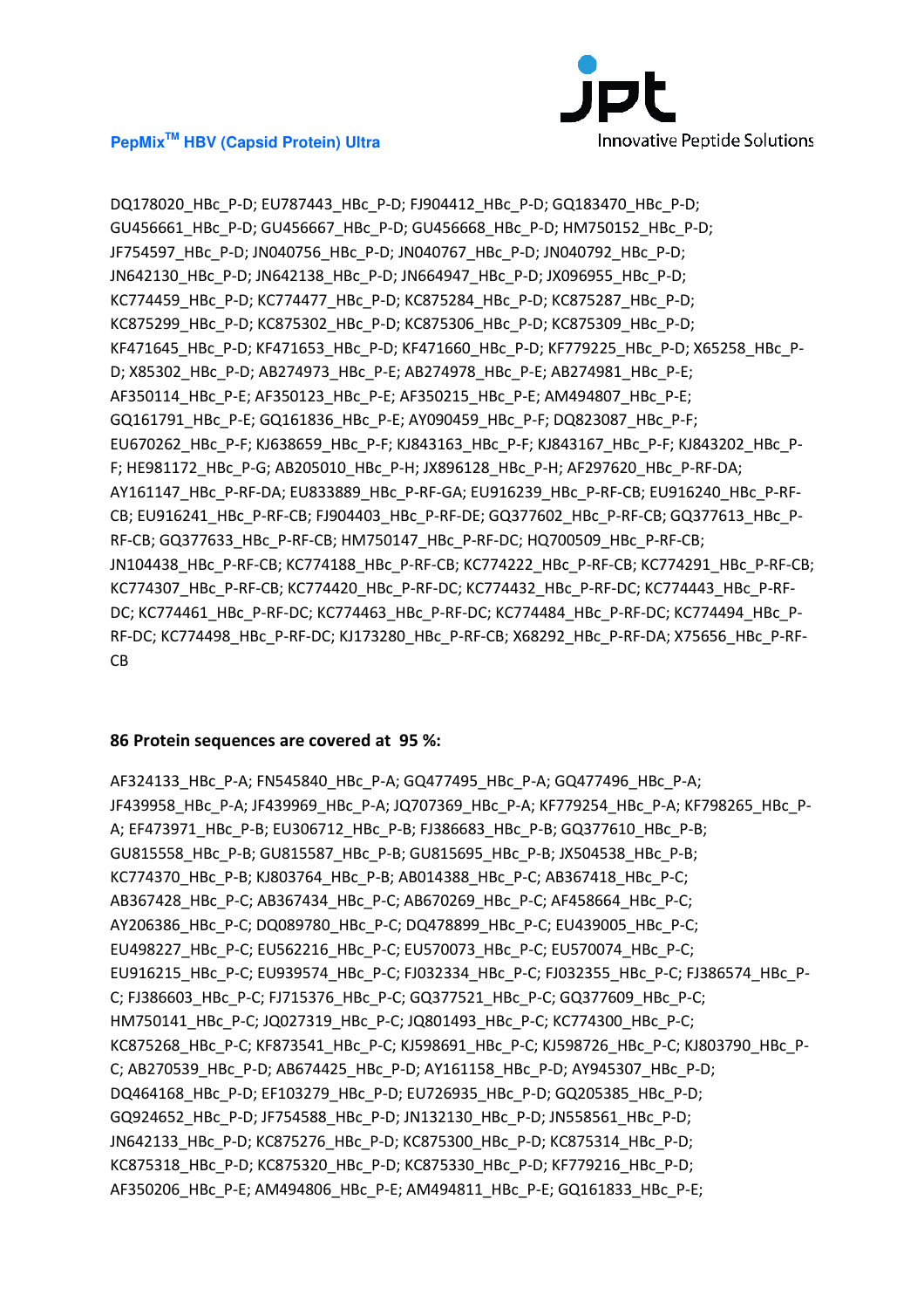DQ178020_HBc_P-D; EU787443_HBc_P-D; FJ904412_HBc_P-D; GQ183470_HBc_P-D; GU456661_HBc_P-D; GU456667_HBc_P-D; GU456668_HBc_P-D; HM750152_HBc_P-D; JF754597_HBc_P-D; JN040756_HBc_P-D; JN040767_HBc_P-D; JN040792_HBc_P-D; JN642130_HBc_P-D; JN642138_HBc_P-D; JN664947_HBc_P-D; JX096955_HBc_P-D; KC774459_HBc_P-D; KC774477_HBc_P-D; KC875284_HBc_P-D; KC875287_HBc_P-D; KC875299_HBc_P-D; KC875302_HBc_P-D; KC875306_HBc_P-D; KC875309_HBc_P-D; KF471645_HBc_P-D; KF471653_HBc_P-D; KF471660_HBc_P-D; KF779225_HBc_P-D; X65258_HBc_P-D; X85302_HBc_P-D; AB274973_HBc_P-E; AB274978_HBc_P-E; AB274981_HBc_P-E; AF350114_HBc_P-E; AF350123_HBc_P-E; AF350215_HBc_P-E; AM494807_HBc_P-E; GQ161791_HBc_P-E; GQ161836_HBc_P-E; AY090459_HBc_P-F; DQ823087_HBc_P-F; EU670262_HBc_P-F; KJ638659_HBc_P-F; KJ843163_HBc_P-F; KJ843167_HBc_P-F; KJ843202_HBc_P-F; HE981172_HBc_P-G; AB205010_HBc_P-H; JX896128_HBc_P-H; AF297620_HBc_P-RF-DA; AY161147_HBc_P-RF-DA; EU833889_HBc_P-RF-GA; EU916239_HBc_P-RF-CB; EU916240_HBc_P-RF-CB; EU916241_HBc_P-RF-CB; FJ904403_HBc_P-RF-DE; GQ377602_HBc_P-RF-CB; GQ377613_HBc_P-RF-CB; GQ377633_HBc_P-RF-CB; HM750147_HBc_P-RF-DC; HQ700509_HBc_P-RF-CB; JN104438_HBc_P-RF-CB; KC774188_HBc_P-RF-CB; KC774222_HBc_P-RF-CB; KC774291_HBc_P-RF-CB; KC774307_HBc_P-RF-CB; KC774420_HBc_P-RF-DC; KC774432_HBc_P-RF-DC; KC774443_HBc_P-RF-DC; KC774461_HBc_P-RF-DC; KC774463_HBc_P-RF-DC; KC774484_HBc_P-RF-DC; KC774494_HBc_P-RF-DC; KC774498_HBc_P-RF-DC; KJ173280_HBc_P-RF-CB; X68292_HBc_P-RF-DA; X75656_HBc_P-RF-CB

**86 Protein sequences are covered at 95 %:**

AF324133_HBc_P-A; FN545840_HBc_P-A; GQ477495_HBc_P-A; GQ477496_HBc_P-A; JF439958_HBc_P-A; JF439969_HBc_P-A; JQ707369_HBc_P-A; KF779254_HBc_P-A; KF798265_HBc_P-A; EF473971_HBc_P-B; EU306712_HBc_P-B; FJ386683_HBc_P-B; GQ377610_HBc_P-B; GU815558_HBc_P-B; GU815587_HBc_P-B; GU815695_HBc_P-B; JX504538_HBc_P-B; KC774370_HBc_P-B; KJ803764_HBc_P-B; AB014388_HBc_P-C; AB367418_HBc_P-C; AB367428_HBc_P-C; AB367434_HBc_P-C; AB670269_HBc_P-C; AF458664_HBc_P-C; AY206386_HBc_P-C; DQ089780_HBc_P-C; DQ478899_HBc_P-C; EU439005_HBc_P-C; EU498227_HBc_P-C; EU562216_HBc_P-C; EU570073_HBc_P-C; EU570074_HBc_P-C; EU916215_HBc_P-C; EU939574_HBc_P-C; FJ032334_HBc_P-C; FJ032355_HBc_P-C; FJ386574_HBc_P-C; FJ386603_HBc_P-C; FJ715376_HBc_P-C; GQ377521_HBc_P-C; GQ377609_HBc_P-C; HM750141_HBc_P-C; JQ027319_HBc_P-C; JQ801493_HBc_P-C; KC774300_HBc_P-C; KC875268_HBc_P-C; KF873541_HBc_P-C; KJ598691_HBc_P-C; KJ598726_HBc_P-C; KJ803790_HBc_P-C; AB270539_HBc_P-D; AB674425_HBc_P-D; AY161158_HBc_P-D; AY945307_HBc_P-D; DQ464168_HBc_P-D; EF103279_HBc_P-D; EU726935_HBc_P-D; GQ205385_HBc_P-D; GQ924652_HBc_P-D; JF754588_HBc_P-D; JN132130_HBc_P-D; JN558561_HBc_P-D; JN642133_HBc_P-D; KC875276_HBc_P-D; KC875300_HBc_P-D; KC875314_HBc_P-D; KC875318_HBc_P-D; KC875320_HBc_P-D; KC875330_HBc_P-D; KF779216_HBc_P-D; AF350206_HBc_P-E; AM494806_HBc_P-E; AM494811_HBc_P-E; GQ161833_HBc_P-E;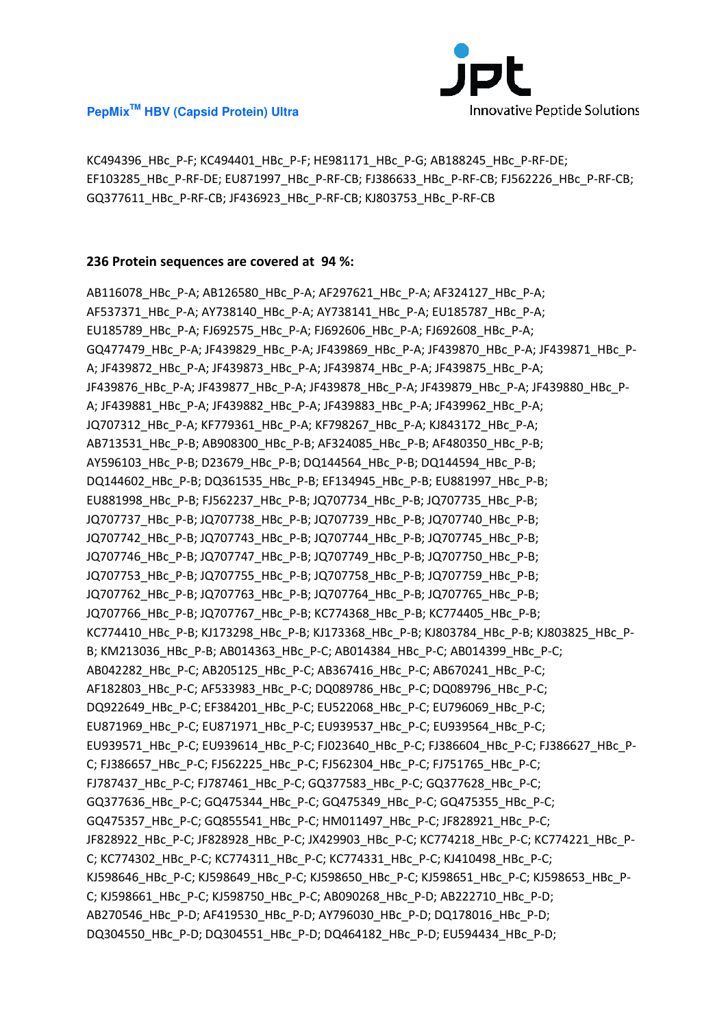KC494396_HBc_P-F; KC494401_HBc_P-F; HE981171_HBc_P-G; AB188245_HBc_P-RF-DE; EF103285_HBc_P-RF-DE; EU871997_HBc_P-RF-CB; FJ386633_HBc_P-RF-CB; FJ562226_HBc_P-RF-CB; GQ377611_HBc_P-RF-CB; JF436923_HBc_P-RF-CB; KJ803753_HBc_P-RF-CB

**236 Protein sequences are covered at 94 %:**

AB116078_HBc_P-A; AB126580_HBc_P-A; AF297621_HBc_P-A; AF324127_HBc_P-A; AF537371_HBc_P-A; AY738140_HBc_P-A; AY738141_HBc_P-A; EU185787_HBc_P-A; EU185789_HBc_P-A; FJ692575_HBc_P-A; FJ692606_HBc_P-A; FJ692608_HBc_P-A; GQ477479_HBc_P-A; JF439829_HBc_P-A; JF439869_HBc_P-A; JF439870_HBc_P-A; JF439871_HBc_P-A; JF439872_HBc_P-A; JF439873_HBc_P-A; JF439874_HBc_P-A; JF439875_HBc_P-A; JF439876_HBc_P-A; JF439877_HBc_P-A; JF439878_HBc_P-A; JF439879_HBc_P-A; JF439880_HBc_P-A; JF439881_HBc_P-A; JF439882_HBc_P-A; JF439883_HBc_P-A; JF439962_HBc_P-A; JQ707312_HBc_P-A; KF779361_HBc_P-A; KF798267_HBc_P-A; KJ843172_HBc_P-A; AB713531_HBc_P-B; AB908300_HBc_P-B; AF324085_HBc_P-B; AF480350_HBc_P-B; AY596103_HBc_P-B; D23679_HBc_P-B; DQ144564_HBc_P-B; DQ144594_HBc_P-B; DQ144602_HBc_P-B; DQ361535_HBc_P-B; EF134945_HBc_P-B; EU881997_HBc_P-B; EU881998_HBc_P-B; FJ562237_HBc_P-B; JQ707734_HBc_P-B; JQ707735_HBc_P-B; JQ707737_HBc_P-B; JQ707738_HBc_P-B; JQ707739_HBc_P-B; JQ707740_HBc_P-B; JQ707742_HBc_P-B; JQ707743_HBc_P-B; JQ707744_HBc_P-B; JQ707745_HBc_P-B; JQ707746_HBc_P-B; JQ707747_HBc_P-B; JQ707749_HBc_P-B; JQ707750_HBc_P-B; JQ707753_HBc_P-B; JQ707755_HBc_P-B; JQ707758_HBc_P-B; JQ707759_HBc_P-B; JQ707762_HBc_P-B; JQ707763_HBc_P-B; JQ707764_HBc_P-B; JQ707765_HBc_P-B; JQ707766_HBc_P-B; JQ707767_HBc_P-B; KC774368_HBc_P-B; KC774405_HBc_P-B; KC774410_HBc_P-B; KJ173298_HBc_P-B; KJ173368_HBc_P-B; KJ803784_HBc_P-B; KJ803825_HBc_P-B; KM213036_HBc_P-B; AB014363_HBc_P-C; AB014384_HBc_P-C; AB014399_HBc_P-C; AB042282_HBc_P-C; AB205125_HBc_P-C; AB367416_HBc_P-C; AB670241_HBc_P-C; AF182803_HBc_P-C; AF533983_HBc_P-C; DQ089786_HBc_P-C; DQ089796_HBc_P-C; DQ922649_HBc_P-C; EF384201_HBc_P-C; EU522068_HBc_P-C; EU796069_HBc_P-C; EU871969_HBc_P-C; EU871971_HBc_P-C; EU939537_HBc_P-C; EU939564_HBc_P-C; EU939571_HBc_P-C; EU939614_HBc_P-C; FJ023640_HBc_P-C; FJ386604_HBc_P-C; FJ386627_HBc_P-C; FJ386657_HBc_P-C; FJ562225_HBc_P-C; FJ562304_HBc_P-C; FJ751765_HBc_P-C; FJ787437_HBc_P-C; FJ787461_HBc_P-C; GQ377583_HBc_P-C; GQ377628_HBc_P-C; GQ377636_HBc_P-C; GQ475344_HBc_P-C; GQ475349_HBc_P-C; GQ475355_HBc_P-C; GQ475357_HBc_P-C; GQ855541_HBc_P-C; HM011497_HBc_P-C; JF828921_HBc_P-C; JF828922_HBc_P-C; JF828928_HBc_P-C; JX429903_HBc_P-C; KC774218_HBc_P-C; KC774221_HBc_P-C; KC774302_HBc_P-C; KC774311_HBc_P-C; KC774331_HBc_P-C; KJ410498_HBc_P-C; KJ598646_HBc_P-C; KJ598649_HBc_P-C; KJ598650_HBc_P-C; KJ598651_HBc_P-C; KJ598653_HBc_P-C; KJ598661_HBc_P-C; KJ598750_HBc_P-C; AB090268_HBc_P-D; AB222710_HBc_P-D; AB270546_HBc_P-D; AF419530_HBc_P-D; AY796030_HBc_P-D; DQ178016_HBc_P-D; DQ304550_HBc_P-D; DQ304551_HBc_P-D; DQ464182_HBc_P-D; EU594434_HBc_P-D;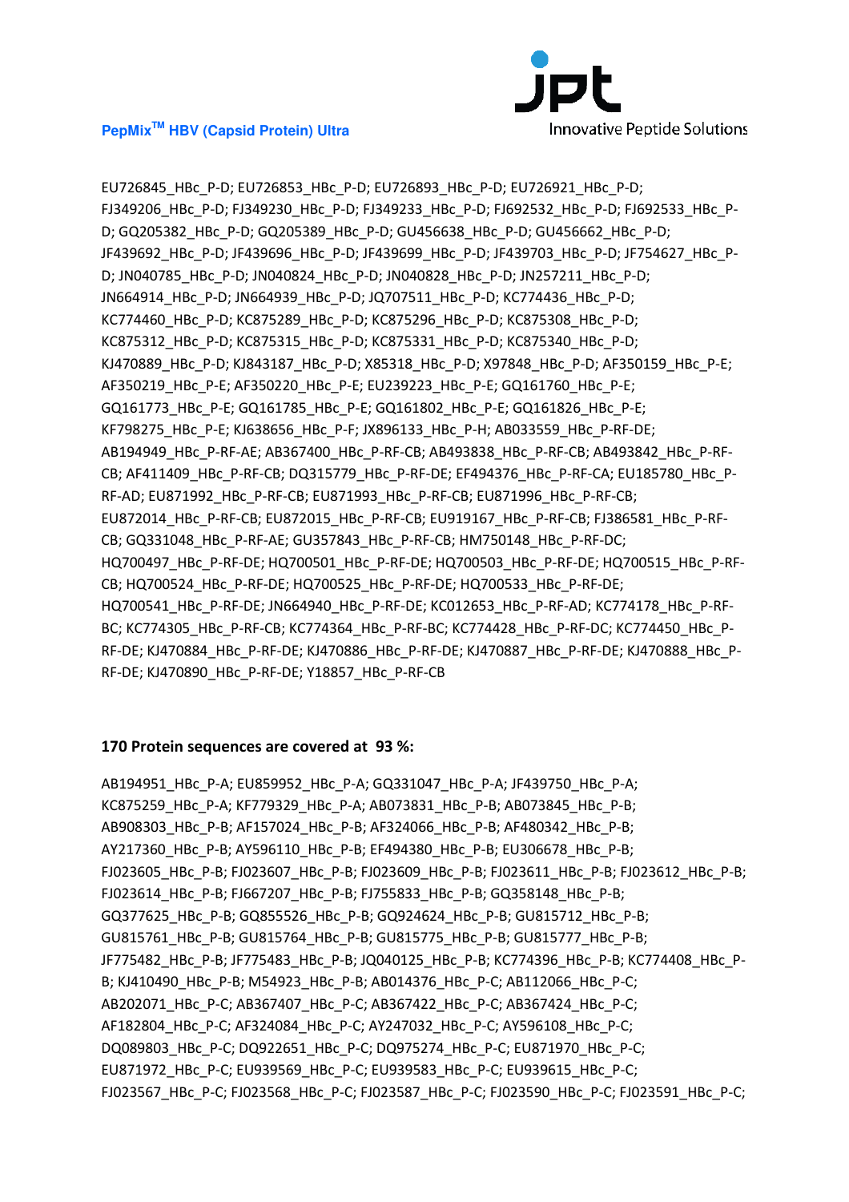EU726845_HBc_P-D; EU726853_HBc_P-D; EU726893_HBc_P-D; EU726921_HBc_P-D; FJ349206_HBc_P-D; FJ349230_HBc_P-D; FJ349233_HBc_P-D; FJ692532_HBc_P-D; FJ692533_HBc_P-D; GQ205382_HBc_P-D; GQ205389_HBc_P-D; GU456638_HBc_P-D; GU456662_HBc_P-D; JF439692_HBc_P-D; JF439696_HBc_P-D; JF439699_HBc_P-D; JF439703_HBc_P-D; JF754627_HBc_P-D; JN040785_HBc_P-D; JN040824_HBc_P-D; JN040828_HBc_P-D; JN257211_HBc_P-D; JN664914_HBc_P-D; JN664939_HBc_P-D; JQ707511_HBc_P-D; KC774436_HBc_P-D; KC774460_HBc_P-D; KC875289_HBc_P-D; KC875296_HBc_P-D; KC875308_HBc_P-D; KC875312_HBc_P-D; KC875315_HBc_P-D; KC875331_HBc_P-D; KC875340_HBc_P-D; KJ470889_HBc_P-D; KJ843187_HBc_P-D; X85318_HBc_P-D; X97848_HBc_P-D; AF350159_HBc_P-E; AF350219_HBc_P-E; AF350220_HBc_P-E; EU239223_HBc_P-E; GQ161760_HBc_P-E; GQ161773_HBc_P-E; GQ161785_HBc_P-E; GQ161802_HBc_P-E; GQ161826_HBc_P-E; KF798275_HBc_P-E; KJ638656_HBc_P-F; JX896133_HBc_P-H; AB033559_HBc_P-RF-DE; AB194949_HBc_P-RF-AE; AB367400_HBc_P-RF-CB; AB493838_HBc_P-RF-CB; AB493842_HBc_P-RF-CB; AF411409_HBc_P-RF-CB; DQ315779_HBc_P-RF-DE; EF494376_HBc_P-RF-CA; EU185780_HBc_P-RF-AD; EU871992_HBc_P-RF-CB; EU871993_HBc_P-RF-CB; EU871996_HBc_P-RF-CB; EU872014_HBc_P-RF-CB; EU872015_HBc_P-RF-CB; EU919167_HBc_P-RF-CB; FJ386581_HBc_P-RF-CB; GQ331048_HBc_P-RF-AE; GU357843_HBc_P-RF-CB; HM750148_HBc_P-RF-DC; HQ700497_HBc_P-RF-DE; HQ700501_HBc_P-RF-DE; HQ700503_HBc_P-RF-DE; HQ700515_HBc_P-RF-CB; HQ700524_HBc_P-RF-DE; HQ700525_HBc_P-RF-DE; HQ700533_HBc_P-RF-DE; HQ700541_HBc_P-RF-DE; JN664940_HBc_P-RF-DE; KC012653_HBc_P-RF-AD; KC774178_HBc_P-RF-BC; KC774305_HBc_P-RF-CB; KC774364_HBc_P-RF-BC; KC774428_HBc_P-RF-DC; KC774450_HBc_P-RF-DE; KJ470884_HBc_P-RF-DE; KJ470886_HBc_P-RF-DE; KJ470887_HBc_P-RF-DE; KJ470888_HBc_P-RF-DE; KJ470890_HBc_P-RF-DE; Y18857_HBc_P-RF-CB

**170 Protein sequences are covered at 93 %:**

AB194951_HBc_P-A; EU859952_HBc_P-A; GQ331047_HBc_P-A; JF439750_HBc_P-A; KC875259_HBc_P-A; KF779329_HBc_P-A; AB073831_HBc_P-B; AB073845_HBc_P-B; AB908303_HBc_P-B; AF157024_HBc_P-B; AF324066_HBc_P-B; AF480342_HBc_P-B; AY217360_HBc_P-B; AY596110_HBc_P-B; EF494380_HBc_P-B; EU306678_HBc_P-B; FJ023605_HBc_P-B; FJ023607_HBc_P-B; FJ023609_HBc_P-B; FJ023611_HBc_P-B; FJ023612_HBc_P-B; FJ023614_HBc_P-B; FJ667207_HBc_P-B; FJ755833_HBc_P-B; GQ358148_HBc_P-B; GQ377625_HBc_P-B; GQ855526_HBc_P-B; GQ924624_HBc_P-B; GU815712_HBc_P-B; GU815761_HBc_P-B; GU815764_HBc_P-B; GU815775_HBc_P-B; GU815777_HBc_P-B; JF775482_HBc_P-B; JF775483_HBc_P-B; JQ040125_HBc_P-B; KC774396_HBc_P-B; KC774408_HBc_P-B; KJ410490_HBc_P-B; M54923_HBc_P-B; AB014376_HBc_P-C; AB112066_HBc_P-C; AB202071_HBc_P-C; AB367407_HBc_P-C; AB367422_HBc_P-C; AB367424_HBc_P-C; AF182804_HBc_P-C; AF324084_HBc_P-C; AY247032_HBc_P-C; AY596108_HBc_P-C; DQ089803_HBc_P-C; DQ922651_HBc_P-C; DQ975274_HBc_P-C; EU871970_HBc_P-C; EU871972_HBc_P-C; EU939569_HBc_P-C; EU939583_HBc_P-C; EU939615_HBc_P-C; FJ023567_HBc_P-C; FJ023568_HBc_P-C; FJ023587_HBc_P-C; FJ023590_HBc_P-C; FJ023591_HBc_P-C;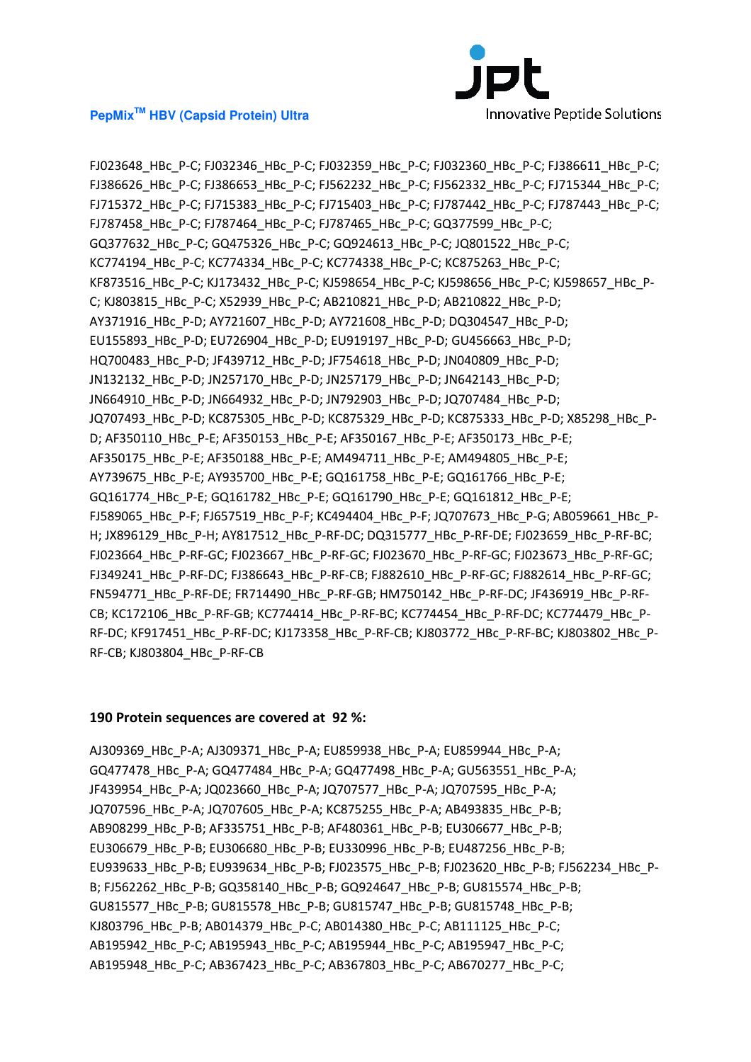FJ023648_HBc_P-C; FJ032346_HBc_P-C; FJ032359_HBc_P-C; FJ032360_HBc_P-C; FJ386611_HBc_P-C; FJ386626_HBc_P-C; FJ386653_HBc_P-C; FJ562232_HBc_P-C; FJ562332_HBc_P-C; FJ715344_HBc_P-C; FJ715372_HBc_P-C; FJ715383_HBc_P-C; FJ715403_HBc_P-C; FJ787442_HBc_P-C; FJ787443_HBc_P-C; FJ787458_HBc_P-C; FJ787464_HBc_P-C; FJ787465_HBc_P-C; GQ377599_HBc_P-C; GQ377632_HBc_P-C; GQ475326_HBc_P-C; GQ924613_HBc_P-C; JQ801522_HBc_P-C; KC774194_HBc_P-C; KC774334_HBc_P-C; KC774338_HBc_P-C; KC875263_HBc_P-C; KF873516_HBc_P-C; KJ173432_HBc_P-C; KJ598654_HBc_P-C; KJ598656_HBc_P-C; KJ598657_HBc_P-C; KJ803815_HBc_P-C; X52939_HBc_P-C; AB210821_HBc_P-D; AB210822_HBc_P-D; AY371916_HBc_P-D; AY721607_HBc_P-D; AY721608_HBc_P-D; DQ304547_HBc_P-D; EU155893_HBc_P-D; EU726904_HBc_P-D; EU919197_HBc_P-D; GU456663_HBc_P-D; HQ700483_HBc_P-D; JF439712_HBc_P-D; JF754618_HBc_P-D; JN040809_HBc_P-D; JN132132_HBc_P-D; JN257170_HBc_P-D; JN257179_HBc_P-D; JN642143_HBc_P-D; JN664910_HBc_P-D; JN664932_HBc_P-D; JN792903_HBc_P-D; JQ707484_HBc_P-D; JQ707493_HBc_P-D; KC875305_HBc_P-D; KC875329_HBc_P-D; KC875333_HBc_P-D; X85298_HBc_P-D; AF350110_HBc_P-E; AF350153_HBc_P-E; AF350167_HBc_P-E; AF350173_HBc_P-E; AF350175_HBc_P-E; AF350188_HBc_P-E; AM494711_HBc_P-E; AM494805_HBc_P-E; AY739675_HBc_P-E; AY935700_HBc_P-E; GQ161758_HBc_P-E; GQ161766_HBc_P-E; GQ161774_HBc_P-E; GQ161782_HBc_P-E; GQ161790_HBc_P-E; GQ161812_HBc_P-E; FJ589065_HBc_P-F; FJ657519_HBc_P-F; KC494404_HBc_P-F; JQ707673_HBc_P-G; AB059661_HBc_P-H; JX896129_HBc_P-H; AY817512_HBc_P-RF-DC; DQ315777_HBc_P-RF-DE; FJ023659_HBc_P-RF-BC; FJ023664_HBc_P-RF-GC; FJ023667_HBc_P-RF-GC; FJ023670_HBc_P-RF-GC; FJ023673_HBc_P-RF-GC; FJ349241_HBc_P-RF-DC; FJ386643_HBc_P-RF-CB; FJ882610_HBc_P-RF-GC; FJ882614_HBc_P-RF-GC; FN594771_HBc_P-RF-DE; FR714490_HBc_P-RF-GB; HM750142_HBc_P-RF-DC; JF436919_HBc_P-RF-CB; KC172106_HBc_P-RF-GB; KC774414_HBc_P-RF-BC; KC774454_HBc_P-RF-DC; KC774479_HBc_P-RF-DC; KF917451_HBc_P-RF-DC; KJ173358_HBc_P-RF-CB; KJ803772_HBc_P-RF-BC; KJ803802_HBc_P-RF-CB; KJ803804_HBc_P-RF-CB

**190 Protein sequences are covered at 92 %:**

AJ309369_HBc_P-A; AJ309371_HBc_P-A; EU859938_HBc_P-A; EU859944_HBc_P-A; GQ477478_HBc_P-A; GQ477484_HBc_P-A; GQ477498_HBc_P-A; GU563551_HBc_P-A; JF439954_HBc_P-A; JQ023660_HBc_P-A; JQ707577_HBc_P-A; JQ707595_HBc_P-A; JQ707596_HBc_P-A; JQ707605_HBc_P-A; KC875255_HBc_P-A; AB493835_HBc_P-B; AB908299_HBc_P-B; AF335751_HBc_P-B; AF480361_HBc_P-B; EU306677_HBc_P-B; EU306679_HBc_P-B; EU306680_HBc_P-B; EU330996_HBc_P-B; EU487256_HBc_P-B; EU939633_HBc_P-B; EU939634_HBc_P-B; FJ023575_HBc_P-B; FJ023620_HBc_P-B; FJ562234_HBc_P-B; FJ562262_HBc_P-B; GQ358140_HBc_P-B; GQ924647_HBc_P-B; GU815574_HBc_P-B; GU815577_HBc_P-B; GU815578_HBc_P-B; GU815747_HBc_P-B; GU815748_HBc_P-B; KJ803796_HBc_P-B; AB014379_HBc_P-C; AB014380_HBc_P-C; AB111125_HBc_P-C; AB195942_HBc_P-C; AB195943_HBc_P-C; AB195944_HBc_P-C; AB195947_HBc_P-C; AB195948_HBc_P-C; AB367423_HBc_P-C; AB367803_HBc_P-C; AB670277_HBc_P-C;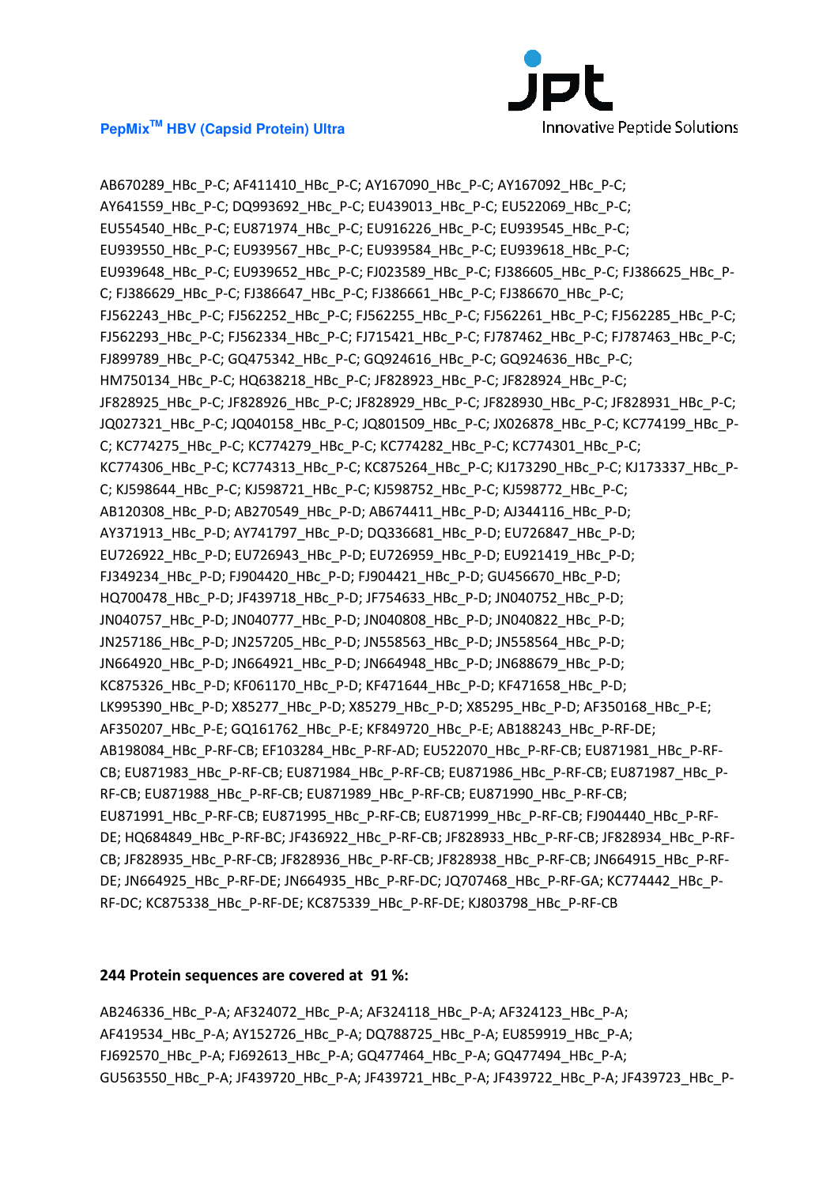AB670289_HBc_P-C; AF411410_HBc_P-C; AY167090_HBc_P-C; AY167092_HBc_P-C; AY641559_HBc_P-C; DQ993692_HBc_P-C; EU439013_HBc_P-C; EU522069_HBc_P-C; EU554540_HBc_P-C; EU871974_HBc_P-C; EU916226_HBc_P-C; EU939545_HBc_P-C; EU939550_HBc_P-C; EU939567_HBc_P-C; EU939584_HBc_P-C; EU939618_HBc_P-C; EU939648_HBc_P-C; EU939652_HBc_P-C; FJ023589_HBc_P-C; FJ386605_HBc_P-C; FJ386625_HBc_P-C; FJ386629_HBc_P-C; FJ386647_HBc_P-C; FJ386661_HBc_P-C; FJ386670_HBc_P-C; FJ562243_HBc_P-C; FJ562252_HBc_P-C; FJ562255_HBc_P-C; FJ562261_HBc_P-C; FJ562285_HBc_P-C; FJ562293_HBc_P-C; FJ562334_HBc_P-C; FJ715421_HBc_P-C; FJ787462_HBc_P-C; FJ787463_HBc_P-C; FJ899789_HBc_P-C; GQ475342_HBc_P-C; GQ924616_HBc_P-C; GQ924636_HBc_P-C; HM750134_HBc_P-C; HQ638218_HBc_P-C; JF828923_HBc_P-C; JF828924_HBc_P-C; JF828925_HBc_P-C; JF828926_HBc_P-C; JF828929_HBc_P-C; JF828930_HBc_P-C; JF828931_HBc_P-C; JQ027321_HBc_P-C; JQ040158_HBc_P-C; JQ801509_HBc_P-C; JX026878_HBc_P-C; KC774199_HBc_P-C; KC774275_HBc_P-C; KC774279_HBc_P-C; KC774282_HBc_P-C; KC774301_HBc_P-C; KC774306_HBc_P-C; KC774313_HBc_P-C; KC875264_HBc_P-C; KJ173290_HBc_P-C; KJ173337_HBc_P-C; KJ598644_HBc_P-C; KJ598721_HBc_P-C; KJ598752_HBc_P-C; KJ598772_HBc_P-C; AB120308_HBc_P-D; AB270549_HBc_P-D; AB674411_HBc_P-D; AJ344116_HBc_P-D; AY371913_HBc_P-D; AY741797_HBc_P-D; DQ336681_HBc_P-D; EU726847_HBc_P-D; EU726922_HBc_P-D; EU726943_HBc_P-D; EU726959_HBc_P-D; EU921419_HBc_P-D; FJ349234_HBc_P-D; FJ904420_HBc_P-D; FJ904421_HBc_P-D; GU456670_HBc_P-D; HQ700478_HBc_P-D; JF439718_HBc_P-D; JF754633_HBc_P-D; JN040752_HBc_P-D; JN040757_HBc_P-D; JN040777_HBc_P-D; JN040808_HBc_P-D; JN040822_HBc_P-D; JN257186_HBc_P-D; JN257205_HBc_P-D; JN558563_HBc_P-D; JN558564_HBc_P-D; JN664920_HBc_P-D; JN664921_HBc_P-D; JN664948_HBc_P-D; JN688679_HBc_P-D; KC875326_HBc_P-D; KF061170_HBc_P-D; KF471644_HBc_P-D; KF471658_HBc_P-D; LK995390_HBc_P-D; X85277_HBc_P-D; X85279_HBc_P-D; X85295_HBc_P-D; AF350168_HBc_P-E; AF350207_HBc_P-E; GQ161762_HBc_P-E; KF849720_HBc_P-E; AB188243_HBc_P-RF-DE; AB198084_HBc_P-RF-CB; EF103284_HBc_P-RF-AD; EU522070_HBc_P-RF-CB; EU871981_HBc_P-RF-CB; EU871983_HBc_P-RF-CB; EU871984_HBc_P-RF-CB; EU871986_HBc_P-RF-CB; EU871987_HBc_P-RF-CB; EU871988_HBc_P-RF-CB; EU871989_HBc_P-RF-CB; EU871990_HBc_P-RF-CB; EU871991_HBc_P-RF-CB; EU871995_HBc_P-RF-CB; EU871999_HBc_P-RF-CB; FJ904440_HBc_P-RF-DE; HQ684849_HBc_P-RF-BC; JF436922_HBc_P-RF-CB; JF828933_HBc_P-RF-CB; JF828934_HBc_P-RF-CB; JF828935_HBc_P-RF-CB; JF828936_HBc_P-RF-CB; JF828938_HBc_P-RF-CB; JN664915_HBc_P-RF-DE; JN664925_HBc_P-RF-DE; JN664935_HBc_P-RF-DC; JQ707468_HBc_P-RF-GA; KC774442_HBc_P-RF-DC; KC875338_HBc_P-RF-DE; KC875339_HBc_P-RF-DE; KJ803798_HBc_P-RF-CB

**244 Protein sequences are covered at 91 %:**

AB246336_HBc_P-A; AF324072_HBc_P-A; AF324118_HBc_P-A; AF324123_HBc_P-A; AF419534_HBc_P-A; AY152726_HBc_P-A; DQ788725_HBc_P-A; EU859919_HBc_P-A; FJ692570_HBc_P-A; FJ692613_HBc_P-A; GQ477464_HBc_P-A; GQ477494_HBc_P-A; GU563550_HBc_P-A; JF439720_HBc_P-A; JF439721_HBc_P-A; JF439722_HBc_P-A; JF439723_HBc_P-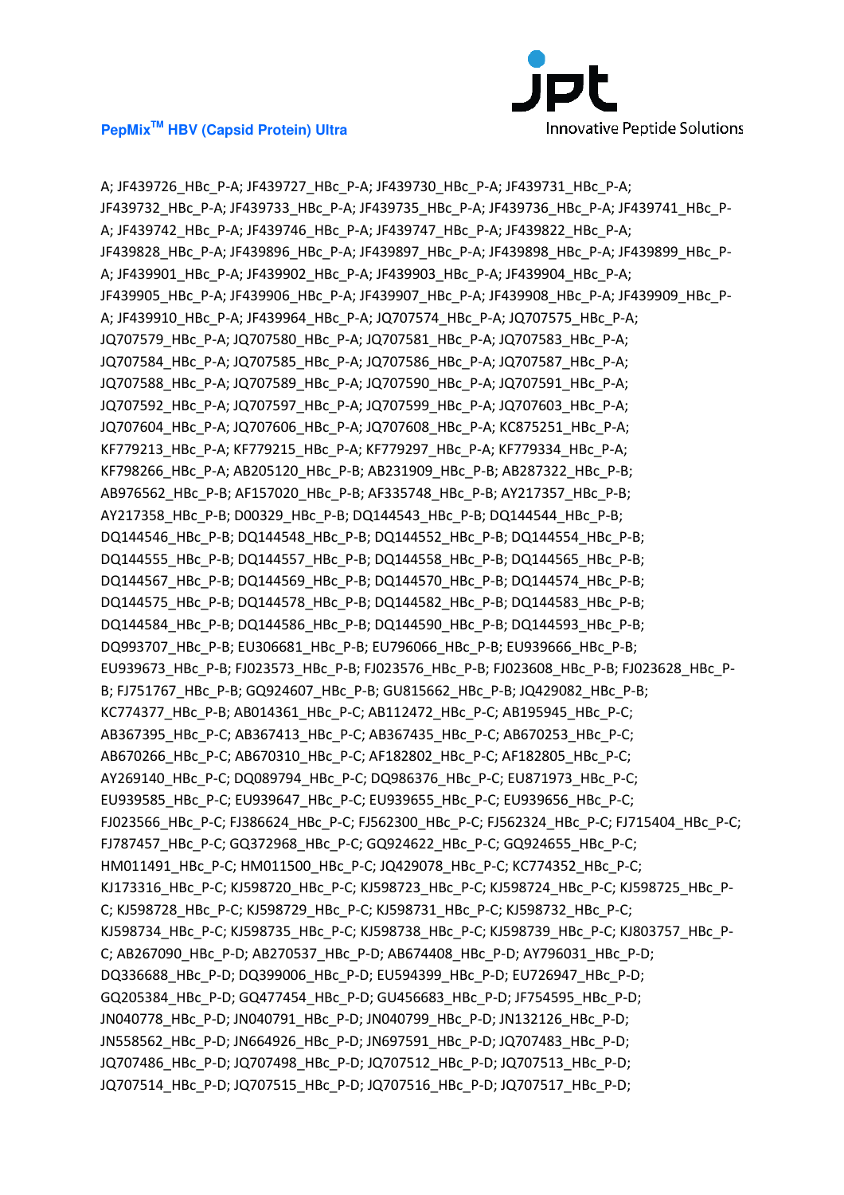A; JF439726_HBc_P-A; JF439727_HBc_P-A; JF439730_HBc_P-A; JF439731_HBc_P-A; JF439732_HBc_P-A; JF439733_HBc_P-A; JF439735_HBc_P-A; JF439736_HBc_P-A; JF439741_HBc_P-A; JF439742_HBc_P-A; JF439746_HBc_P-A; JF439747_HBc_P-A; JF439822_HBc_P-A; JF439828_HBc_P-A; JF439896_HBc_P-A; JF439897_HBc_P-A; JF439898_HBc_P-A; JF439899_HBc_P-A; JF439901_HBc_P-A; JF439902_HBc_P-A; JF439903_HBc_P-A; JF439904_HBc_P-A; JF439905_HBc_P-A; JF439906_HBc_P-A; JF439907_HBc_P-A; JF439908_HBc_P-A; JF439909_HBc_P-A; JF439910_HBc_P-A; JF439964_HBc_P-A; JQ707574_HBc_P-A; JQ707575_HBc_P-A; JQ707579_HBc_P-A; JQ707580_HBc_P-A; JQ707581_HBc_P-A; JQ707583_HBc_P-A; JQ707584_HBc_P-A; JQ707585_HBc_P-A; JQ707586_HBc_P-A; JQ707587_HBc_P-A; JQ707588_HBc_P-A; JQ707589_HBc_P-A; JQ707590_HBc_P-A; JQ707591_HBc_P-A; JQ707592_HBc_P-A; JQ707597_HBc_P-A; JQ707599_HBc_P-A; JQ707603_HBc_P-A; JQ707604_HBc_P-A; JQ707606_HBc_P-A; JQ707608_HBc_P-A; KC875251_HBc_P-A; KF779213_HBc_P-A; KF779215_HBc_P-A; KF779297_HBc_P-A; KF779334_HBc_P-A; KF798266_HBc_P-A; AB205120_HBc_P-B; AB231909_HBc_P-B; AB287322_HBc_P-B; AB976562_HBc_P-B; AF157020_HBc_P-B; AF335748_HBc_P-B; AY217357_HBc_P-B; AY217358_HBc_P-B; D00329_HBc_P-B; DQ144543_HBc_P-B; DQ144544_HBc_P-B; DQ144546_HBc_P-B; DQ144548_HBc_P-B; DQ144552_HBc_P-B; DQ144554_HBc_P-B; DQ144555_HBc_P-B; DQ144557_HBc_P-B; DQ144558_HBc_P-B; DQ144565_HBc_P-B; DQ144567_HBc_P-B; DQ144569_HBc_P-B; DQ144570_HBc_P-B; DQ144574_HBc_P-B; DQ144575_HBc_P-B; DQ144578_HBc_P-B; DQ144582_HBc_P-B; DQ144583_HBc_P-B; DQ144584_HBc_P-B; DQ144586_HBc_P-B; DQ144590_HBc_P-B; DQ144593_HBc_P-B; DQ993707_HBc_P-B; EU306681_HBc_P-B; EU796066_HBc_P-B; EU939666_HBc_P-B; EU939673_HBc_P-B; FJ023573_HBc_P-B; FJ023576_HBc_P-B; FJ023608_HBc_P-B; FJ023628_HBc_P-B; FJ751767_HBc_P-B; GQ924607_HBc_P-B; GU815662_HBc_P-B; JQ429082_HBc_P-B; KC774377_HBc_P-B; AB014361_HBc_P-C; AB112472_HBc_P-C; AB195945_HBc_P-C; AB367395_HBc_P-C; AB367413_HBc_P-C; AB367435_HBc_P-C; AB670253_HBc_P-C; AB670266_HBc_P-C; AB670310_HBc_P-C; AF182802_HBc_P-C; AF182805_HBc_P-C; AY269140_HBc_P-C; DQ089794_HBc_P-C; DQ986376_HBc_P-C; EU871973_HBc_P-C; EU939585_HBc_P-C; EU939647_HBc_P-C; EU939655_HBc_P-C; EU939656_HBc_P-C; FJ023566_HBc_P-C; FJ386624_HBc_P-C; FJ562300_HBc_P-C; FJ562324_HBc_P-C; FJ715404_HBc_P-C; FJ787457_HBc_P-C; GQ372968_HBc_P-C; GQ924622_HBc_P-C; GQ924655_HBc_P-C; HM011491_HBc_P-C; HM011500_HBc_P-C; JQ429078_HBc_P-C; KC774352_HBc_P-C; KJ173316_HBc_P-C; KJ598720_HBc_P-C; KJ598723_HBc_P-C; KJ598724_HBc_P-C; KJ598725_HBc_P-C; KJ598728_HBc_P-C; KJ598729_HBc_P-C; KJ598731_HBc_P-C; KJ598732_HBc_P-C; KJ598734_HBc_P-C; KJ598735_HBc_P-C; KJ598738_HBc_P-C; KJ598739_HBc_P-C; KJ803757_HBc_P-C; AB267090_HBc_P-D; AB270537_HBc_P-D; AB674408_HBc_P-D; AY796031_HBc_P-D; DQ336688_HBc_P-D; DQ399006_HBc_P-D; EU594399_HBc_P-D; EU726947_HBc_P-D; GQ205384_HBc_P-D; GQ477454_HBc_P-D; GU456683_HBc_P-D; JF754595_HBc_P-D; JN040778_HBc_P-D; JN040791_HBc_P-D; JN040799_HBc_P-D; JN132126_HBc_P-D; JN558562_HBc_P-D; JN664926_HBc_P-D; JN697591_HBc_P-D; JQ707483_HBc_P-D; JQ707486_HBc_P-D; JQ707498_HBc_P-D; JQ707512_HBc_P-D; JQ707513_HBc_P-D; JQ707514_HBc_P-D; JQ707515_HBc_P-D; JQ707516_HBc_P-D; JQ707517_HBc_P-D;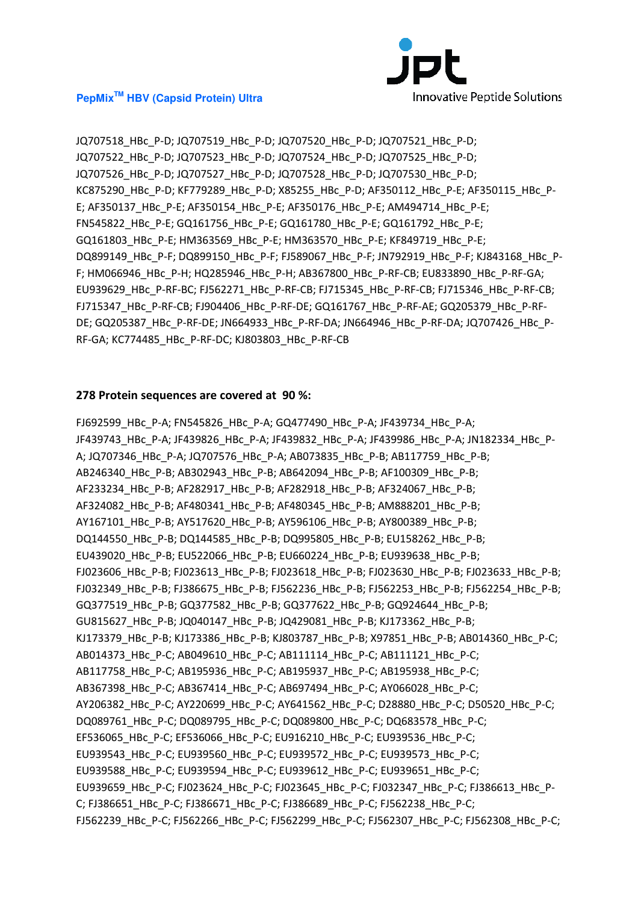JQ707518_HBc_P-D; JQ707519_HBc_P-D; JQ707520_HBc_P-D; JQ707521_HBc_P-D; JQ707522_HBc_P-D; JQ707523_HBc_P-D; JQ707524_HBc_P-D; JQ707525_HBc_P-D; JQ707526_HBc_P-D; JQ707527_HBc_P-D; JQ707528_HBc_P-D; JQ707530_HBc_P-D; KC875290_HBc_P-D; KF779289_HBc_P-D; X85255_HBc_P-D; AF350112_HBc_P-E; AF350115_HBc_P-E; AF350137_HBc_P-E; AF350154_HBc_P-E; AF350176_HBc_P-E; AM494714_HBc_P-E; FN545822_HBc_P-E; GQ161756_HBc_P-E; GQ161780_HBc_P-E; GQ161792_HBc_P-E; GQ161803_HBc_P-E; HM363569_HBc_P-E; HM363570_HBc_P-E; KF849719_HBc_P-E; DQ899149_HBc_P-F; DQ899150_HBc_P-F; FJ589067_HBc_P-F; JN792919_HBc_P-F; KJ843168_HBc_P-F; HM066946_HBc_P-H; HQ285946_HBc_P-H; AB367800_HBc_P-RF-CB; EU833890_HBc_P-RF-GA; EU939629_HBc_P-RF-BC; FJ562271_HBc_P-RF-CB; FJ715345_HBc_P-RF-CB; FJ715346_HBc_P-RF-CB; FJ715347_HBc_P-RF-CB; FJ904406_HBc_P-RF-DE; GQ161767_HBc_P-RF-AE; GQ205379_HBc_P-RF-DE; GQ205387_HBc_P-RF-DE; JN664933_HBc_P-RF-DA; JN664946_HBc_P-RF-DA; JQ707426_HBc_P-RF-GA; KC774485_HBc_P-RF-DC; KJ803803_HBc_P-RF-CB

**278 Protein sequences are covered at 90 %:**

FJ692599_HBc_P-A; FN545826_HBc_P-A; GQ477490_HBc_P-A; JF439734_HBc_P-A; JF439743_HBc_P-A; JF439826_HBc_P-A; JF439832_HBc_P-A; JF439986_HBc_P-A; JN182334_HBc_P-A; JQ707346_HBc_P-A; JQ707576_HBc_P-A; AB073835_HBc_P-B; AB117759_HBc_P-B; AB246340_HBc_P-B; AB302943_HBc_P-B; AB642094_HBc_P-B; AF100309_HBc_P-B; AF233234_HBc_P-B; AF282917_HBc_P-B; AF282918_HBc_P-B; AF324067_HBc_P-B; AF324082_HBc_P-B; AF480341_HBc_P-B; AF480345_HBc_P-B; AM888201_HBc_P-B; AY167101_HBc_P-B; AY517620_HBc_P-B; AY596106_HBc_P-B; AY800389_HBc_P-B; DQ144550_HBc_P-B; DQ144585_HBc_P-B; DQ995805_HBc_P-B; EU158262_HBc_P-B; EU439020_HBc_P-B; EU522066_HBc_P-B; EU660224_HBc_P-B; EU939638_HBc_P-B; FJ023606_HBc_P-B; FJ023613_HBc_P-B; FJ023618_HBc_P-B; FJ023630_HBc_P-B; FJ023633_HBc_P-B; FJ032349_HBc_P-B; FJ386675_HBc_P-B; FJ562236_HBc_P-B; FJ562253_HBc_P-B; FJ562254_HBc_P-B; GQ377519_HBc_P-B; GQ377582_HBc_P-B; GQ377622_HBc_P-B; GQ924644_HBc_P-B; GU815627_HBc_P-B; JQ040147_HBc_P-B; JQ429081_HBc_P-B; KJ173362_HBc_P-B; KJ173379_HBc_P-B; KJ173386_HBc_P-B; KJ803787_HBc_P-B; X97851_HBc_P-B; AB014360_HBc_P-C; AB014373_HBc_P-C; AB049610_HBc_P-C; AB111114_HBc_P-C; AB111121_HBc_P-C; AB117758_HBc_P-C; AB195936_HBc_P-C; AB195937_HBc_P-C; AB195938_HBc_P-C; AB367398_HBc_P-C; AB367414_HBc_P-C; AB697494_HBc_P-C; AY066028_HBc_P-C; AY206382_HBc_P-C; AY220699_HBc_P-C; AY641562_HBc_P-C; D28880_HBc_P-C; D50520_HBc_P-C; DQ089761_HBc_P-C; DQ089795_HBc_P-C; DQ089800_HBc_P-C; DQ683578_HBc_P-C; EF536065_HBc_P-C; EF536066_HBc_P-C; EU916210_HBc_P-C; EU939536_HBc_P-C; EU939543_HBc_P-C; EU939560_HBc_P-C; EU939572_HBc_P-C; EU939573_HBc_P-C; EU939588_HBc_P-C; EU939594_HBc_P-C; EU939612_HBc_P-C; EU939651_HBc_P-C; EU939659_HBc_P-C; FJ023624_HBc_P-C; FJ023645_HBc_P-C; FJ032347_HBc_P-C; FJ386613_HBc_P-C; FJ386651_HBc_P-C; FJ386671_HBc_P-C; FJ386689_HBc_P-C; FJ562238_HBc_P-C; FJ562239_HBc_P-C; FJ562266_HBc_P-C; FJ562299_HBc_P-C; FJ562307_HBc_P-C; FJ562308_HBc_P-C;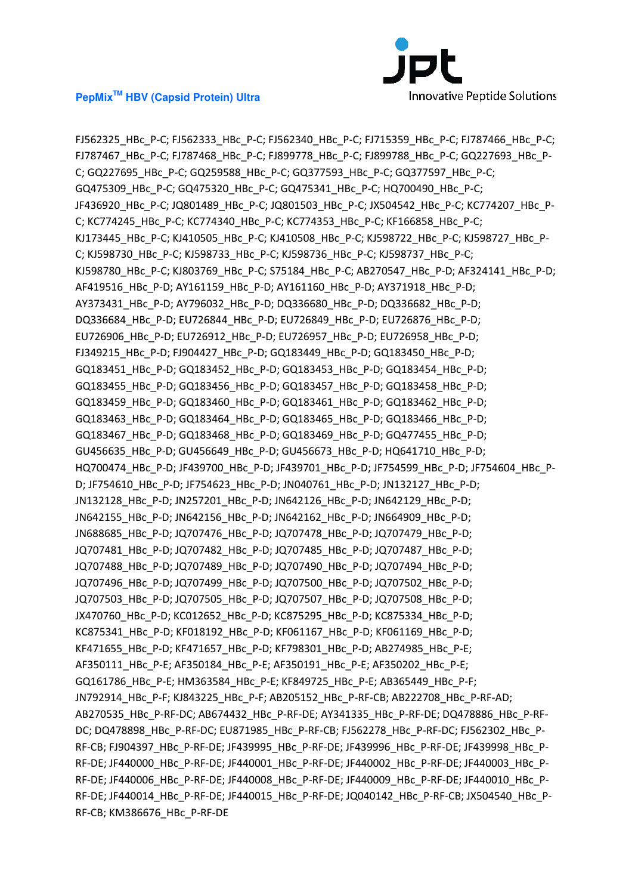FJ562325_HBc_P-C; FJ562333_HBc_P-C; FJ562340_HBc_P-C; FJ715359_HBc_P-C; FJ787466_HBc_P-C; FJ787467_HBc_P-C; FJ787468_HBc_P-C; FJ899778_HBc_P-C; FJ899788_HBc_P-C; GQ227693_HBc_P-C; GQ227695_HBc_P-C; GQ259588_HBc_P-C; GQ377593_HBc_P-C; GQ377597_HBc_P-C; GQ475309_HBc_P-C; GQ475320_HBc_P-C; GQ475341_HBc_P-C; HQ700490_HBc_P-C; JF436920_HBc_P-C; JQ801489_HBc_P-C; JQ801503_HBc_P-C; JX504542_HBc_P-C; KC774207_HBc_P-C; KC774245_HBc_P-C; KC774340_HBc_P-C; KC774353_HBc_P-C; KF166858_HBc_P-C; KJ173445_HBc_P-C; KJ410505_HBc_P-C; KJ410508_HBc_P-C; KJ598722_HBc_P-C; KJ598727_HBc_P-C; KJ598730_HBc_P-C; KJ598733_HBc_P-C; KJ598736_HBc_P-C; KJ598737_HBc_P-C; KJ598780_HBc_P-C; KJ803769_HBc_P-C; S75184_HBc_P-C; AB270547_HBc_P-D; AF324141_HBc_P-D; AF419516_HBc_P-D; AY161159_HBc_P-D; AY161160_HBc_P-D; AY371918_HBc_P-D; AY373431_HBc_P-D; AY796032_HBc_P-D; DQ336680_HBc_P-D; DQ336682_HBc_P-D; DQ336684_HBc_P-D; EU726844_HBc_P-D; EU726849_HBc_P-D; EU726876_HBc_P-D; EU726906_HBc_P-D; EU726912_HBc_P-D; EU726957_HBc_P-D; EU726958_HBc_P-D; FJ349215_HBc_P-D; FJ904427_HBc_P-D; GQ183449_HBc_P-D; GQ183450_HBc_P-D; GQ183451_HBc_P-D; GQ183452_HBc_P-D; GQ183453_HBc_P-D; GQ183454_HBc_P-D; GQ183455_HBc_P-D; GQ183456_HBc_P-D; GQ183457_HBc_P-D; GQ183458_HBc_P-D; GQ183459_HBc_P-D; GQ183460_HBc_P-D; GQ183461_HBc_P-D; GQ183462_HBc_P-D; GQ183463_HBc_P-D; GQ183464_HBc_P-D; GQ183465_HBc_P-D; GQ183466_HBc_P-D; GQ183467_HBc_P-D; GQ183468_HBc_P-D; GQ183469_HBc_P-D; GQ477455_HBc_P-D; GU456635_HBc_P-D; GU456649_HBc_P-D; GU456673_HBc_P-D; HQ641710_HBc_P-D; HQ700474_HBc_P-D; JF439700_HBc_P-D; JF439701_HBc_P-D; JF754599_HBc_P-D; JF754604_HBc_P-D; JF754610_HBc_P-D; JF754623_HBc_P-D; JN040761_HBc_P-D; JN132127_HBc_P-D; JN132128_HBc_P-D; JN257201_HBc_P-D; JN642126_HBc_P-D; JN642129_HBc_P-D; JN642155_HBc_P-D; JN642156_HBc_P-D; JN642162_HBc_P-D; JN664909_HBc_P-D; JN688685_HBc_P-D; JQ707476_HBc_P-D; JQ707478_HBc_P-D; JQ707479_HBc_P-D; JQ707481_HBc_P-D; JQ707482_HBc_P-D; JQ707485_HBc_P-D; JQ707487_HBc_P-D; JQ707488_HBc_P-D; JQ707489_HBc_P-D; JQ707490_HBc_P-D; JQ707494_HBc_P-D; JQ707496_HBc_P-D; JQ707499_HBc_P-D; JQ707500_HBc_P-D; JQ707502_HBc_P-D; JQ707503_HBc_P-D; JQ707505_HBc_P-D; JQ707507_HBc_P-D; JQ707508_HBc_P-D; JX470760_HBc_P-D; KC012652_HBc_P-D; KC875295_HBc_P-D; KC875334_HBc_P-D; KC875341_HBc_P-D; KF018192_HBc_P-D; KF061167_HBc_P-D; KF061169_HBc_P-D; KF471655_HBc_P-D; KF471657_HBc_P-D; KF798301_HBc_P-D; AB274985_HBc_P-E; AF350111_HBc_P-E; AF350184_HBc_P-E; AF350191_HBc_P-E; AF350202_HBc_P-E; GQ161786_HBc_P-E; HM363584_HBc_P-E; KF849725_HBc_P-E; AB365449_HBc_P-F; JN792914_HBc_P-F; KJ843225_HBc_P-F; AB205152_HBc_P-RF-CB; AB222708_HBc_P-RF-AD; AB270535_HBc_P-RF-DC; AB674432_HBc_P-RF-DE; AY341335_HBc_P-RF-DE; DQ478886_HBc_P-RF-DC; DQ478898_HBc_P-RF-DC; EU871985_HBc_P-RF-CB; FJ562278_HBc_P-RF-DC; FJ562302_HBc_P-RF-CB; FJ904397_HBc_P-RF-DE; JF439995_HBc_P-RF-DE; JF439996_HBc_P-RF-DE; JF439998_HBc_P-RF-DE; JF440000_HBc_P-RF-DE; JF440001_HBc_P-RF-DE; JF440002_HBc_P-RF-DE; JF440003_HBc_P-RF-DE; JF440006_HBc_P-RF-DE; JF440008_HBc_P-RF-DE; JF440009_HBc_P-RF-DE; JF440010_HBc_P-RF-DE; JF440014_HBc_P-RF-DE; JF440015_HBc_P-RF-DE; JQ040142_HBc_P-RF-CB; JX504540_HBc_P-RF-CB; KM386676_HBc_P-RF-DE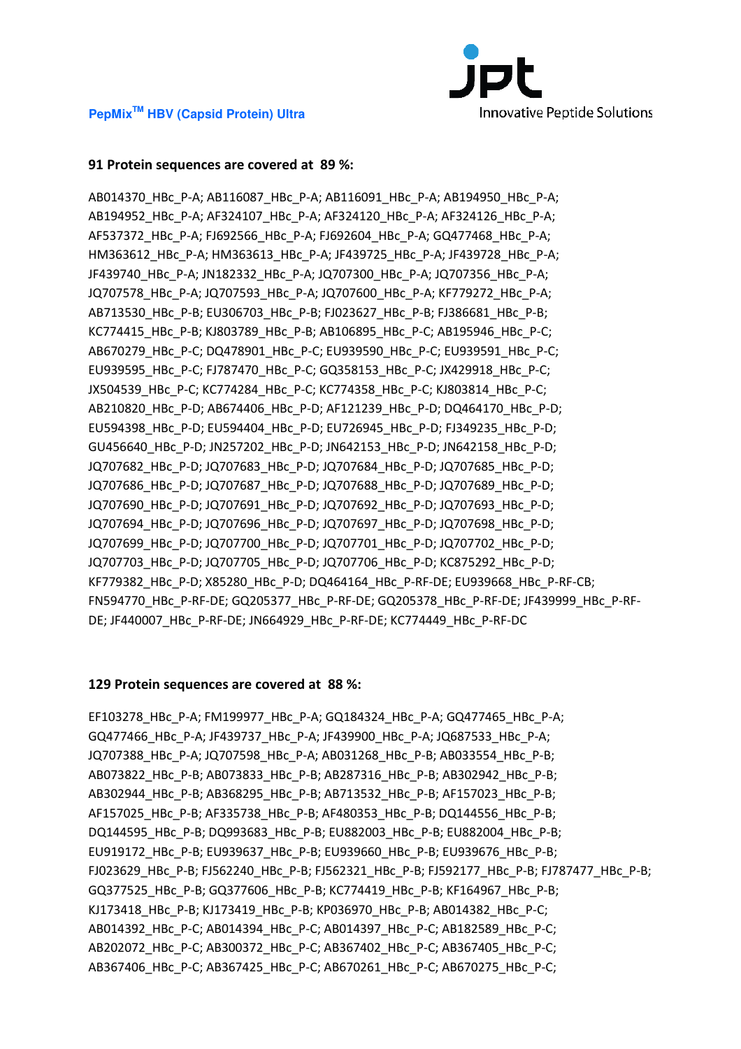**91 Protein sequences are covered at 89 %:**

AB014370_HBc_P-A; AB116087_HBc_P-A; AB116091_HBc_P-A; AB194950_HBc_P-A; AB194952_HBc_P-A; AF324107_HBc_P-A; AF324120_HBc_P-A; AF324126_HBc_P-A; AF537372_HBc_P-A; FJ692566_HBc_P-A; FJ692604_HBc_P-A; GQ477468_HBc_P-A; HM363612_HBc_P-A; HM363613_HBc_P-A; JF439725_HBc_P-A; JF439728_HBc_P-A; JF439740_HBc_P-A; JN182332_HBc_P-A; JQ707300_HBc_P-A; JQ707356_HBc_P-A; JQ707578_HBc_P-A; JQ707593_HBc_P-A; JQ707600_HBc_P-A; KF779272_HBc_P-A; AB713530_HBc_P-B; EU306703_HBc_P-B; FJ023627_HBc_P-B; FJ386681_HBc_P-B; KC774415_HBc_P-B; KJ803789_HBc_P-B; AB106895_HBc_P-C; AB195946_HBc_P-C; AB670279_HBc_P-C; DQ478901_HBc_P-C; EU939590_HBc_P-C; EU939591_HBc_P-C; EU939595_HBc_P-C; FJ787470_HBc_P-C; GQ358153_HBc_P-C; JX429918_HBc_P-C; JX504539_HBc_P-C; KC774284_HBc_P-C; KC774358_HBc_P-C; KJ803814_HBc_P-C; AB210820_HBc_P-D; AB674406_HBc_P-D; AF121239_HBc_P-D; DQ464170_HBc_P-D; EU594398_HBc_P-D; EU594404_HBc_P-D; EU726945_HBc_P-D; FJ349235_HBc_P-D; GU456640_HBc_P-D; JN257202_HBc_P-D; JN642153_HBc_P-D; JN642158_HBc_P-D; JQ707682_HBc_P-D; JQ707683_HBc_P-D; JQ707684_HBc_P-D; JQ707685_HBc_P-D; JQ707686_HBc_P-D; JQ707687_HBc_P-D; JQ707688_HBc_P-D; JQ707689_HBc_P-D; JQ707690_HBc_P-D; JQ707691_HBc_P-D; JQ707692_HBc_P-D; JQ707693_HBc_P-D; JQ707694_HBc_P-D; JQ707696_HBc_P-D; JQ707697_HBc_P-D; JQ707698_HBc_P-D; JQ707699_HBc_P-D; JQ707700_HBc_P-D; JQ707701_HBc_P-D; JQ707702_HBc_P-D; JQ707703_HBc_P-D; JQ707705_HBc_P-D; JQ707706_HBc_P-D; KC875292_HBc_P-D; KF779382_HBc_P-D; X85280_HBc_P-D; DQ464164_HBc_P-RF-DE; EU939668_HBc_P-RF-CB; FN594770_HBc_P-RF-DE; GQ205377_HBc_P-RF-DE; GQ205378_HBc_P-RF-DE; JF439999_HBc_P-RF-DE; JF440007_HBc_P-RF-DE; JN664929_HBc_P-RF-DE; KC774449_HBc_P-RF-DC

**129 Protein sequences are covered at 88 %:**

EF103278_HBc_P-A; FM199977_HBc_P-A; GQ184324_HBc_P-A; GQ477465_HBc_P-A; GQ477466_HBc_P-A; JF439737_HBc_P-A; JF439900_HBc_P-A; JQ687533_HBc_P-A; JQ707388_HBc_P-A; JQ707598_HBc_P-A; AB031268_HBc_P-B; AB033554_HBc_P-B; AB073822_HBc_P-B; AB073833_HBc_P-B; AB287316_HBc_P-B; AB302942_HBc_P-B; AB302944_HBc_P-B; AB368295_HBc_P-B; AB713532_HBc_P-B; AF157023_HBc_P-B; AF157025_HBc_P-B; AF335738_HBc_P-B; AF480353_HBc_P-B; DQ144556_HBc_P-B; DQ144595_HBc_P-B; DQ993683_HBc_P-B; EU882003_HBc_P-B; EU882004_HBc_P-B; EU919172_HBc_P-B; EU939637_HBc_P-B; EU939660_HBc_P-B; EU939676_HBc_P-B; FJ023629_HBc_P-B; FJ562240_HBc_P-B; FJ562321_HBc_P-B; FJ592177_HBc_P-B; FJ787477_HBc_P-B; GQ377525_HBc_P-B; GQ377606_HBc_P-B; KC774419_HBc_P-B; KF164967_HBc_P-B; KJ173418_HBc_P-B; KJ173419_HBc_P-B; KP036970_HBc_P-B; AB014382_HBc_P-C; AB014392_HBc_P-C; AB014394_HBc_P-C; AB014397_HBc_P-C; AB182589_HBc_P-C; AB202072_HBc_P-C; AB300372_HBc_P-C; AB367402_HBc_P-C; AB367405_HBc_P-C; AB367406_HBc_P-C; AB367425_HBc_P-C; AB670261_HBc_P-C; AB670275_HBc_P-C;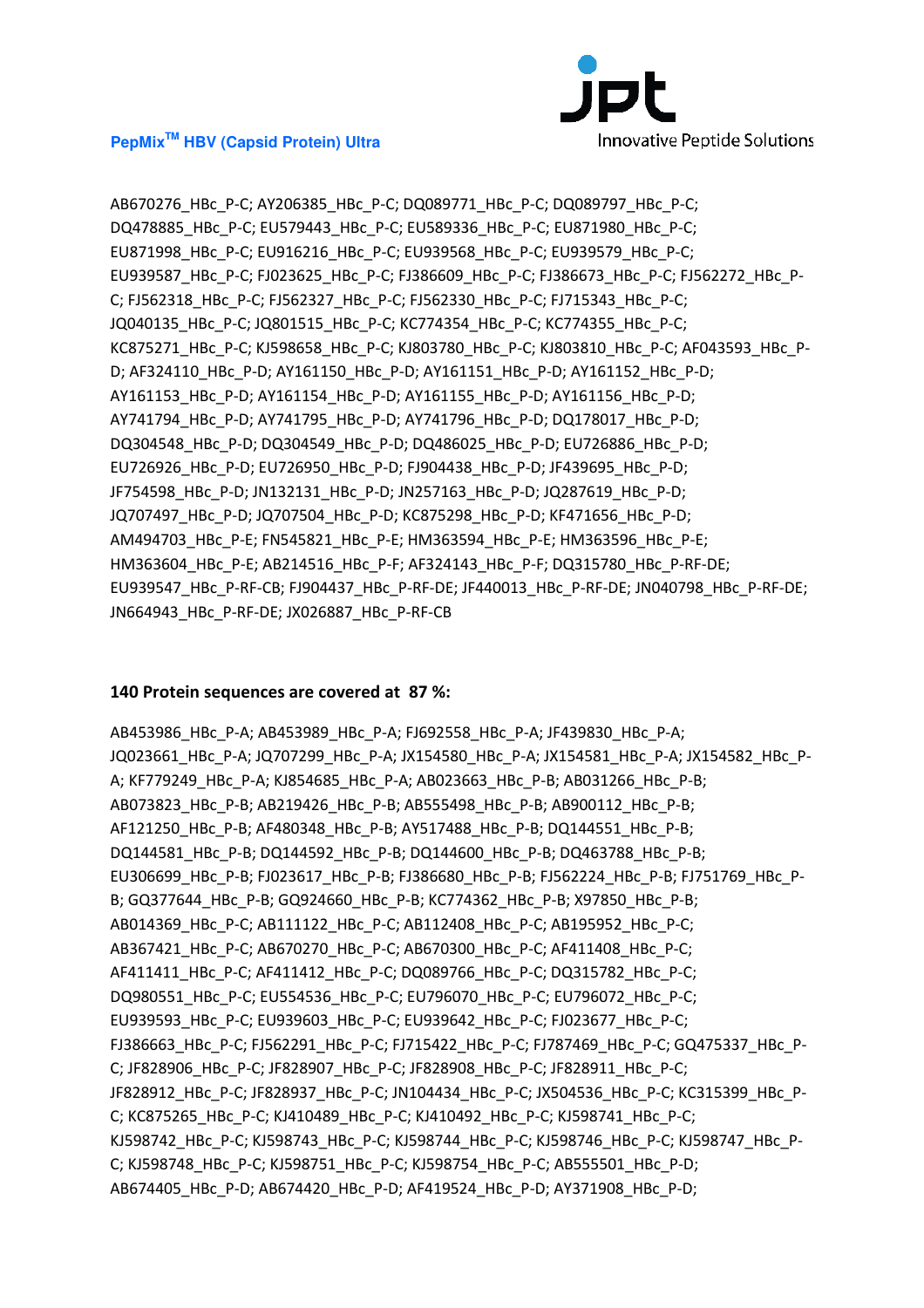AB670276_HBc_P-C; AY206385_HBc_P-C; DQ089771_HBc_P-C; DQ089797_HBc_P-C; DQ478885_HBc_P-C; EU579443_HBc_P-C; EU589336_HBc_P-C; EU871980_HBc_P-C; EU871998_HBc_P-C; EU916216_HBc_P-C; EU939568_HBc_P-C; EU939579_HBc_P-C; EU939587_HBc_P-C; FJ023625_HBc_P-C; FJ386609_HBc_P-C; FJ386673_HBc_P-C; FJ562272_HBc_P-C; FJ562318_HBc_P-C; FJ562327_HBc_P-C; FJ562330_HBc_P-C; FJ715343_HBc_P-C; JQ040135_HBc_P-C; JQ801515_HBc_P-C; KC774354_HBc_P-C; KC774355_HBc_P-C; KC875271_HBc_P-C; KJ598658_HBc_P-C; KJ803780_HBc_P-C; KJ803810_HBc_P-C; AF043593_HBc_P-D; AF324110_HBc_P-D; AY161150_HBc_P-D; AY161151_HBc_P-D; AY161152_HBc_P-D; AY161153_HBc_P-D; AY161154_HBc_P-D; AY161155_HBc_P-D; AY161156_HBc_P-D; AY741794_HBc_P-D; AY741795_HBc_P-D; AY741796_HBc_P-D; DQ178017_HBc_P-D; DQ304548_HBc_P-D; DQ304549_HBc_P-D; DQ486025_HBc_P-D; EU726886_HBc_P-D; EU726926_HBc_P-D; EU726950_HBc_P-D; FJ904438_HBc_P-D; JF439695_HBc_P-D; JF754598_HBc_P-D; JN132131_HBc_P-D; JN257163_HBc_P-D; JQ287619_HBc_P-D; JQ707497_HBc_P-D; JQ707504_HBc_P-D; KC875298_HBc_P-D; KF471656_HBc_P-D; AM494703_HBc_P-E; FN545821_HBc_P-E; HM363594_HBc_P-E; HM363596_HBc_P-E; HM363604_HBc_P-E; AB214516_HBc_P-F; AF324143_HBc_P-F; DQ315780_HBc_P-RF-DE; EU939547_HBc_P-RF-CB; FJ904437_HBc_P-RF-DE; JF440013_HBc_P-RF-DE; JN040798_HBc_P-RF-DE; JN664943_HBc_P-RF-DE; JX026887_HBc_P-RF-CB

### 140 Protein sequences are covered at 87 %:

AB453986_HBc_P-A; AB453989_HBc_P-A; FJ692558_HBc_P-A; JF439830_HBc_P-A; JQ023661_HBc_P-A; JQ707299_HBc_P-A; JX154580_HBc_P-A; JX154581_HBc_P-A; JX154582_HBc_P-A; KF779249_HBc_P-A; KJ854685_HBc_P-A; AB023663_HBc_P-B; AB031266_HBc_P-B; AB073823_HBc_P-B; AB219426_HBc_P-B; AB555498_HBc_P-B; AB900112_HBc_P-B; AF121250_HBc_P-B; AF480348_HBc_P-B; AY517488_HBc_P-B; DQ144551_HBc_P-B; DQ144581_HBc_P-B; DQ144592_HBc_P-B; DQ144600_HBc_P-B; DQ463788_HBc_P-B; EU306699_HBc_P-B; FJ023617_HBc_P-B; FJ386680_HBc_P-B; FJ562224_HBc_P-B; FJ751769_HBc_P-B; GQ377644_HBc_P-B; GQ924660_HBc_P-B; KC774362_HBc_P-B; X97850_HBc_P-B; AB014369_HBc_P-C; AB111122_HBc_P-C; AB112408_HBc_P-C; AB195952_HBc_P-C; AB367421_HBc_P-C; AB670270_HBc_P-C; AB670300_HBc_P-C; AF411408_HBc_P-C; AF411411_HBc_P-C; AF411412_HBc_P-C; DQ089766_HBc_P-C; DQ315782_HBc_P-C; DQ980551_HBc_P-C; EU554536_HBc_P-C; EU796070_HBc_P-C; EU796072_HBc_P-C; EU939593_HBc_P-C; EU939603_HBc_P-C; EU939642_HBc_P-C; FJ023677_HBc_P-C; FJ386663_HBc_P-C; FJ562291_HBc_P-C; FJ715422_HBc_P-C; FJ787469_HBc_P-C; GQ475337_HBc_P-C; JF828906_HBc_P-C; JF828907_HBc_P-C; JF828908_HBc_P-C; JF828911_HBc_P-C; JF828912_HBc_P-C; JF828937_HBc_P-C; JN104434_HBc_P-C; JX504536_HBc_P-C; KC315399_HBc_P-C; KC875265_HBc_P-C; KJ410489_HBc_P-C; KJ410492_HBc_P-C; KJ598741_HBc_P-C; KJ598742_HBc_P-C; KJ598743_HBc_P-C; KJ598744_HBc_P-C; KJ598746_HBc_P-C; KJ598747_HBc_P-C; KJ598748_HBc_P-C; KJ598751_HBc_P-C; KJ598754_HBc_P-C; AB555501_HBc_P-D; AB674405_HBc_P-D; AB674420_HBc_P-D; AF419524_HBc_P-D; AY371908_HBc_P-D;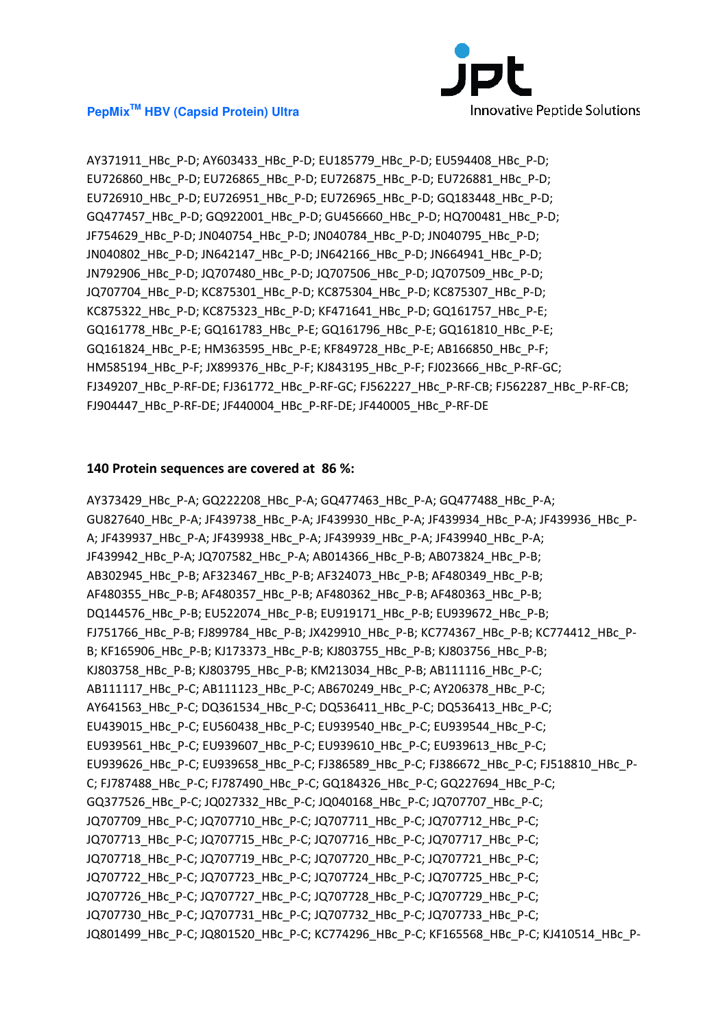AY371911_HBc_P-D; AY603433_HBc_P-D; EU185779_HBc_P-D; EU594408_HBc_P-D; EU726860_HBc_P-D; EU726865_HBc_P-D; EU726875_HBc_P-D; EU726881_HBc_P-D; EU726910_HBc_P-D; EU726951_HBc_P-D; EU726965_HBc_P-D; GQ183448_HBc_P-D; GQ477457_HBc_P-D; GQ922001_HBc_P-D; GU456660_HBc_P-D; HQ700481_HBc_P-D; JF754629_HBc_P-D; JN040754_HBc_P-D; JN040784_HBc_P-D; JN040795_HBc_P-D; JN040802_HBc_P-D; JN642147_HBc_P-D; JN642166_HBc_P-D; JN664941_HBc_P-D; JN792906_HBc_P-D; JQ707480_HBc_P-D; JQ707506_HBc_P-D; JQ707509_HBc_P-D; JQ707704_HBc_P-D; KC875301_HBc_P-D; KC875304_HBc_P-D; KC875307_HBc_P-D; KC875322_HBc_P-D; KC875323_HBc_P-D; KF471641_HBc_P-D; GQ161757_HBc_P-E; GQ161778_HBc_P-E; GQ161783_HBc_P-E; GQ161796_HBc_P-E; GQ161810_HBc_P-E; GQ161824_HBc_P-E; HM363595_HBc_P-E; KF849728_HBc_P-E; AB166850_HBc_P-F; HM585194_HBc_P-F; JX899376_HBc_P-F; KJ843195_HBc_P-F; FJ023666_HBc_P-RF-GC; FJ349207_HBc_P-RF-DE; FJ361772_HBc_P-RF-GC; FJ562227_HBc_P-RF-CB; FJ562287_HBc_P-RF-CB; FJ904447_HBc_P-RF-DE; JF440004_HBc_P-RF-DE; JF440005_HBc_P-RF-DE

**140 Protein sequences are covered at 86 %:**

AY373429_HBc_P-A; GQ222208_HBc_P-A; GQ477463_HBc_P-A; GQ477488_HBc_P-A; GU827640_HBc_P-A; JF439738_HBc_P-A; JF439930_HBc_P-A; JF439934_HBc_P-A; JF439936_HBc_P-A; JF439937_HBc_P-A; JF439938_HBc_P-A; JF439939_HBc_P-A; JF439940_HBc_P-A; JF439942_HBc_P-A; JQ707582_HBc_P-A; AB014366_HBc_P-B; AB073824_HBc_P-B; AB302945_HBc_P-B; AF323467_HBc_P-B; AF324073_HBc_P-B; AF480349_HBc_P-B; AF480355_HBc_P-B; AF480357_HBc_P-B; AF480362_HBc_P-B; AF480363_HBc_P-B; DQ144576_HBc_P-B; EU522074_HBc_P-B; EU919171_HBc_P-B; EU939672_HBc_P-B; FJ751766_HBc_P-B; FJ899784_HBc_P-B; JX429910_HBc_P-B; KC774367_HBc_P-B; KC774412_HBc_P-B; KF165906_HBc_P-B; KJ173373_HBc_P-B; KJ803755_HBc_P-B; KJ803756_HBc_P-B; KJ803758_HBc_P-B; KJ803795_HBc_P-B; KM213034_HBc_P-B; AB111116_HBc_P-C; AB111117_HBc_P-C; AB111123_HBc_P-C; AB670249_HBc_P-C; AY206378_HBc_P-C; AY641563_HBc_P-C; DQ361534_HBc_P-C; DQ536411_HBc_P-C; DQ536413_HBc_P-C; EU439015_HBc_P-C; EU560438_HBc_P-C; EU939540_HBc_P-C; EU939544_HBc_P-C; EU939561_HBc_P-C; EU939607_HBc_P-C; EU939610_HBc_P-C; EU939613_HBc_P-C; EU939626_HBc_P-C; EU939658_HBc_P-C; FJ386589_HBc_P-C; FJ386672_HBc_P-C; FJ518810_HBc_P-C; FJ787488_HBc_P-C; FJ787490_HBc_P-C; GQ184326_HBc_P-C; GQ227694_HBc_P-C; GQ377526_HBc_P-C; JQ027332_HBc_P-C; JQ040168_HBc_P-C; JQ707707_HBc_P-C; JQ707709_HBc_P-C; JQ707710_HBc_P-C; JQ707711_HBc_P-C; JQ707712_HBc_P-C; JQ707713_HBc_P-C; JQ707715_HBc_P-C; JQ707716_HBc_P-C; JQ707717_HBc_P-C; JQ707718_HBc_P-C; JQ707719_HBc_P-C; JQ707720_HBc_P-C; JQ707721_HBc_P-C; JQ707722_HBc_P-C; JQ707723_HBc_P-C; JQ707724_HBc_P-C; JQ707725_HBc_P-C; JQ707726_HBc_P-C; JQ707727_HBc_P-C; JQ707728_HBc_P-C; JQ707729_HBc_P-C; JQ707730_HBc_P-C; JQ707731_HBc_P-C; JQ707732_HBc_P-C; JQ707733_HBc_P-C; JQ801499_HBc_P-C; JQ801520_HBc_P-C; KC774296_HBc_P-C; KF165568_HBc_P-C; KJ410514_HBc_P-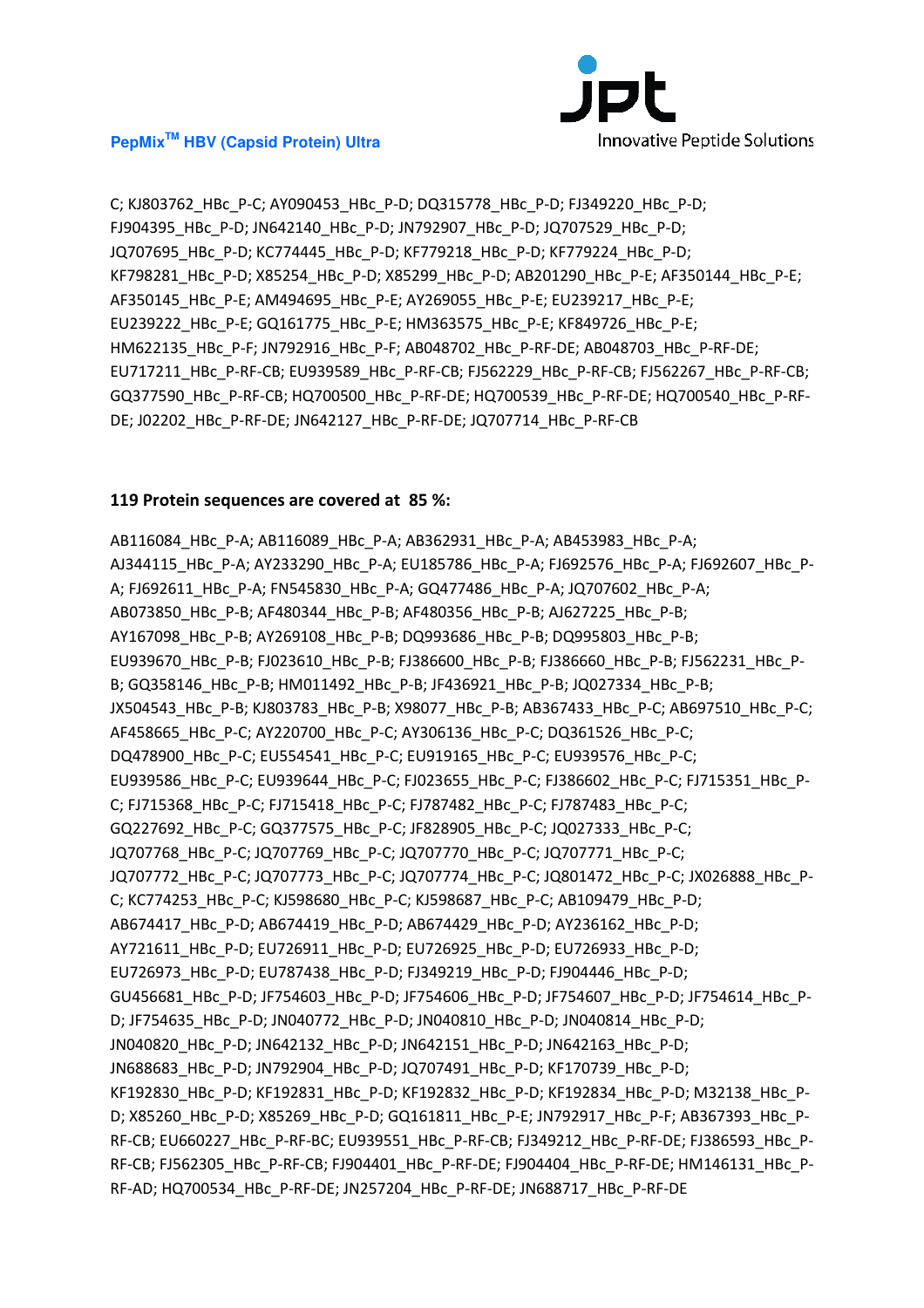C; KJ803762_HBc_P-C; AY090453_HBc_P-D; DQ315778_HBc_P-D; FJ349220_HBc_P-D; FJ904395_HBc_P-D; JN642140_HBc_P-D; JN792907_HBc_P-D; JQ707529_HBc_P-D; JQ707695_HBc_P-D; KC774445_HBc_P-D; KF779218_HBc_P-D; KF779224_HBc_P-D; KF798281_HBc_P-D; X85254_HBc_P-D; X85299_HBc_P-D; AB201290_HBc_P-E; AF350144_HBc_P-E; AF350145_HBc_P-E; AM494695_HBc_P-E; AY269055_HBc_P-E; EU239217_HBc_P-E; EU239222_HBc_P-E; GQ161775_HBc_P-E; HM363575_HBc_P-E; KF849726_HBc_P-E; HM622135_HBc_P-F; JN792916_HBc_P-F; AB048702_HBc_P-RF-DE; AB048703_HBc_P-RF-DE; EU717211_HBc_P-RF-CB; EU939589_HBc_P-RF-CB; FJ562229_HBc_P-RF-CB; FJ562267_HBc_P-RF-CB; GQ377590_HBc_P-RF-CB; HQ700500_HBc_P-RF-DE; HQ700539_HBc_P-RF-DE; HQ700540_HBc_P-RF-DE; J02202_HBc_P-RF-DE; JN642127_HBc_P-RF-DE; JQ707714_HBc_P-RF-CB

**119 Protein sequences are covered at 85 %:**

AB116084_HBc_P-A; AB116089_HBc_P-A; AB362931_HBc_P-A; AB453983_HBc_P-A; AJ344115_HBc_P-A; AY233290_HBc_P-A; EU185786_HBc_P-A; FJ692576_HBc_P-A; FJ692607_HBc_P-A; FJ692611_HBc_P-A; FN545830_HBc_P-A; GQ477486_HBc_P-A; JQ707602_HBc_P-A; AB073850_HBc_P-B; AF480344_HBc_P-B; AF480356_HBc_P-B; AJ627225_HBc_P-B; AY167098_HBc_P-B; AY269108_HBc_P-B; DQ993686_HBc_P-B; DQ995803_HBc_P-B; EU939670_HBc_P-B; FJ023610_HBc_P-B; FJ386600_HBc_P-B; FJ386660_HBc_P-B; FJ562231_HBc_P-B; GQ358146_HBc_P-B; HM011492_HBc_P-B; JF436921_HBc_P-B; JQ027334_HBc_P-B; JX504543_HBc_P-B; KJ803783_HBc_P-B; X98077_HBc_P-B; AB367433_HBc_P-C; AB697510_HBc_P-C; AF458665_HBc_P-C; AY220700_HBc_P-C; AY306136_HBc_P-C; DQ361526_HBc_P-C; DQ478900_HBc_P-C; EU554541_HBc_P-C; EU919165_HBc_P-C; EU939576_HBc_P-C; EU939586_HBc_P-C; EU939644_HBc_P-C; FJ023655_HBc_P-C; FJ386602_HBc_P-C; FJ715351_HBc_P-C; FJ715368_HBc_P-C; FJ715418_HBc_P-C; FJ787482_HBc_P-C; FJ787483_HBc_P-C; GQ227692_HBc_P-C; GQ377575_HBc_P-C; JF828905_HBc_P-C; JQ027333_HBc_P-C; JQ707768_HBc_P-C; JQ707769_HBc_P-C; JQ707770_HBc_P-C; JQ707771_HBc_P-C; JQ707772_HBc_P-C; JQ707773_HBc_P-C; JQ707774_HBc_P-C; JQ801472_HBc_P-C; JX026888_HBc_P-C; KC774253_HBc_P-C; KJ598680_HBc_P-C; KJ598687_HBc_P-C; AB109479_HBc_P-D; AB674417_HBc_P-D; AB674419_HBc_P-D; AB674429_HBc_P-D; AY236162_HBc_P-D; AY721611_HBc_P-D; EU726911_HBc_P-D; EU726925_HBc_P-D; EU726933_HBc_P-D; EU726973_HBc_P-D; EU787438_HBc_P-D; FJ349219_HBc_P-D; FJ904446_HBc_P-D; GU456681_HBc_P-D; JF754603_HBc_P-D; JF754606_HBc_P-D; JF754607_HBc_P-D; JF754614_HBc_P-D; JF754635_HBc_P-D; JN040772_HBc_P-D; JN040810_HBc_P-D; JN040814_HBc_P-D; JN040820_HBc_P-D; JN642132_HBc_P-D; JN642151_HBc_P-D; JN642163_HBc_P-D; JN688683_HBc_P-D; JN792904_HBc_P-D; JQ707491_HBc_P-D; KF170739_HBc_P-D; KF192830_HBc_P-D; KF192831_HBc_P-D; KF192832_HBc_P-D; KF192834_HBc_P-D; M32138_HBc_P-D; X85260_HBc_P-D; X85269_HBc_P-D; GQ161811_HBc_P-E; JN792917_HBc_P-F; AB367393_HBc_P-RF-CB; EU660227_HBc_P-RF-BC; EU939551_HBc_P-RF-CB; FJ349212_HBc_P-RF-DE; FJ386593_HBc_P-RF-CB; FJ562305_HBc_P-RF-CB; FJ904401_HBc_P-RF-DE; FJ904404_HBc_P-RF-DE; HM146131_HBc_P-RF-AD; HQ700534_HBc_P-RF-DE; JN257204_HBc_P-RF-DE; JN688717_HBc_P-RF-DE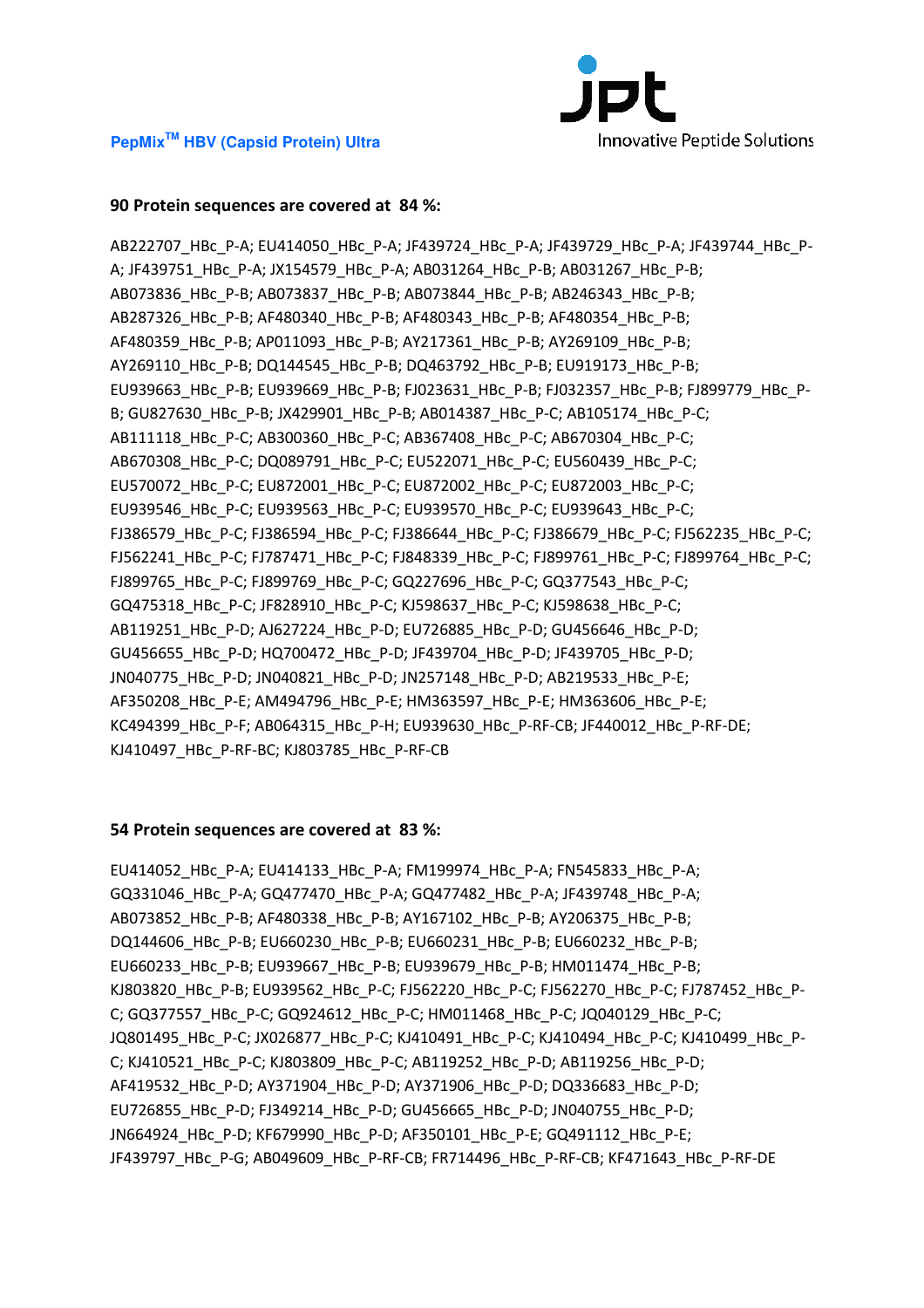**90 Protein sequences are covered at 84 %:**

AB222707_HBc_P-A; EU414050_HBc_P-A; JF439724_HBc_P-A; JF439729_HBc_P-A; JF439744_HBc_P-A; JF439751_HBc_P-A; JX154579_HBc_P-A; AB031264_HBc_P-B; AB031267_HBc_P-B; AB073836_HBc_P-B; AB073837_HBc_P-B; AB073844_HBc_P-B; AB246343_HBc_P-B; AB287326_HBc_P-B; AF480340_HBc_P-B; AF480343_HBc_P-B; AF480354_HBc_P-B; AF480359_HBc_P-B; AP011093_HBc_P-B; AY217361_HBc_P-B; AY269109_HBc_P-B; AY269110_HBc_P-B; DQ144545_HBc_P-B; DQ463792_HBc_P-B; EU919173_HBc_P-B; EU939663_HBc_P-B; EU939669_HBc_P-B; FJ023631_HBc_P-B; FJ032357_HBc_P-B; FJ899779_HBc_P-B; GU827630_HBc_P-B; JX429901_HBc_P-B; AB014387_HBc_P-C; AB105174_HBc_P-C; AB111118_HBc_P-C; AB300360_HBc_P-C; AB367408_HBc_P-C; AB670304_HBc_P-C; AB670308_HBc_P-C; DQ089791_HBc_P-C; EU522071_HBc_P-C; EU560439_HBc_P-C; EU570072_HBc_P-C; EU872001_HBc_P-C; EU872002_HBc_P-C; EU872003_HBc_P-C; EU939546_HBc_P-C; EU939563_HBc_P-C; EU939570_HBc_P-C; EU939643_HBc_P-C; FJ386579_HBc_P-C; FJ386594_HBc_P-C; FJ386644_HBc_P-C; FJ386679_HBc_P-C; FJ562235_HBc_P-C; FJ562241_HBc_P-C; FJ787471_HBc_P-C; FJ848339_HBc_P-C; FJ899761_HBc_P-C; FJ899764_HBc_P-C; FJ899765_HBc_P-C; FJ899769_HBc_P-C; GQ227696_HBc_P-C; GQ377543_HBc_P-C; GQ475318_HBc_P-C; JF828910_HBc_P-C; KJ598637_HBc_P-C; KJ598638_HBc_P-C; AB119251_HBc_P-D; AJ627224_HBc_P-D; EU726885_HBc_P-D; GU456646_HBc_P-D; GU456655_HBc_P-D; HQ700472_HBc_P-D; JF439704_HBc_P-D; JF439705_HBc_P-D; JN040775_HBc_P-D; JN040821_HBc_P-D; JN257148_HBc_P-D; AB219533_HBc_P-E; AF350208_HBc_P-E; AM494796_HBc_P-E; HM363597_HBc_P-E; HM363606_HBc_P-E; KC494399_HBc_P-F; AB064315_HBc_P-H; EU939630_HBc_P-RF-CB; JF440012_HBc_P-RF-DE; KJ410497_HBc_P-RF-BC; KJ803785_HBc_P-RF-CB

**54 Protein sequences are covered at 83 %:**

EU414052_HBc_P-A; EU414133_HBc_P-A; FM199974_HBc_P-A; FN545833_HBc_P-A; GQ331046_HBc_P-A; GQ477470_HBc_P-A; GQ477482_HBc_P-A; JF439748_HBc_P-A; AB073852_HBc_P-B; AF480338_HBc_P-B; AY167102_HBc_P-B; AY206375_HBc_P-B; DQ144606_HBc_P-B; EU660230_HBc_P-B; EU660231_HBc_P-B; EU660232_HBc_P-B; EU660233_HBc_P-B; EU939667_HBc_P-B; EU939679_HBc_P-B; HM011474_HBc_P-B; KJ803820_HBc_P-B; EU939562_HBc_P-C; FJ562220_HBc_P-C; FJ562270_HBc_P-C; FJ787452_HBc_P-C; GQ377557_HBc_P-C; GQ924612_HBc_P-C; HM011468_HBc_P-C; JQ040129_HBc_P-C; JQ801495_HBc_P-C; JX026877_HBc_P-C; KJ410491_HBc_P-C; KJ410494_HBc_P-C; KJ410499_HBc_P-C; KJ410521_HBc_P-C; KJ803809_HBc_P-C; AB119252_HBc_P-D; AB119256_HBc_P-D; AF419532_HBc_P-D; AY371904_HBc_P-D; AY371906_HBc_P-D; DQ336683_HBc_P-D; EU726855_HBc_P-D; FJ349214_HBc_P-D; GU456665_HBc_P-D; JN040755_HBc_P-D; JN664924_HBc_P-D; KF679990_HBc_P-D; AF350101_HBc_P-E; GQ491112_HBc_P-E; JF439797_HBc_P-G; AB049609_HBc_P-RF-CB; FR714496_HBc_P-RF-CB; KF471643_HBc_P-RF-DE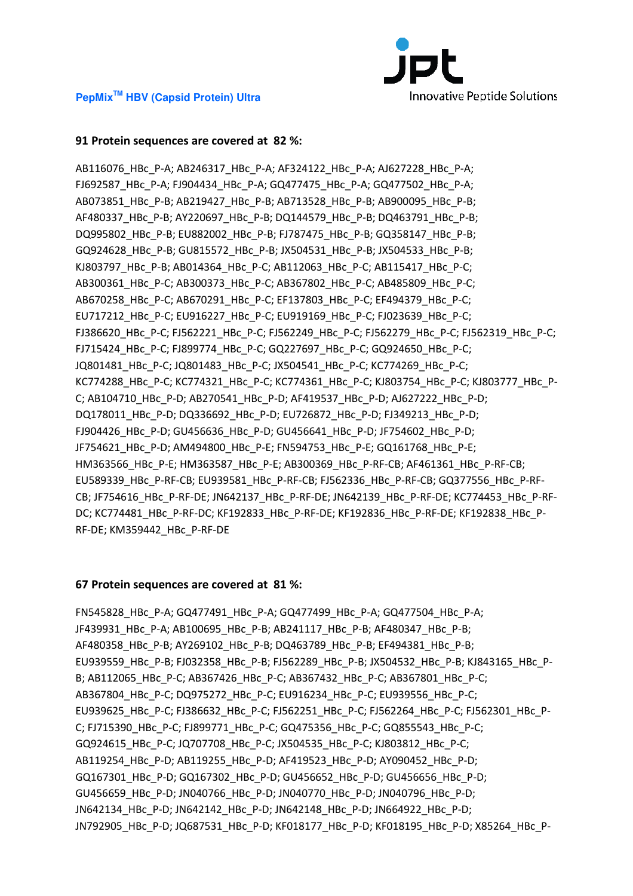**91 Protein sequences are covered at 82 %:**

AB116076_HBc_P-A; AB246317_HBc_P-A; AF324122_HBc_P-A; AJ627228_HBc_P-A; FJ692587_HBc_P-A; FJ904434_HBc_P-A; GQ477475_HBc_P-A; GQ477502_HBc_P-A; AB073851_HBc_P-B; AB219427_HBc_P-B; AB713528_HBc_P-B; AB900095_HBc_P-B; AF480337_HBc_P-B; AY220697_HBc_P-B; DQ144579_HBc_P-B; DQ463791_HBc_P-B; DQ995802_HBc_P-B; EU882002_HBc_P-B; FJ787475_HBc_P-B; GQ358147_HBc_P-B; GQ924628_HBc_P-B; GU815572_HBc_P-B; JX504531_HBc_P-B; JX504533_HBc_P-B; KJ803797_HBc_P-B; AB014364_HBc_P-C; AB112063_HBc_P-C; AB115417_HBc_P-C; AB300361_HBc_P-C; AB300373_HBc_P-C; AB367802_HBc_P-C; AB485809_HBc_P-C; AB670258_HBc_P-C; AB670291_HBc_P-C; EF137803_HBc_P-C; EF494379_HBc_P-C; EU717212_HBc_P-C; EU916227_HBc_P-C; EU919169_HBc_P-C; FJ023639_HBc_P-C; FJ386620_HBc_P-C; FJ562221_HBc_P-C; FJ562249_HBc_P-C; FJ562279_HBc_P-C; FJ562319_HBc_P-C; FJ715424_HBc_P-C; FJ899774_HBc_P-C; GQ227697_HBc_P-C; GQ924650_HBc_P-C; JQ801481_HBc_P-C; JQ801483_HBc_P-C; JX504541_HBc_P-C; KC774269_HBc_P-C; KC774288_HBc_P-C; KC774321_HBc_P-C; KC774361_HBc_P-C; KJ803754_HBc_P-C; KJ803777_HBc_P-C; AB104710_HBc_P-D; AB270541_HBc_P-D; AF419537_HBc_P-D; AJ627222_HBc_P-D; DQ178011_HBc_P-D; DQ336692_HBc_P-D; EU726872_HBc_P-D; FJ349213_HBc_P-D; FJ904426_HBc_P-D; GU456636_HBc_P-D; GU456641_HBc_P-D; JF754602_HBc_P-D; JF754621_HBc_P-D; AM494800_HBc_P-E; FN594753_HBc_P-E; GQ161768_HBc_P-E; HM363566_HBc_P-E; HM363587_HBc_P-E; AB300369_HBc_P-RF-CB; AF461361_HBc_P-RF-CB; EU589339_HBc_P-RF-CB; EU939581_HBc_P-RF-CB; FJ562336_HBc_P-RF-CB; GQ377556_HBc_P-RF-CB; JF754616_HBc_P-RF-DE; JN642137_HBc_P-RF-DE; JN642139_HBc_P-RF-DE; KC774453_HBc_P-RF-DC; KC774481_HBc_P-RF-DC; KF192833_HBc_P-RF-DE; KF192836_HBc_P-RF-DE; KF192838_HBc_P-RF-DE; KM359442_HBc_P-RF-DE

**67 Protein sequences are covered at 81 %:**

FN545828_HBc_P-A; GQ477491_HBc_P-A; GQ477499_HBc_P-A; GQ477504_HBc_P-A; JF439931_HBc_P-A; AB100695_HBc_P-B; AB241117_HBc_P-B; AF480347_HBc_P-B; AF480358_HBc_P-B; AY269102_HBc_P-B; DQ463789_HBc_P-B; EF494381_HBc_P-B; EU939559_HBc_P-B; FJ032358_HBc_P-B; FJ562289_HBc_P-B; JX504532_HBc_P-B; KJ843165_HBc_P-B; AB112065_HBc_P-C; AB367426_HBc_P-C; AB367432_HBc_P-C; AB367801_HBc_P-C; AB367804_HBc_P-C; DQ975272_HBc_P-C; EU916234_HBc_P-C; EU939556_HBc_P-C; EU939625_HBc_P-C; FJ386632_HBc_P-C; FJ562251_HBc_P-C; FJ562264_HBc_P-C; FJ562301_HBc_P-C; FJ715390_HBc_P-C; FJ899771_HBc_P-C; GQ475356_HBc_P-C; GQ855543_HBc_P-C; GQ924615_HBc_P-C; JQ707708_HBc_P-C; JX504535_HBc_P-C; KJ803812_HBc_P-C; AB119254_HBc_P-D; AB119255_HBc_P-D; AF419523_HBc_P-D; AY090452_HBc_P-D; GQ167301_HBc_P-D; GQ167302_HBc_P-D; GU456652_HBc_P-D; GU456656_HBc_P-D; GU456659_HBc_P-D; JN040766_HBc_P-D; JN040770_HBc_P-D; JN040796_HBc_P-D; JN642134_HBc_P-D; JN642142_HBc_P-D; JN642148_HBc_P-D; JN664922_HBc_P-D; JN792905_HBc_P-D; JQ687531_HBc_P-D; KF018177_HBc_P-D; KF018195_HBc_P-D; X85264_HBc_P-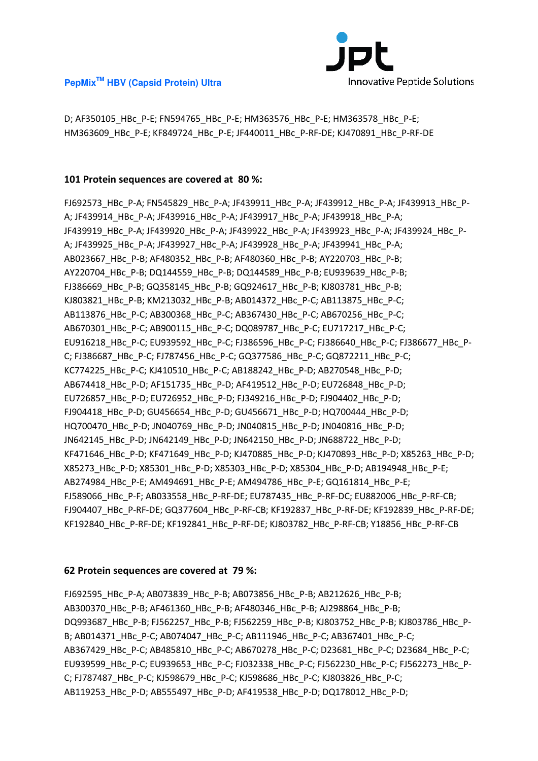D; AF350105_HBc_P-E; FN594765_HBc_P-E; HM363576_HBc_P-E; HM363578_HBc_P-E; HM363609_HBc_P-E; KF849724_HBc_P-E; JF440011_HBc_P-RF-DE; KJ470891_HBc_P-RF-DE

**101 Protein sequences are covered at 80 %:**

FJ692573_HBc_P-A; FN545829_HBc_P-A; JF439911_HBc_P-A; JF439912_HBc_P-A; JF439913_HBc_P-A; JF439914_HBc_P-A; JF439916_HBc_P-A; JF439917_HBc_P-A; JF439918_HBc_P-A; JF439919_HBc_P-A; JF439920_HBc_P-A; JF439922_HBc_P-A; JF439923_HBc_P-A; JF439924_HBc_P-A; JF439925_HBc_P-A; JF439927_HBc_P-A; JF439928_HBc_P-A; JF439941_HBc_P-A; AB023667_HBc_P-B; AF480352_HBc_P-B; AF480360_HBc_P-B; AY220703_HBc_P-B; AY220704_HBc_P-B; DQ144559_HBc_P-B; DQ144589_HBc_P-B; EU939639_HBc_P-B; FJ386669_HBc_P-B; GQ358145_HBc_P-B; GQ924617_HBc_P-B; KJ803781_HBc_P-B; KJ803821_HBc_P-B; KM213032_HBc_P-B; AB014372_HBc_P-C; AB113875_HBc_P-C; AB113876_HBc_P-C; AB300368_HBc_P-C; AB367430_HBc_P-C; AB670256_HBc_P-C; AB670301_HBc_P-C; AB900115_HBc_P-C; DQ089787_HBc_P-C; EU717217_HBc_P-C; EU916218_HBc_P-C; EU939592_HBc_P-C; FJ386596_HBc_P-C; FJ386640_HBc_P-C; FJ386677_HBc_P-C; FJ386687_HBc_P-C; FJ787456_HBc_P-C; GQ377586_HBc_P-C; GQ872211_HBc_P-C; KC774225_HBc_P-C; KJ410510_HBc_P-C; AB188242_HBc_P-D; AB270548_HBc_P-D; AB674418_HBc_P-D; AF151735_HBc_P-D; AF419512_HBc_P-D; EU726848_HBc_P-D; EU726857_HBc_P-D; EU726952_HBc_P-D; FJ349216_HBc_P-D; FJ904402_HBc_P-D; FJ904418_HBc_P-D; GU456654_HBc_P-D; GU456671_HBc_P-D; HQ700444_HBc_P-D; HQ700470_HBc_P-D; JN040769_HBc_P-D; JN040815_HBc_P-D; JN040816_HBc_P-D; JN642145_HBc_P-D; JN642149_HBc_P-D; JN642150_HBc_P-D; JN688722_HBc_P-D; KF471646_HBc_P-D; KF471649_HBc_P-D; KJ470885_HBc_P-D; KJ470893_HBc_P-D; X85263_HBc_P-D; X85273_HBc_P-D; X85301_HBc_P-D; X85303_HBc_P-D; X85304_HBc_P-D; AB194948_HBc_P-E; AB274984_HBc_P-E; AM494691_HBc_P-E; AM494786_HBc_P-E; GQ161814_HBc_P-E; FJ589066_HBc_P-F; AB033558_HBc_P-RF-DE; EU787435_HBc_P-RF-DC; EU882006_HBc_P-RF-CB; FJ904407_HBc_P-RF-DE; GQ377604_HBc_P-RF-CB; KF192837_HBc_P-RF-DE; KF192839_HBc_P-RF-DE; KF192840_HBc_P-RF-DE; KF192841_HBc_P-RF-DE; KJ803782_HBc_P-RF-CB; Y18856_HBc_P-RF-CB

**62 Protein sequences are covered at 79 %:**

FJ692595_HBc_P-A; AB073839_HBc_P-B; AB073856_HBc_P-B; AB212626_HBc_P-B; AB300370_HBc_P-B; AF461360_HBc_P-B; AF480346_HBc_P-B; AJ298864_HBc_P-B; DQ993687_HBc_P-B; FJ562257_HBc_P-B; FJ562259_HBc_P-B; KJ803752_HBc_P-B; KJ803786_HBc_P-B; AB014371_HBc_P-C; AB074047_HBc_P-C; AB111946_HBc_P-C; AB367401_HBc_P-C; AB367429_HBc_P-C; AB485810_HBc_P-C; AB670278_HBc_P-C; D23681_HBc_P-C; D23684_HBc_P-C; EU939599_HBc_P-C; EU939653_HBc_P-C; FJ032338_HBc_P-C; FJ562230_HBc_P-C; FJ562273_HBc_P-C; FJ787487_HBc_P-C; KJ598679_HBc_P-C; KJ598686_HBc_P-C; KJ803826_HBc_P-C; AB119253_HBc_P-D; AB555497_HBc_P-D; AF419538_HBc_P-D; DQ178012_HBc_P-D;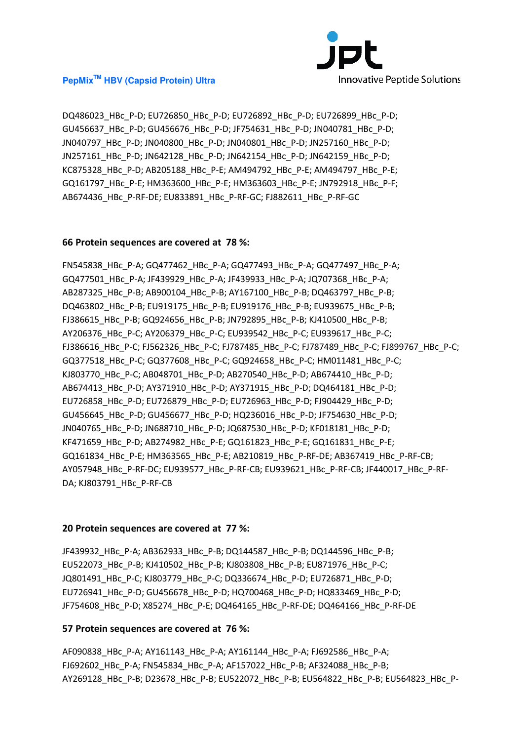DQ486023_HBc_P-D; EU726850_HBc_P-D; EU726892_HBc_P-D; EU726899_HBc_P-D; GU456637_HBc_P-D; GU456676_HBc_P-D; JF754631_HBc_P-D; JN040781_HBc_P-D; JN040797_HBc_P-D; JN040800_HBc_P-D; JN040801_HBc_P-D; JN257160_HBc_P-D; JN257161_HBc_P-D; JN642128_HBc_P-D; JN642154_HBc_P-D; JN642159_HBc_P-D; KC875328_HBc_P-D; AB205188_HBc_P-E; AM494792_HBc_P-E; AM494797_HBc_P-E; GQ161797_HBc_P-E; HM363600_HBc_P-E; HM363603_HBc_P-E; JN792918_HBc_P-F; AB674436_HBc_P-RF-DE; EU833891_HBc_P-RF-GC; FJ882611_HBc_P-RF-GC

**66 Protein sequences are covered at 78 %:**

FN545838_HBc_P-A; GQ477462_HBc_P-A; GQ477493_HBc_P-A; GQ477497_HBc_P-A; GQ477501_HBc_P-A; JF439929_HBc_P-A; JF439933_HBc_P-A; JQ707368_HBc_P-A; AB287325_HBc_P-B; AB900104_HBc_P-B; AY167100_HBc_P-B; DQ463797_HBc_P-B; DQ463802_HBc_P-B; EU919175_HBc_P-B; EU919176_HBc_P-B; EU939675_HBc_P-B; FJ386615_HBc_P-B; GQ924656_HBc_P-B; JN792895_HBc_P-B; KJ410500_HBc_P-B; AY206376_HBc_P-C; AY206379_HBc_P-C; EU939542_HBc_P-C; EU939617_HBc_P-C; FJ386616_HBc_P-C; FJ562326_HBc_P-C; FJ787485_HBc_P-C; FJ787489_HBc_P-C; FJ899767_HBc_P-C; GQ377518_HBc_P-C; GQ377608_HBc_P-C; GQ924658_HBc_P-C; HM011481_HBc_P-C; KJ803770_HBc_P-C; AB048701_HBc_P-D; AB270540_HBc_P-D; AB674410_HBc_P-D; AB674413_HBc_P-D; AY371910_HBc_P-D; AY371915_HBc_P-D; DQ464181_HBc_P-D; EU726858_HBc_P-D; EU726879_HBc_P-D; EU726963_HBc_P-D; FJ904429_HBc_P-D; GU456645_HBc_P-D; GU456677_HBc_P-D; HQ236016_HBc_P-D; JF754630_HBc_P-D; JN040765_HBc_P-D; JN688710_HBc_P-D; JQ687530_HBc_P-D; KF018181_HBc_P-D; KF471659_HBc_P-D; AB274982_HBc_P-E; GQ161823_HBc_P-E; GQ161831_HBc_P-E; GQ161834_HBc_P-E; HM363565_HBc_P-E; AB210819_HBc_P-RF-DE; AB367419_HBc_P-RF-CB; AY057948_HBc_P-RF-DC; EU939577_HBc_P-RF-CB; EU939621_HBc_P-RF-CB; JF440017_HBc_P-RF-DA; KJ803791_HBc_P-RF-CB

**20 Protein sequences are covered at 77 %:**

JF439932_HBc_P-A; AB362933_HBc_P-B; DQ144587_HBc_P-B; DQ144596_HBc_P-B; EU522073_HBc_P-B; KJ410502_HBc_P-B; KJ803808_HBc_P-B; EU871976_HBc_P-C; JQ801491_HBc_P-C; KJ803779_HBc_P-C; DQ336674_HBc_P-D; EU726871_HBc_P-D; EU726941_HBc_P-D; GU456678_HBc_P-D; HQ700468_HBc_P-D; HQ833469_HBc_P-D; JF754608_HBc_P-D; X85274_HBc_P-E; DQ464165_HBc_P-RF-DE; DQ464166_HBc_P-RF-DE

**57 Protein sequences are covered at 76 %:**

AF090838_HBc_P-A; AY161143_HBc_P-A; AY161144_HBc_P-A; FJ692586_HBc_P-A; FJ692602_HBc_P-A; FN545834_HBc_P-A; AF157022_HBc_P-B; AF324088_HBc_P-B; AY269128_HBc_P-B; D23678_HBc_P-B; EU522072_HBc_P-B; EU564822_HBc_P-B; EU564823_HBc_P-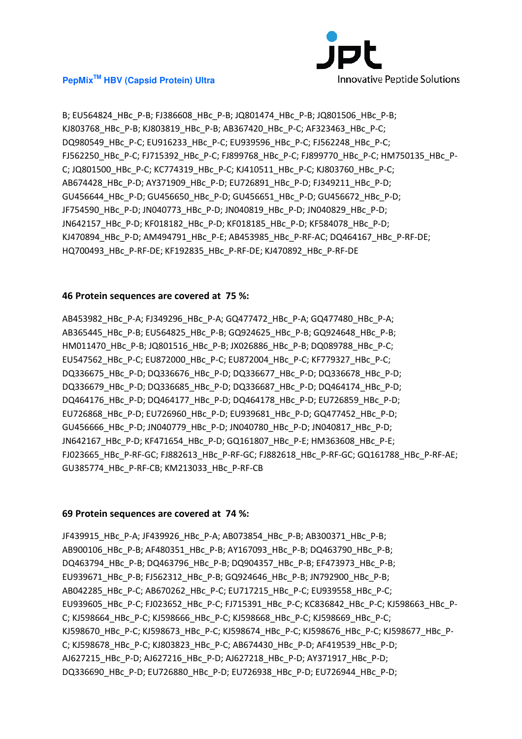B; EU564824_HBc_P-B; FJ386608_HBc_P-B; JQ801474_HBc_P-B; JQ801506_HBc_P-B; KJ803768_HBc_P-B; KJ803819_HBc_P-B; AB367420_HBc_P-C; AF323463_HBc_P-C; DQ980549_HBc_P-C; EU916233_HBc_P-C; EU939596_HBc_P-C; FJ562248_HBc_P-C; FJ562250_HBc_P-C; FJ715392_HBc_P-C; FJ899768_HBc_P-C; FJ899770_HBc_P-C; HM750135_HBc_P-C; JQ801500_HBc_P-C; KC774319_HBc_P-C; KJ410511_HBc_P-C; KJ803760_HBc_P-C; AB674428_HBc_P-D; AY371909_HBc_P-D; EU726891_HBc_P-D; FJ349211_HBc_P-D; GU456644_HBc_P-D; GU456650_HBc_P-D; GU456651_HBc_P-D; GU456672_HBc_P-D; JF754590_HBc_P-D; JN040773_HBc_P-D; JN040819_HBc_P-D; JN040829_HBc_P-D; JN642157_HBc_P-D; KF018182_HBc_P-D; KF018185_HBc_P-D; KF584078_HBc_P-D; KJ470894_HBc_P-D; AM494791_HBc_P-E; AB453985_HBc_P-RF-AC; DQ464167_HBc_P-RF-DE; HQ700493_HBc_P-RF-DE; KF192835_HBc_P-RF-DE; KJ470892_HBc_P-RF-DE

**46 Protein sequences are covered at 75 %:**

AB453982_HBc_P-A; FJ349296_HBc_P-A; GQ477472_HBc_P-A; GQ477480_HBc_P-A; AB365445_HBc_P-B; EU564825_HBc_P-B; GQ924625_HBc_P-B; GQ924648_HBc_P-B; HM011470_HBc_P-B; JQ801516_HBc_P-B; JX026886_HBc_P-B; DQ089788_HBc_P-C; EU547562_HBc_P-C; EU872000_HBc_P-C; EU872004_HBc_P-C; KF779327_HBc_P-C; DQ336675_HBc_P-D; DQ336676_HBc_P-D; DQ336677_HBc_P-D; DQ336678_HBc_P-D; DQ336679_HBc_P-D; DQ336685_HBc_P-D; DQ336687_HBc_P-D; DQ464174_HBc_P-D; DQ464176_HBc_P-D; DQ464177_HBc_P-D; DQ464178_HBc_P-D; EU726859_HBc_P-D; EU726868_HBc_P-D; EU726960_HBc_P-D; EU939681_HBc_P-D; GQ477452_HBc_P-D; GU456666_HBc_P-D; JN040779_HBc_P-D; JN040780_HBc_P-D; JN040817_HBc_P-D; JN642167_HBc_P-D; KF471654_HBc_P-D; GQ161807_HBc_P-E; HM363608_HBc_P-E; FJ023665_HBc_P-RF-GC; FJ882613_HBc_P-RF-GC; FJ882618_HBc_P-RF-GC; GQ161788_HBc_P-RF-AE; GU385774_HBc_P-RF-CB; KM213033_HBc_P-RF-CB

**69 Protein sequences are covered at 74 %:**

JF439915_HBc_P-A; JF439926_HBc_P-A; AB073854_HBc_P-B; AB300371_HBc_P-B; AB900106_HBc_P-B; AF480351_HBc_P-B; AY167093_HBc_P-B; DQ463790_HBc_P-B; DQ463794_HBc_P-B; DQ463796_HBc_P-B; DQ904357_HBc_P-B; EF473973_HBc_P-B; EU939671_HBc_P-B; FJ562312_HBc_P-B; GQ924646_HBc_P-B; JN792900_HBc_P-B; AB042285_HBc_P-C; AB670262_HBc_P-C; EU717215_HBc_P-C; EU939558_HBc_P-C; EU939605_HBc_P-C; FJ023652_HBc_P-C; FJ715391_HBc_P-C; KC836842_HBc_P-C; KJ598663_HBc_P-C; KJ598664_HBc_P-C; KJ598666_HBc_P-C; KJ598668_HBc_P-C; KJ598669_HBc_P-C; KJ598670_HBc_P-C; KJ598673_HBc_P-C; KJ598674_HBc_P-C; KJ598676_HBc_P-C; KJ598677_HBc_P-C; KJ598678_HBc_P-C; KJ803823_HBc_P-C; AB674430_HBc_P-D; AF419539_HBc_P-D; AJ627215_HBc_P-D; AJ627216_HBc_P-D; AJ627218_HBc_P-D; AY371917_HBc_P-D; DQ336690_HBc_P-D; EU726880_HBc_P-D; EU726938_HBc_P-D; EU726944_HBc_P-D;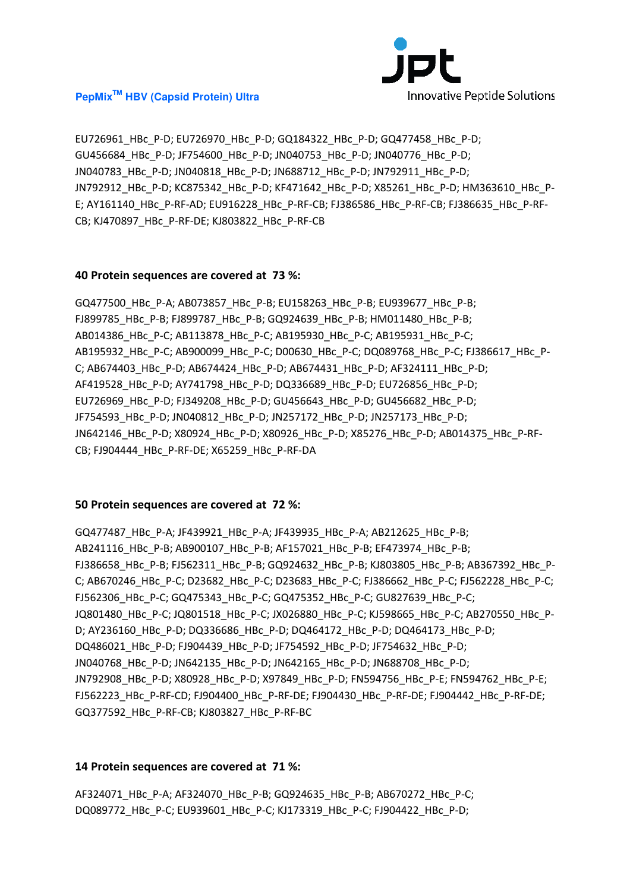EU726961_HBc_P-D; EU726970_HBc_P-D; GQ184322_HBc_P-D; GQ477458_HBc_P-D; GU456684_HBc_P-D; JF754600_HBc_P-D; JN040753_HBc_P-D; JN040776_HBc_P-D; JN040783_HBc_P-D; JN040818_HBc_P-D; JN688712_HBc_P-D; JN792911_HBc_P-D; JN792912_HBc_P-D; KC875342_HBc_P-D; KF471642_HBc_P-D; X85261_HBc_P-D; HM363610_HBc_P-E; AY161140_HBc_P-RF-AD; EU916228_HBc_P-RF-CB; FJ386586_HBc_P-RF-CB; FJ386635_HBc_P-RF-CB; KJ470897_HBc_P-RF-DE; KJ803822_HBc_P-RF-CB

**40 Protein sequences are covered at 73 %:**

GQ477500_HBc_P-A; AB073857_HBc_P-B; EU158263_HBc_P-B; EU939677_HBc_P-B; FJ899785_HBc_P-B; FJ899787_HBc_P-B; GQ924639_HBc_P-B; HM011480_HBc_P-B; AB014386_HBc_P-C; AB113878_HBc_P-C; AB195930_HBc_P-C; AB195931_HBc_P-C; AB195932_HBc_P-C; AB900099_HBc_P-C; D00630_HBc_P-C; DQ089768_HBc_P-C; FJ386617_HBc_P-C; AB674403_HBc_P-D; AB674424_HBc_P-D; AB674431_HBc_P-D; AF324111_HBc_P-D; AF419528_HBc_P-D; AY741798_HBc_P-D; DQ336689_HBc_P-D; EU726856_HBc_P-D; EU726969_HBc_P-D; FJ349208_HBc_P-D; GU456643_HBc_P-D; GU456682_HBc_P-D; JF754593_HBc_P-D; JN040812_HBc_P-D; JN257172_HBc_P-D; JN257173_HBc_P-D; JN642146_HBc_P-D; X80924_HBc_P-D; X80926_HBc_P-D; X85276_HBc_P-D; AB014375_HBc_P-RF-CB; FJ904444_HBc_P-RF-DE; X65259_HBc_P-RF-DA

**50 Protein sequences are covered at 72 %:**

GQ477487_HBc_P-A; JF439921_HBc_P-A; JF439935_HBc_P-A; AB212625_HBc_P-B; AB241116_HBc_P-B; AB900107_HBc_P-B; AF157021_HBc_P-B; EF473974_HBc_P-B; FJ386658_HBc_P-B; FJ562311_HBc_P-B; GQ924632_HBc_P-B; KJ803805_HBc_P-B; AB367392_HBc_P-C; AB670246_HBc_P-C; D23682_HBc_P-C; D23683_HBc_P-C; FJ386662_HBc_P-C; FJ562228_HBc_P-C; FJ562306_HBc_P-C; GQ475343_HBc_P-C; GQ475352_HBc_P-C; GU827639_HBc_P-C; JQ801480_HBc_P-C; JQ801518_HBc_P-C; JX026880_HBc_P-C; KJ598665_HBc_P-C; AB270550_HBc_P-D; AY236160_HBc_P-D; DQ336686_HBc_P-D; DQ464172_HBc_P-D; DQ464173_HBc_P-D; DQ486021_HBc_P-D; FJ904439_HBc_P-D; JF754592_HBc_P-D; JF754632_HBc_P-D; JN040768_HBc_P-D; JN642135_HBc_P-D; JN642165_HBc_P-D; JN688708_HBc_P-D; JN792908_HBc_P-D; X80928_HBc_P-D; X97849_HBc_P-D; FN594756_HBc_P-E; FN594762_HBc_P-E; FJ562223_HBc_P-RF-CD; FJ904400_HBc_P-RF-DE; FJ904430_HBc_P-RF-DE; FJ904442_HBc_P-RF-DE; GQ377592_HBc_P-RF-CB; KJ803827_HBc_P-RF-BC

**14 Protein sequences are covered at 71 %:**

AF324071_HBc_P-A; AF324070_HBc_P-B; GQ924635_HBc_P-B; AB670272_HBc_P-C; DQ089772_HBc_P-C; EU939601_HBc_P-C; KJ173319_HBc_P-C; FJ904422_HBc_P-D;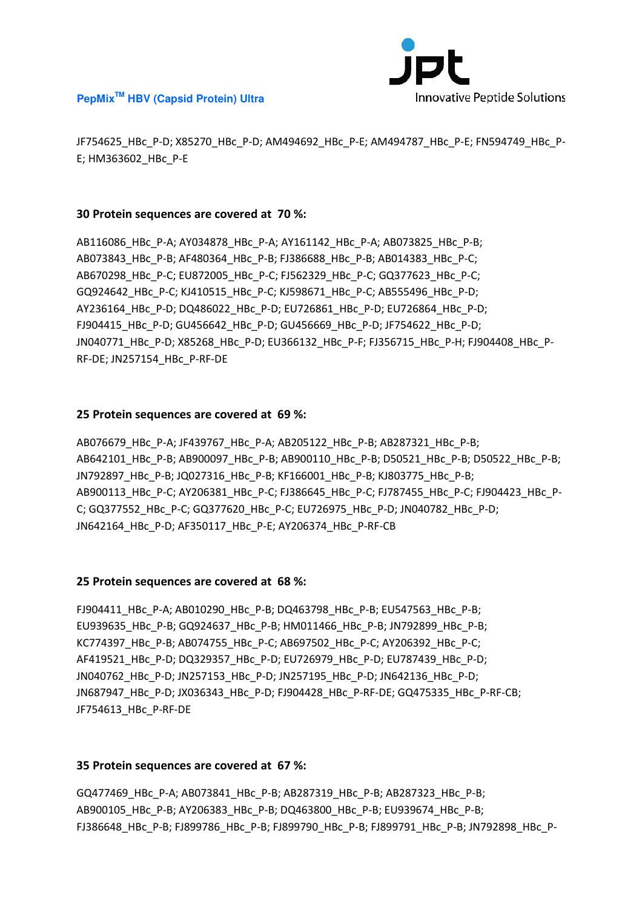JF754625_HBc_P-D; X85270_HBc_P-D; AM494692_HBc_P-E; AM494787_HBc_P-E; FN594749_HBc_P-E; HM363602_HBc_P-E

**30 Protein sequences are covered at 70 %:**

AB116086_HBc_P-A; AY034878_HBc_P-A; AY161142_HBc_P-A; AB073825_HBc_P-B; AB073843_HBc_P-B; AF480364_HBc_P-B; FJ386688_HBc_P-B; AB014383_HBc_P-C; AB670298_HBc_P-C; EU872005_HBc_P-C; FJ562329_HBc_P-C; GQ377623_HBc_P-C; GQ924642_HBc_P-C; KJ410515_HBc_P-C; KJ598671_HBc_P-C; AB555496_HBc_P-D; AY236164_HBc_P-D; DQ486022_HBc_P-D; EU726861_HBc_P-D; EU726864_HBc_P-D; FJ904415_HBc_P-D; GU456642_HBc_P-D; GU456669_HBc_P-D; JF754622_HBc_P-D; JN040771_HBc_P-D; X85268_HBc_P-D; EU366132_HBc_P-F; FJ356715_HBc_P-H; FJ904408_HBc_P-RF-DE; JN257154_HBc_P-RF-DE

**25 Protein sequences are covered at 69 %:**

AB076679_HBc_P-A; JF439767_HBc_P-A; AB205122_HBc_P-B; AB287321_HBc_P-B; AB642101_HBc_P-B; AB900097_HBc_P-B; AB900110_HBc_P-B; D50521_HBc_P-B; D50522_HBc_P-B; JN792897_HBc_P-B; JQ027316_HBc_P-B; KF166001_HBc_P-B; KJ803775_HBc_P-B; AB900113_HBc_P-C; AY206381_HBc_P-C; FJ386645_HBc_P-C; FJ787455_HBc_P-C; FJ904423_HBc_P-C; GQ377552_HBc_P-C; GQ377620_HBc_P-C; EU726975_HBc_P-D; JN040782_HBc_P-D; JN642164_HBc_P-D; AF350117_HBc_P-E; AY206374_HBc_P-RF-CB

**25 Protein sequences are covered at 68 %:**

FJ904411_HBc_P-A; AB010290_HBc_P-B; DQ463798_HBc_P-B; EU547563_HBc_P-B; EU939635_HBc_P-B; GQ924637_HBc_P-B; HM011466_HBc_P-B; JN792899_HBc_P-B; KC774397_HBc_P-B; AB074755_HBc_P-C; AB697502_HBc_P-C; AY206392_HBc_P-C; AF419521_HBc_P-D; DQ329357_HBc_P-D; EU726979_HBc_P-D; EU787439_HBc_P-D; JN040762_HBc_P-D; JN257153_HBc_P-D; JN257195_HBc_P-D; JN642136_HBc_P-D; JN687947_HBc_P-D; JX036343_HBc_P-D; FJ904428_HBc_P-RF-DE; GQ475335_HBc_P-RF-CB; JF754613_HBc_P-RF-DE

**35 Protein sequences are covered at 67 %:**

GQ477469_HBc_P-A; AB073841_HBc_P-B; AB287319_HBc_P-B; AB287323_HBc_P-B; AB900105_HBc_P-B; AY206383_HBc_P-B; DQ463800_HBc_P-B; EU939674_HBc_P-B; FJ386648_HBc_P-B; FJ899786_HBc_P-B; FJ899790_HBc_P-B; FJ899791_HBc_P-B; JN792898_HBc_P-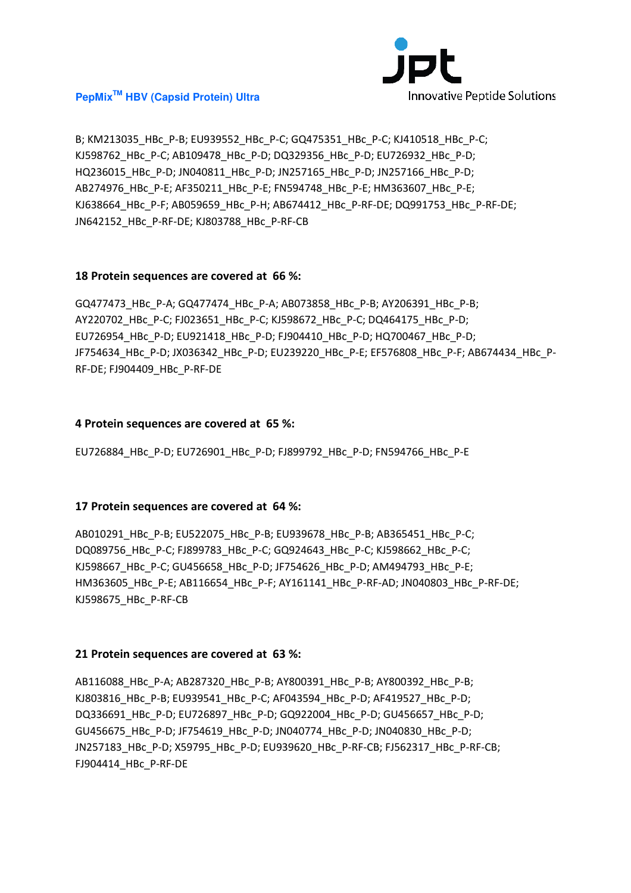B; KM213035_HBc_P-B; EU939552_HBc_P-C; GQ475351_HBc_P-C; KJ410518_HBc_P-C; KJ598762_HBc_P-C; AB109478_HBc_P-D; DQ329356_HBc_P-D; EU726932_HBc_P-D; HQ236015_HBc_P-D; JN040811_HBc_P-D; JN257165_HBc_P-D; JN257166_HBc_P-D; AB274976_HBc_P-E; AF350211_HBc_P-E; FN594748_HBc_P-E; HM363607_HBc_P-E; KJ638664_HBc_P-F; AB059659_HBc_P-H; AB674412_HBc_P-RF-DE; DQ991753_HBc_P-RF-DE; JN642152_HBc_P-RF-DE; KJ803788_HBc_P-RF-CB

**18 Protein sequences are covered at 66 %:**

GQ477473_HBc_P-A; GQ477474_HBc_P-A; AB073858_HBc_P-B; AY206391_HBc_P-B; AY220702_HBc_P-C; FJ023651_HBc_P-C; KJ598672_HBc_P-C; DQ464175_HBc_P-D; EU726954_HBc_P-D; EU921418_HBc_P-D; FJ904410_HBc_P-D; HQ700467_HBc_P-D; JF754634_HBc_P-D; JX036342_HBc_P-D; EU239220_HBc_P-E; EF576808_HBc_P-F; AB674434_HBc_P-RF-DE; FJ904409_HBc_P-RF-DE

**4 Protein sequences are covered at 65 %:**

EU726884_HBc_P-D; EU726901_HBc_P-D; FJ899792_HBc_P-D; FN594766_HBc_P-E

**17 Protein sequences are covered at 64 %:**

AB010291_HBc_P-B; EU522075_HBc_P-B; EU939678_HBc_P-B; AB365451_HBc_P-C; DQ089756_HBc_P-C; FJ899783_HBc_P-C; GQ924643_HBc_P-C; KJ598662_HBc_P-C; KJ598667_HBc_P-C; GU456658_HBc_P-D; JF754626_HBc_P-D; AM494793_HBc_P-E; HM363605_HBc_P-E; AB116654_HBc_P-F; AY161141_HBc_P-RF-AD; JN040803_HBc_P-RF-DE; KJ598675_HBc_P-RF-CB

**21 Protein sequences are covered at 63 %:**

AB116088_HBc_P-A; AB287320_HBc_P-B; AY800391_HBc_P-B; AY800392_HBc_P-B; KJ803816_HBc_P-B; EU939541_HBc_P-C; AF043594_HBc_P-D; AF419527_HBc_P-D; DQ336691_HBc_P-D; EU726897_HBc_P-D; GQ922004_HBc_P-D; GU456657_HBc_P-D; GU456675_HBc_P-D; JF754619_HBc_P-D; JN040774_HBc_P-D; JN040830_HBc_P-D; JN257183_HBc_P-D; X59795_HBc_P-D; EU939620_HBc_P-RF-CB; FJ562317_HBc_P-RF-CB; FJ904414_HBc_P-RF-DE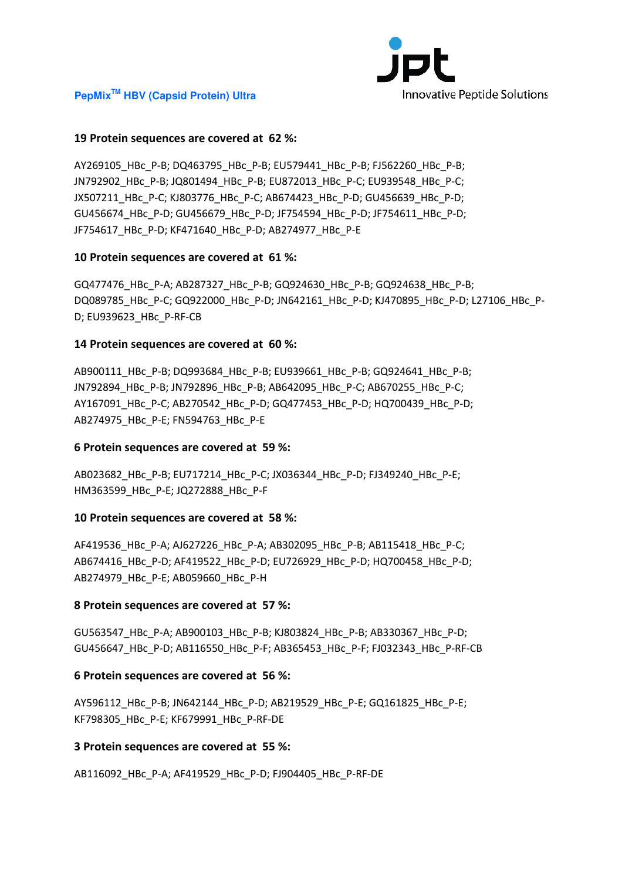**19 Protein sequences are covered at 62 %:**

AY269105_HBc_P-B; DQ463795_HBc_P-B; EU579441_HBc_P-B; FJ562260_HBc_P-B; JN792902_HBc_P-B; JQ801494_HBc_P-B; EU872013_HBc_P-C; EU939548_HBc_P-C; JX507211_HBc_P-C; KJ803776_HBc_P-C; AB674423_HBc_P-D; GU456639_HBc_P-D; GU456674_HBc_P-D; GU456679_HBc_P-D; JF754594_HBc_P-D; JF754611_HBc_P-D; JF754617_HBc_P-D; KF471640_HBc_P-D; AB274977_HBc_P-E

**10 Protein sequences are covered at 61 %:**

GQ477476_HBc_P-A; AB287327_HBc_P-B; GQ924630_HBc_P-B; GQ924638_HBc_P-B; DQ089785_HBc_P-C; GQ922000_HBc_P-D; JN642161_HBc_P-D; KJ470895_HBc_P-D; L27106_HBc_P-D; EU939623_HBc_P-RF-CB

**14 Protein sequences are covered at 60 %:**

AB900111_HBc_P-B; DQ993684_HBc_P-B; EU939661_HBc_P-B; GQ924641_HBc_P-B; JN792894_HBc_P-B; JN792896_HBc_P-B; AB642095_HBc_P-C; AB670255_HBc_P-C; AY167091_HBc_P-C; AB270542_HBc_P-D; GQ477453_HBc_P-D; HQ700439_HBc_P-D; AB274975_HBc_P-E; FN594763_HBc_P-E

**6 Protein sequences are covered at 59 %:**

AB023682_HBc_P-B; EU717214_HBc_P-C; JX036344_HBc_P-D; FJ349240_HBc_P-E; HM363599_HBc_P-E; JQ272888_HBc_P-F

**10 Protein sequences are covered at 58 %:**

AF419536_HBc_P-A; AJ627226_HBc_P-A; AB302095_HBc_P-B; AB115418_HBc_P-C; AB674416_HBc_P-D; AF419522_HBc_P-D; EU726929_HBc_P-D; HQ700458_HBc_P-D; AB274979_HBc_P-E; AB059660_HBc_P-H

**8 Protein sequences are covered at 57 %:**

GU563547_HBc_P-A; AB900103_HBc_P-B; KJ803824_HBc_P-B; AB330367_HBc_P-D; GU456647_HBc_P-D; AB116550_HBc_P-F; AB365453_HBc_P-F; FJ032343_HBc_P-RF-CB

**6 Protein sequences are covered at 56 %:**

AY596112_HBc_P-B; JN642144_HBc_P-D; AB219529_HBc_P-E; GQ161825_HBc_P-E; KF798305_HBc_P-E; KF679991_HBc_P-RF-DE

**3 Protein sequences are covered at 55 %:**

AB116092_HBc_P-A; AF419529_HBc_P-D; FJ904405_HBc_P-RF-DE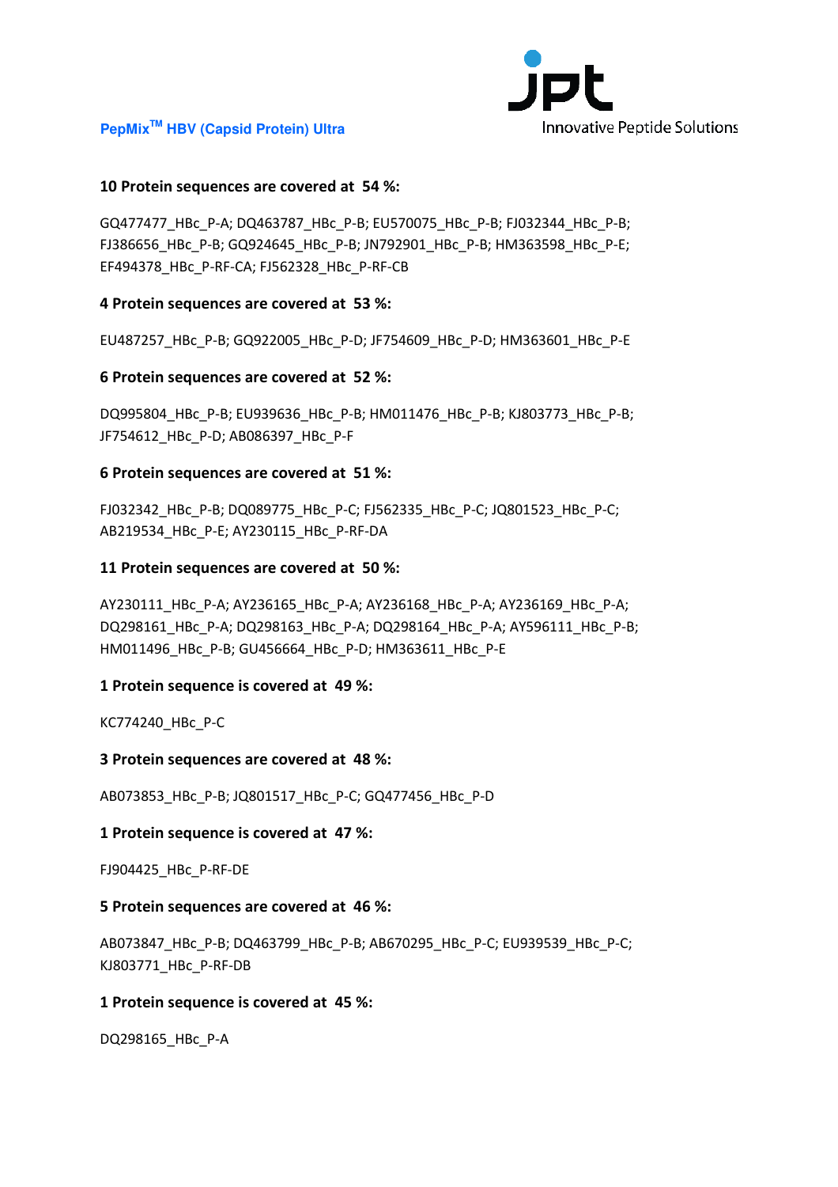**10 Protein sequences are covered at 54 %:**

GQ477477_HBc_P-A; DQ463787_HBc_P-B; EU570075_HBc_P-B; FJ032344_HBc_P-B; FJ386656_HBc_P-B; GQ924645_HBc_P-B; JN792901_HBc_P-B; HM363598_HBc_P-E; EF494378_HBc_P-RF-CA; FJ562328_HBc_P-RF-CB

**4 Protein sequences are covered at 53 %:**

EU487257_HBc_P-B; GQ922005_HBc_P-D; JF754609_HBc_P-D; HM363601_HBc_P-E

**6 Protein sequences are covered at 52 %:**

DQ995804_HBc_P-B; EU939636_HBc_P-B; HM011476_HBc_P-B; KJ803773_HBc_P-B; JF754612_HBc_P-D; AB086397_HBc_P-F

**6 Protein sequences are covered at 51 %:**

FJ032342_HBc_P-B; DQ089775_HBc_P-C; FJ562335_HBc_P-C; JQ801523_HBc_P-C; AB219534_HBc_P-E; AY230115_HBc_P-RF-DA

**11 Protein sequences are covered at 50 %:**

AY230111_HBc_P-A; AY236165_HBc_P-A; AY236168_HBc_P-A; AY236169_HBc_P-A; DQ298161_HBc_P-A; DQ298163_HBc_P-A; DQ298164_HBc_P-A; AY596111_HBc_P-B; HM011496_HBc_P-B; GU456664_HBc_P-D; HM363611_HBc_P-E

**1 Protein sequence is covered at 49 %:**

KC774240_HBc_P-C

**3 Protein sequences are covered at 48 %:**

AB073853_HBc_P-B; JQ801517_HBc_P-C; GQ477456_HBc_P-D

**1 Protein sequence is covered at 47 %:**

FJ904425_HBc_P-RF-DE

**5 Protein sequences are covered at 46 %:**

AB073847_HBc_P-B; DQ463799_HBc_P-B; AB670295_HBc_P-C; EU939539_HBc_P-C; KJ803771_HBc_P-RF-DB

**1 Protein sequence is covered at 45 %:**

DQ298165_HBc_P-A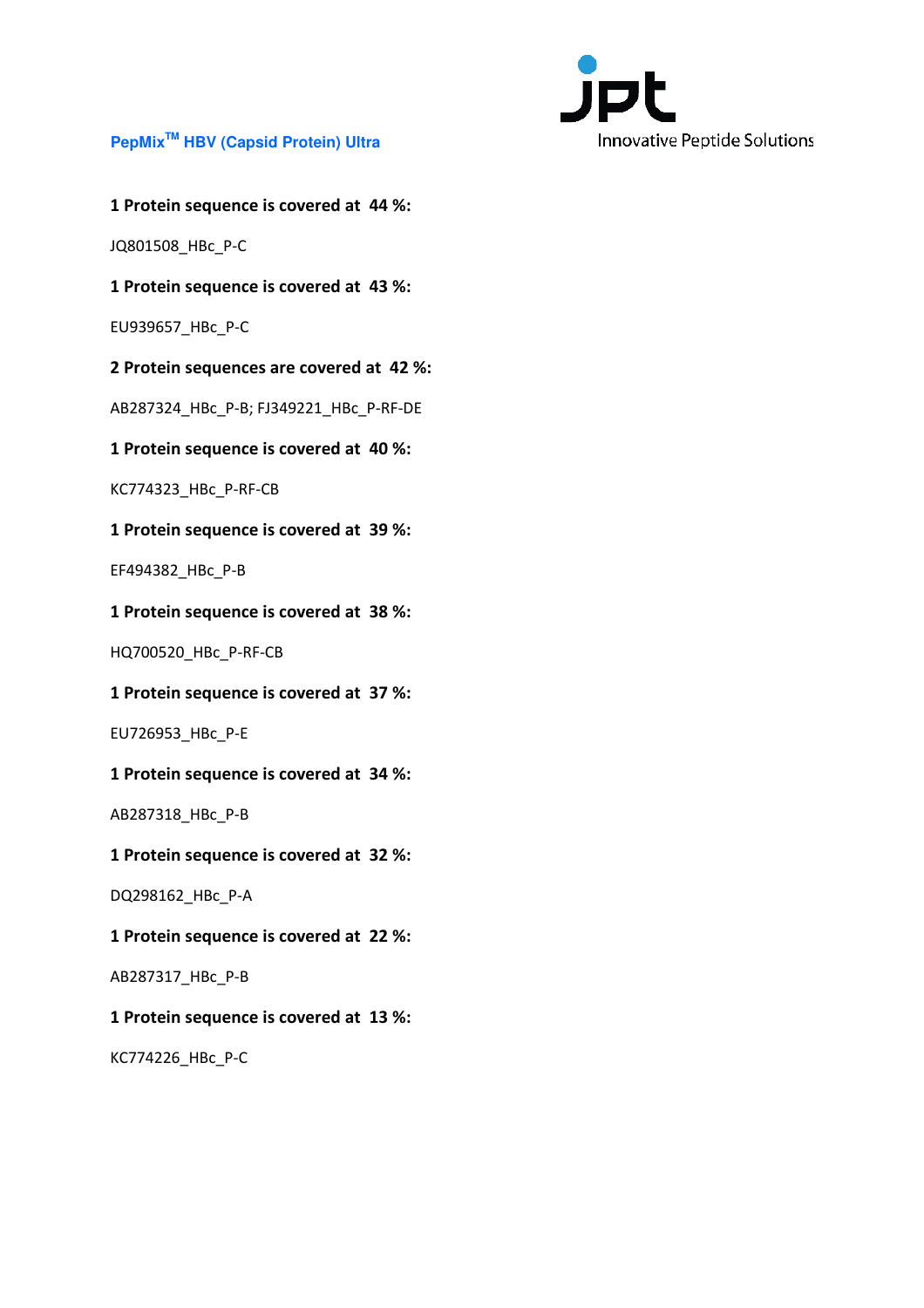**PepMix[TM] HBV (Capsid Protein) Ultra**

**1 Protein sequence is covered at 44 %:**

JQ801508_HBc_P-C

**1 Protein sequence is covered at 43 %:**

EU939657_HBc_P-C

**2 Protein sequences are covered at 42 %:**

AB287324_HBc_P-B; FJ349221_HBc_P-RF-DE

**1 Protein sequence is covered at 40 %:**

KC774323_HBc_P-RF-CB

**1 Protein sequence is covered at 39 %:**

EF494382_HBc_P-B

**1 Protein sequence is covered at 38 %:**

HQ700520_HBc_P-RF-CB

**1 Protein sequence is covered at 37 %:**

EU726953_HBc_P-E

**1 Protein sequence is covered at 34 %:**

AB287318_HBc_P-B

**1 Protein sequence is covered at 32 %:**

DQ298162_HBc_P-A

**1 Protein sequence is covered at 22 %:**

AB287317_HBc_P-B

**1 Protein sequence is covered at 13 %:**

KC774226_HBc_P-C